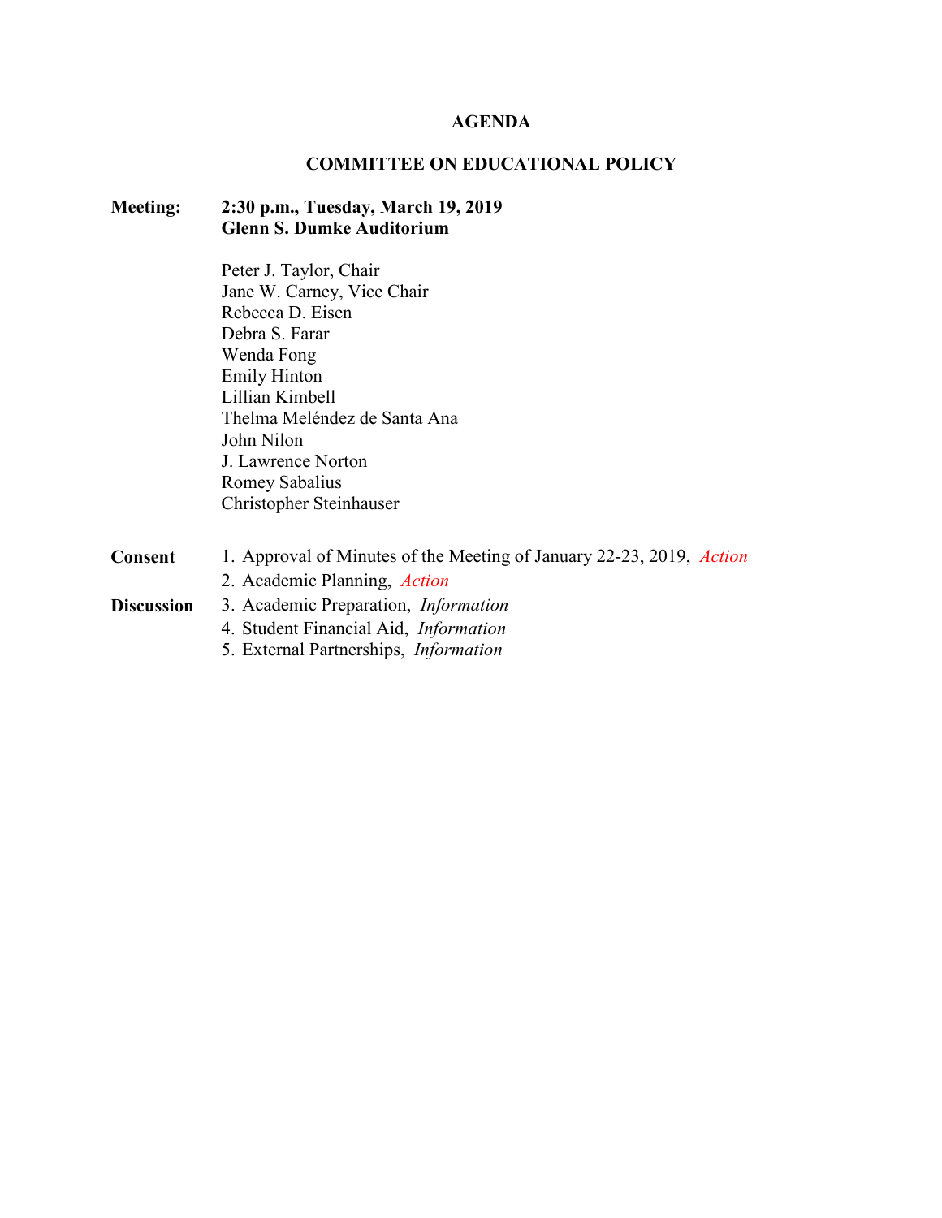# AGENDA

## COMMITTEE ON EDUCATIONAL POLICY

**Meeting:** **2:30 p.m., Tuesday, March 19, 2019**
**Glenn S. Dumke Auditorium**

Peter J. Taylor, Chair
Jane W. Carney, Vice Chair
Rebecca D. Eisen
Debra S. Farar
Wenda Fong
Emily Hinton
Lillian Kimbell
Thelma Meléndez de Santa Ana
John Nilon
J. Lawrence Norton
Romey Sabalius
Christopher Steinhauser

**Consent**

1. Approval of Minutes of the Meeting of January 22-23, 2019, *Action*
2. Academic Planning, *Action*

**Discussion**

3. Academic Preparation, *Information*
4. Student Financial Aid, *Information*
5. External Partnerships, *Information*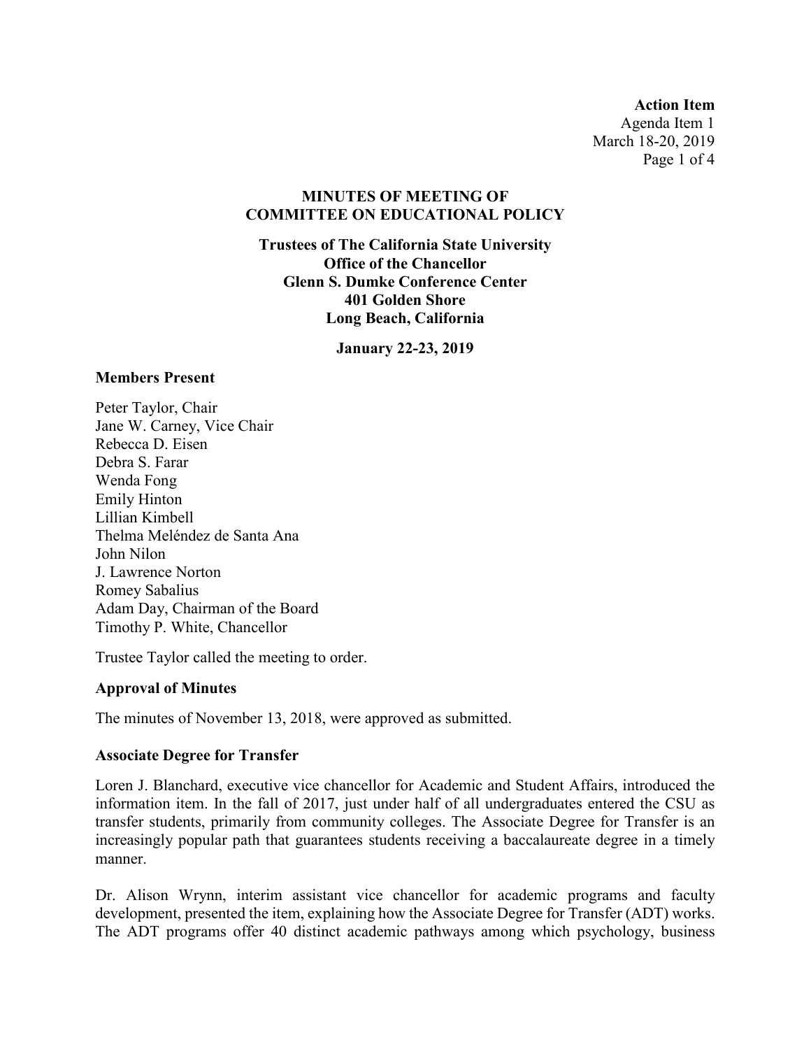**Action Item**
Agenda Item 1
March 18-20, 2019

## MINUTES OF MEETING OF COMMITTEE ON EDUCATIONAL POLICY

**Trustees of The California State University**
**Office of the Chancellor**
**Glenn S. Dumke Conference Center**
**401 Golden Shore**
**Long Beach, California**

**January 22-23, 2019**

### Members Present

Peter Taylor, Chair
Jane W. Carney, Vice Chair
Rebecca D. Eisen
Debra S. Farar
Wenda Fong
Emily Hinton
Lillian Kimbell
Thelma Meléndez de Santa Ana
John Nilon
J. Lawrence Norton
Romey Sabalius
Adam Day, Chairman of the Board
Timothy P. White, Chancellor

Trustee Taylor called the meeting to order.

### Approval of Minutes

The minutes of November 13, 2018, were approved as submitted.

### Associate Degree for Transfer

Loren J. Blanchard, executive vice chancellor for Academic and Student Affairs, introduced the information item. In the fall of 2017, just under half of all undergraduates entered the CSU as transfer students, primarily from community colleges. The Associate Degree for Transfer is an increasingly popular path that guarantees students receiving a baccalaureate degree in a timely manner.

Dr. Alison Wrynn, interim assistant vice chancellor for academic programs and faculty development, presented the item, explaining how the Associate Degree for Transfer (ADT) works. The ADT programs offer 40 distinct academic pathways among which psychology, business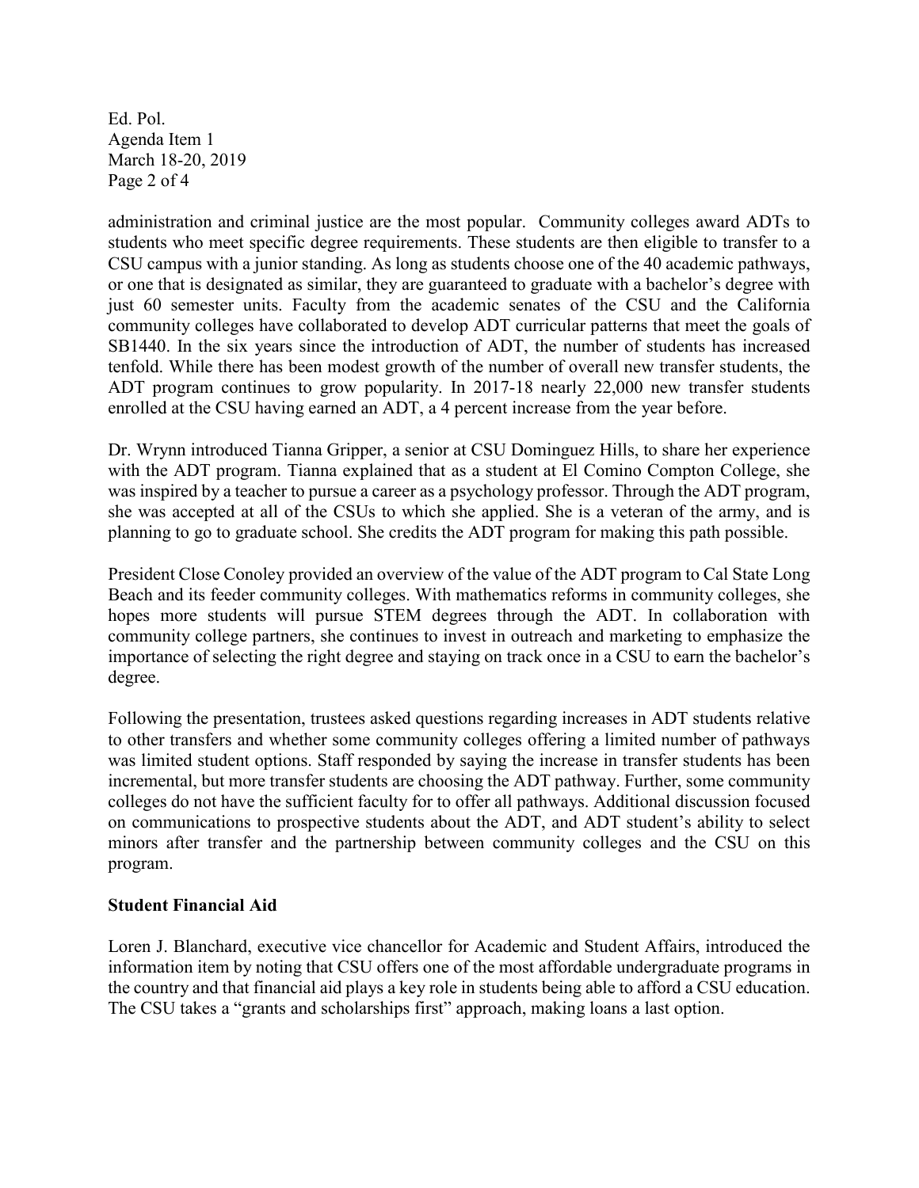administration and criminal justice are the most popular. Community colleges award ADTs to students who meet specific degree requirements. These students are then eligible to transfer to a CSU campus with a junior standing. As long as students choose one of the 40 academic pathways, or one that is designated as similar, they are guaranteed to graduate with a bachelor's degree with just 60 semester units. Faculty from the academic senates of the CSU and the California community colleges have collaborated to develop ADT curricular patterns that meet the goals of SB1440. In the six years since the introduction of ADT, the number of students has increased tenfold. While there has been modest growth of the number of overall new transfer students, the ADT program continues to grow popularity. In 2017-18 nearly 22,000 new transfer students enrolled at the CSU having earned an ADT, a 4 percent increase from the year before.

Dr. Wrynn introduced Tianna Gripper, a senior at CSU Dominguez Hills, to share her experience with the ADT program. Tianna explained that as a student at El Comino Compton College, she was inspired by a teacher to pursue a career as a psychology professor. Through the ADT program, she was accepted at all of the CSUs to which she applied. She is a veteran of the army, and is planning to go to graduate school. She credits the ADT program for making this path possible.

President Close Conoley provided an overview of the value of the ADT program to Cal State Long Beach and its feeder community colleges. With mathematics reforms in community colleges, she hopes more students will pursue STEM degrees through the ADT. In collaboration with community college partners, she continues to invest in outreach and marketing to emphasize the importance of selecting the right degree and staying on track once in a CSU to earn the bachelor's degree.

Following the presentation, trustees asked questions regarding increases in ADT students relative to other transfers and whether some community colleges offering a limited number of pathways was limited student options. Staff responded by saying the increase in transfer students has been incremental, but more transfer students are choosing the ADT pathway. Further, some community colleges do not have the sufficient faculty for to offer all pathways. Additional discussion focused on communications to prospective students about the ADT, and ADT student's ability to select minors after transfer and the partnership between community colleges and the CSU on this program.

**Student Financial Aid**

Loren J. Blanchard, executive vice chancellor for Academic and Student Affairs, introduced the information item by noting that CSU offers one of the most affordable undergraduate programs in the country and that financial aid plays a key role in students being able to afford a CSU education. The CSU takes a "grants and scholarships first" approach, making loans a last option.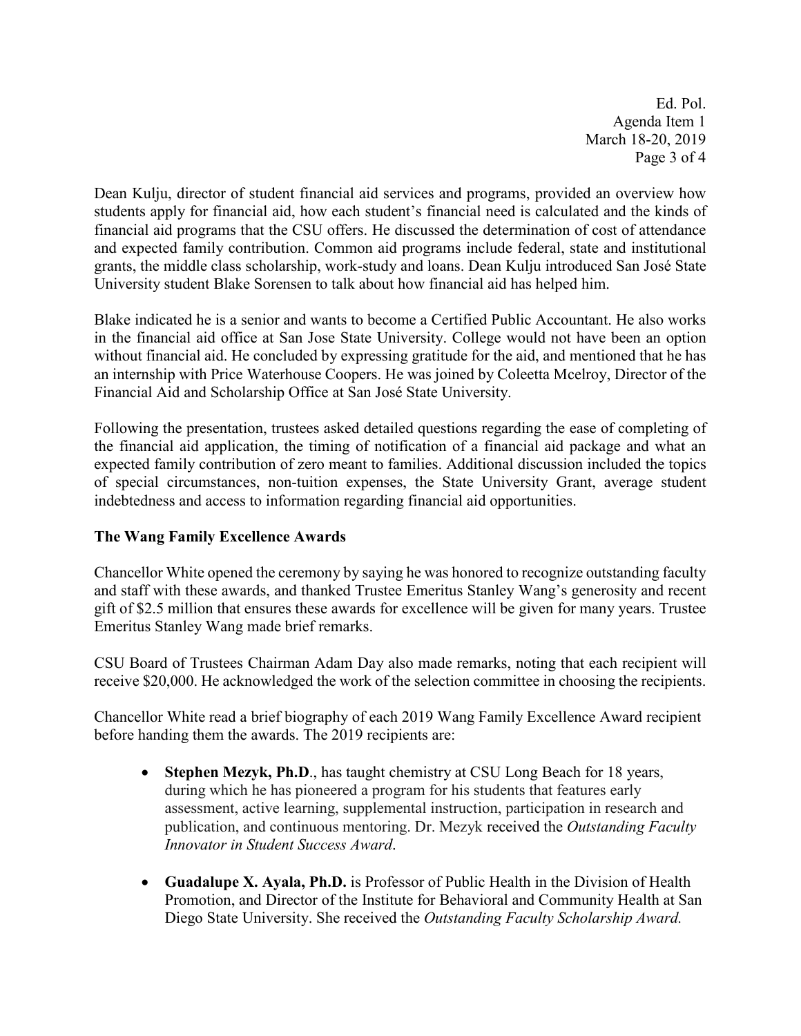Dean Kulju, director of student financial aid services and programs, provided an overview how students apply for financial aid, how each student's financial need is calculated and the kinds of financial aid programs that the CSU offers. He discussed the determination of cost of attendance and expected family contribution. Common aid programs include federal, state and institutional grants, the middle class scholarship, work-study and loans. Dean Kulju introduced San José State University student Blake Sorensen to talk about how financial aid has helped him.

Blake indicated he is a senior and wants to become a Certified Public Accountant. He also works in the financial aid office at San Jose State University. College would not have been an option without financial aid. He concluded by expressing gratitude for the aid, and mentioned that he has an internship with Price Waterhouse Coopers. He was joined by Coleetta Mcelroy, Director of the Financial Aid and Scholarship Office at San José State University.

Following the presentation, trustees asked detailed questions regarding the ease of completing of the financial aid application, the timing of notification of a financial aid package and what an expected family contribution of zero meant to families. Additional discussion included the topics of special circumstances, non-tuition expenses, the State University Grant, average student indebtedness and access to information regarding financial aid opportunities.

**The Wang Family Excellence Awards**

Chancellor White opened the ceremony by saying he was honored to recognize outstanding faculty and staff with these awards, and thanked Trustee Emeritus Stanley Wang's generosity and recent gift of $2.5 million that ensures these awards for excellence will be given for many years. Trustee Emeritus Stanley Wang made brief remarks.

CSU Board of Trustees Chairman Adam Day also made remarks, noting that each recipient will receive $20,000. He acknowledged the work of the selection committee in choosing the recipients.

Chancellor White read a brief biography of each 2019 Wang Family Excellence Award recipient before handing them the awards. The 2019 recipients are:

- **Stephen Mezyk, Ph.D**., has taught chemistry at CSU Long Beach for 18 years, during which he has pioneered a program for his students that features early assessment, active learning, supplemental instruction, participation in research and publication, and continuous mentoring. Dr. Mezyk received the *Outstanding Faculty Innovator in Student Success Award*.

- **Guadalupe X. Ayala, Ph.D.** is Professor of Public Health in the Division of Health Promotion, and Director of the Institute for Behavioral and Community Health at San Diego State University. She received the *Outstanding Faculty Scholarship Award.*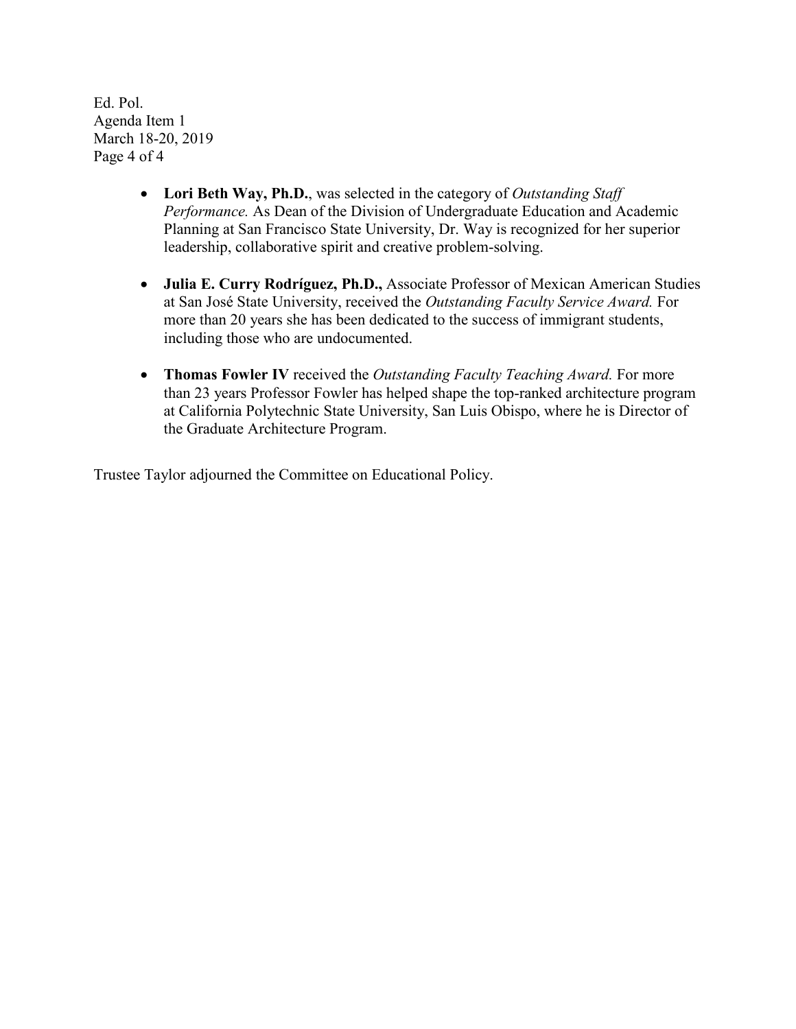- **Lori Beth Way, Ph.D.**, was selected in the category of *Outstanding Staff Performance.* As Dean of the Division of Undergraduate Education and Academic Planning at San Francisco State University, Dr. Way is recognized for her superior leadership, collaborative spirit and creative problem-solving.

- **Julia E. Curry Rodríguez, Ph.D.,** Associate Professor of Mexican American Studies at San José State University, received the *Outstanding Faculty Service Award.* For more than 20 years she has been dedicated to the success of immigrant students, including those who are undocumented.

- **Thomas Fowler IV** received the *Outstanding Faculty Teaching Award.* For more than 23 years Professor Fowler has helped shape the top-ranked architecture program at California Polytechnic State University, San Luis Obispo, where he is Director of the Graduate Architecture Program.

Trustee Taylor adjourned the Committee on Educational Policy.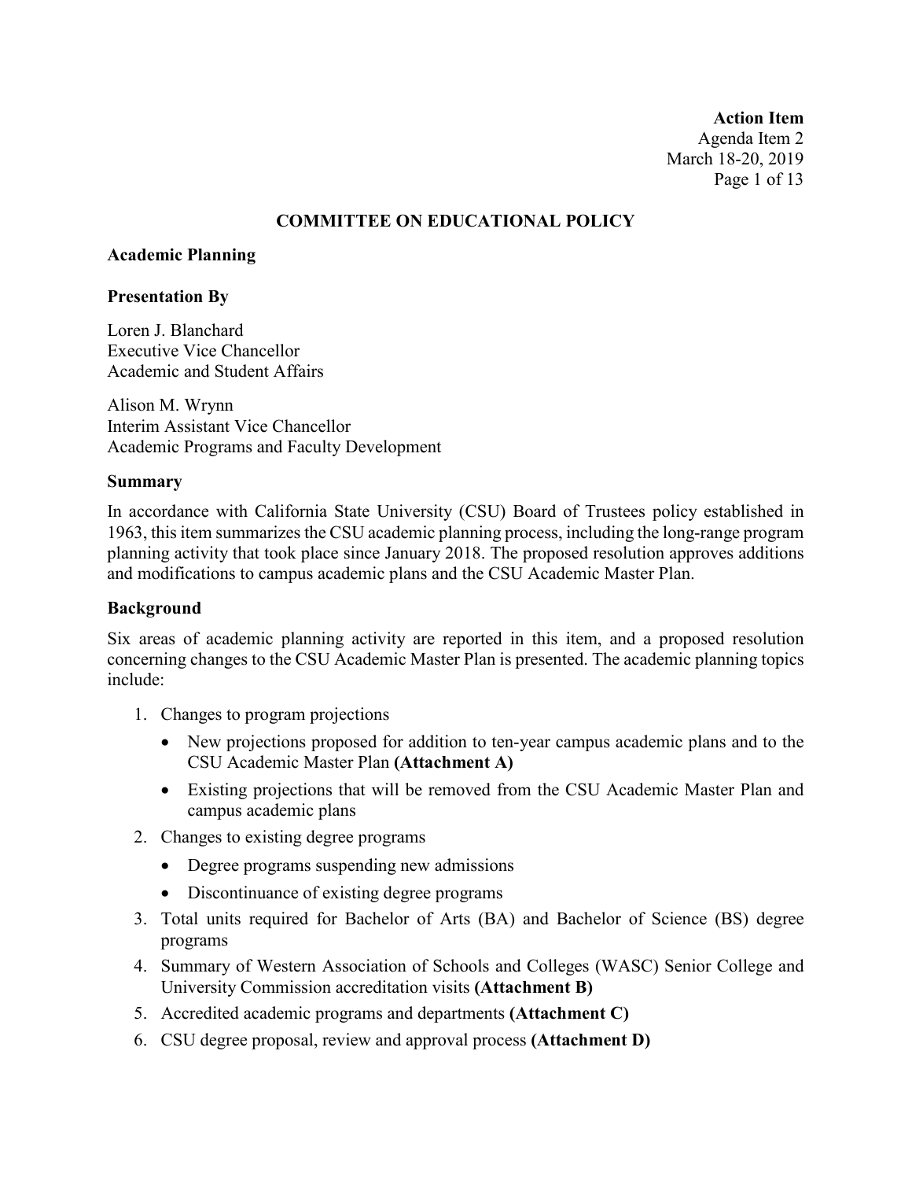**Action Item**
Agenda Item 2
March 18-20, 2019

## COMMITTEE ON EDUCATIONAL POLICY

### Academic Planning

### Presentation By

Loren J. Blanchard
Executive Vice Chancellor
Academic and Student Affairs

Alison M. Wrynn
Interim Assistant Vice Chancellor
Academic Programs and Faculty Development

### Summary

In accordance with California State University (CSU) Board of Trustees policy established in 1963, this item summarizes the CSU academic planning process, including the long-range program planning activity that took place since January 2018. The proposed resolution approves additions and modifications to campus academic plans and the CSU Academic Master Plan.

### Background

Six areas of academic planning activity are reported in this item, and a proposed resolution concerning changes to the CSU Academic Master Plan is presented. The academic planning topics include:

1. Changes to program projections
   - New projections proposed for addition to ten-year campus academic plans and to the CSU Academic Master Plan **(Attachment A)**
   - Existing projections that will be removed from the CSU Academic Master Plan and campus academic plans
2. Changes to existing degree programs
   - Degree programs suspending new admissions
   - Discontinuance of existing degree programs
3. Total units required for Bachelor of Arts (BA) and Bachelor of Science (BS) degree programs
4. Summary of Western Association of Schools and Colleges (WASC) Senior College and University Commission accreditation visits **(Attachment B)**
5. Accredited academic programs and departments **(Attachment C)**
6. CSU degree proposal, review and approval process **(Attachment D)**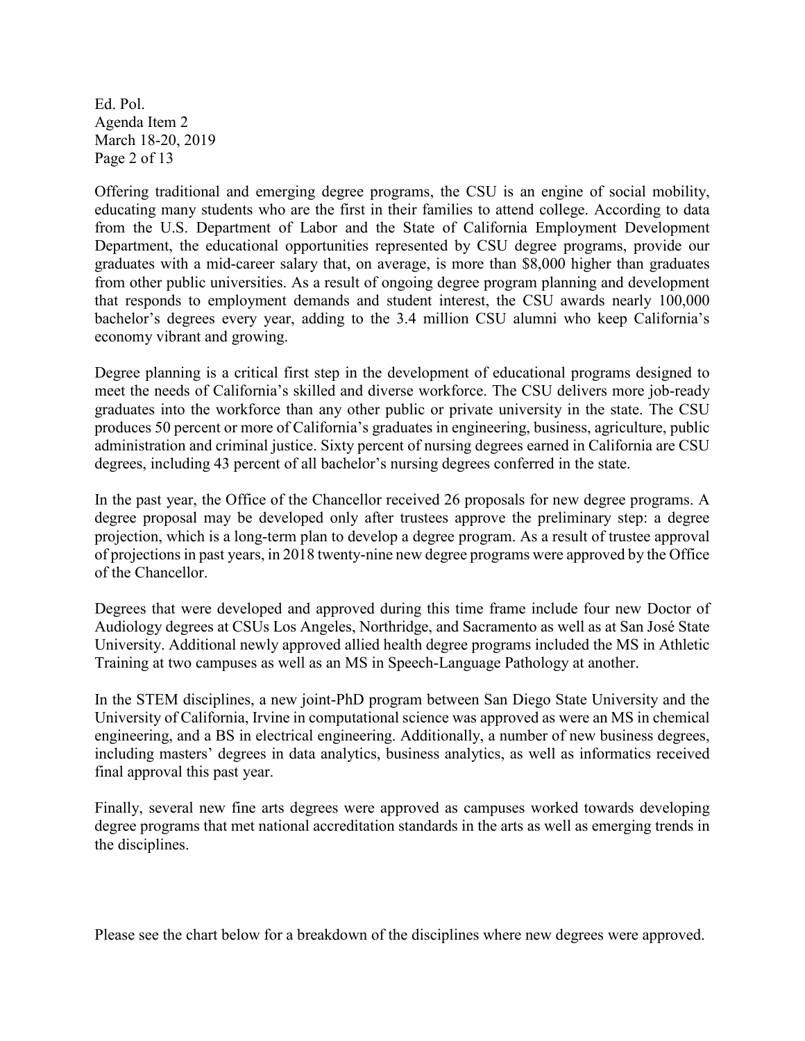Offering traditional and emerging degree programs, the CSU is an engine of social mobility, educating many students who are the first in their families to attend college. According to data from the U.S. Department of Labor and the State of California Employment Development Department, the educational opportunities represented by CSU degree programs, provide our graduates with a mid-career salary that, on average, is more than $8,000 higher than graduates from other public universities. As a result of ongoing degree program planning and development that responds to employment demands and student interest, the CSU awards nearly 100,000 bachelor's degrees every year, adding to the 3.4 million CSU alumni who keep California's economy vibrant and growing.

Degree planning is a critical first step in the development of educational programs designed to meet the needs of California's skilled and diverse workforce. The CSU delivers more job-ready graduates into the workforce than any other public or private university in the state. The CSU produces 50 percent or more of California's graduates in engineering, business, agriculture, public administration and criminal justice. Sixty percent of nursing degrees earned in California are CSU degrees, including 43 percent of all bachelor's nursing degrees conferred in the state.

In the past year, the Office of the Chancellor received 26 proposals for new degree programs. A degree proposal may be developed only after trustees approve the preliminary step: a degree projection, which is a long-term plan to develop a degree program. As a result of trustee approval of projections in past years, in 2018 twenty-nine new degree programs were approved by the Office of the Chancellor.

Degrees that were developed and approved during this time frame include four new Doctor of Audiology degrees at CSUs Los Angeles, Northridge, and Sacramento as well as at San José State University. Additional newly approved allied health degree programs included the MS in Athletic Training at two campuses as well as an MS in Speech-Language Pathology at another.

In the STEM disciplines, a new joint-PhD program between San Diego State University and the University of California, Irvine in computational science was approved as were an MS in chemical engineering, and a BS in electrical engineering. Additionally, a number of new business degrees, including masters' degrees in data analytics, business analytics, as well as informatics received final approval this past year.

Finally, several new fine arts degrees were approved as campuses worked towards developing degree programs that met national accreditation standards in the arts as well as emerging trends in the disciplines.

Please see the chart below for a breakdown of the disciplines where new degrees were approved.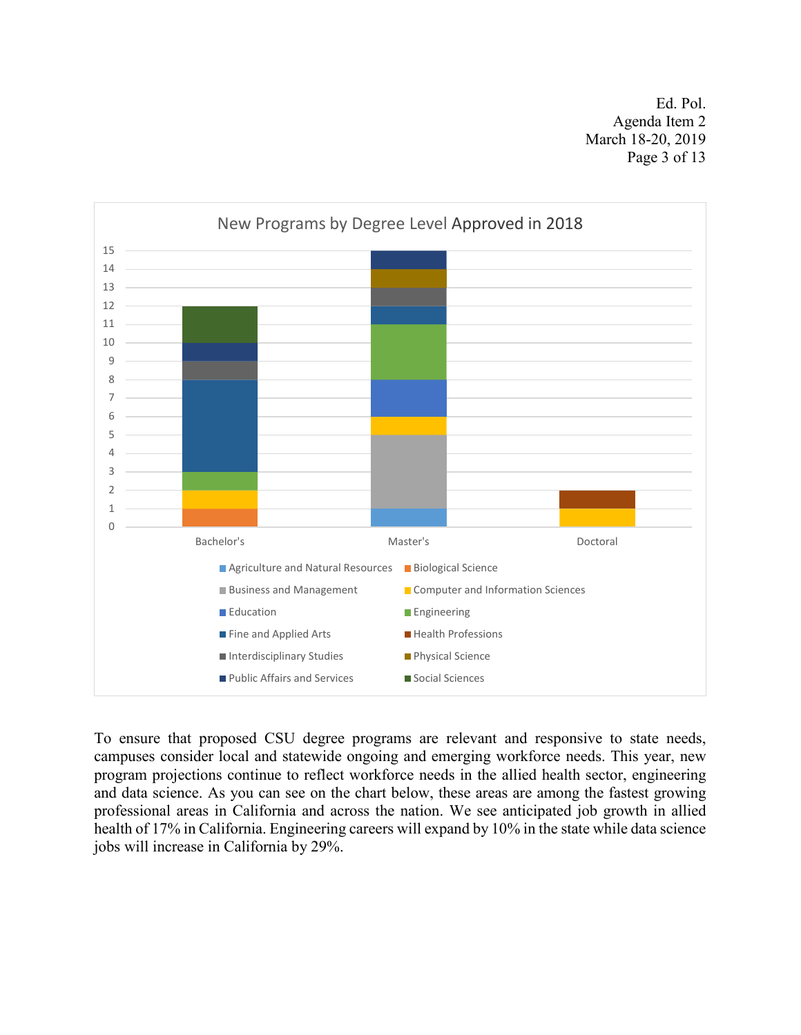New Programs by Degree Level Approved in 2018

To ensure that proposed CSU degree programs are relevant and responsive to state needs, campuses consider local and statewide ongoing and emerging workforce needs. This year, new program projections continue to reflect workforce needs in the allied health sector, engineering and data science. As you can see on the chart below, these areas are among the fastest growing professional areas in California and across the nation. We see anticipated job growth in allied health of 17% in California. Engineering careers will expand by 10% in the state while data science jobs will increase in California by 29%.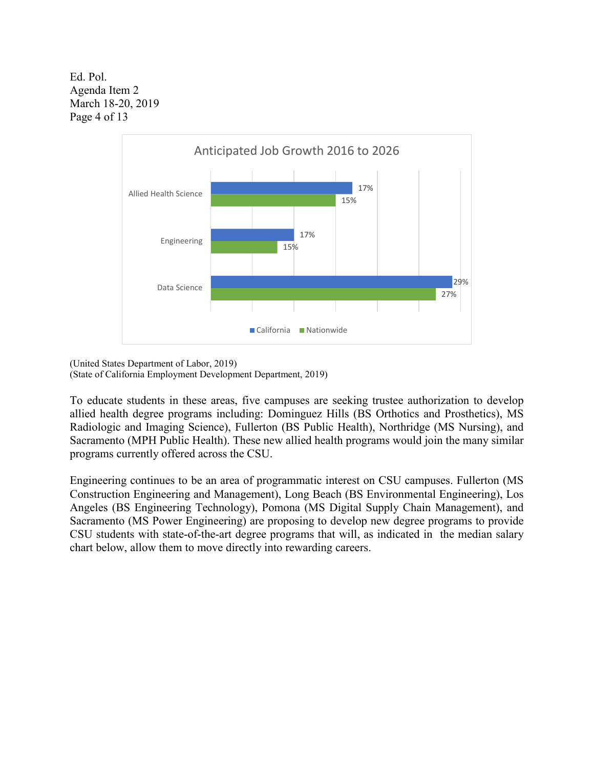**Anticipated Job Growth 2016 to 2026**

| | California | Nationwide |
|---|---|---|
| Allied Health Science | 17% | 15% |
| Engineering | 17% | 15% |
| Data Science | 29% | 27% |

(United States Department of Labor, 2019)
(State of California Employment Development Department, 2019)

To educate students in these areas, five campuses are seeking trustee authorization to develop allied health degree programs including: Dominguez Hills (BS Orthotics and Prosthetics), MS Radiologic and Imaging Science), Fullerton (BS Public Health), Northridge (MS Nursing), and Sacramento (MPH Public Health). These new allied health programs would join the many similar programs currently offered across the CSU.

Engineering continues to be an area of programmatic interest on CSU campuses. Fullerton (MS Construction Engineering and Management), Long Beach (BS Environmental Engineering), Los Angeles (BS Engineering Technology), Pomona (MS Digital Supply Chain Management), and Sacramento (MS Power Engineering) are proposing to develop new degree programs to provide CSU students with state-of-the-art degree programs that will, as indicated in the median salary chart below, allow them to move directly into rewarding careers.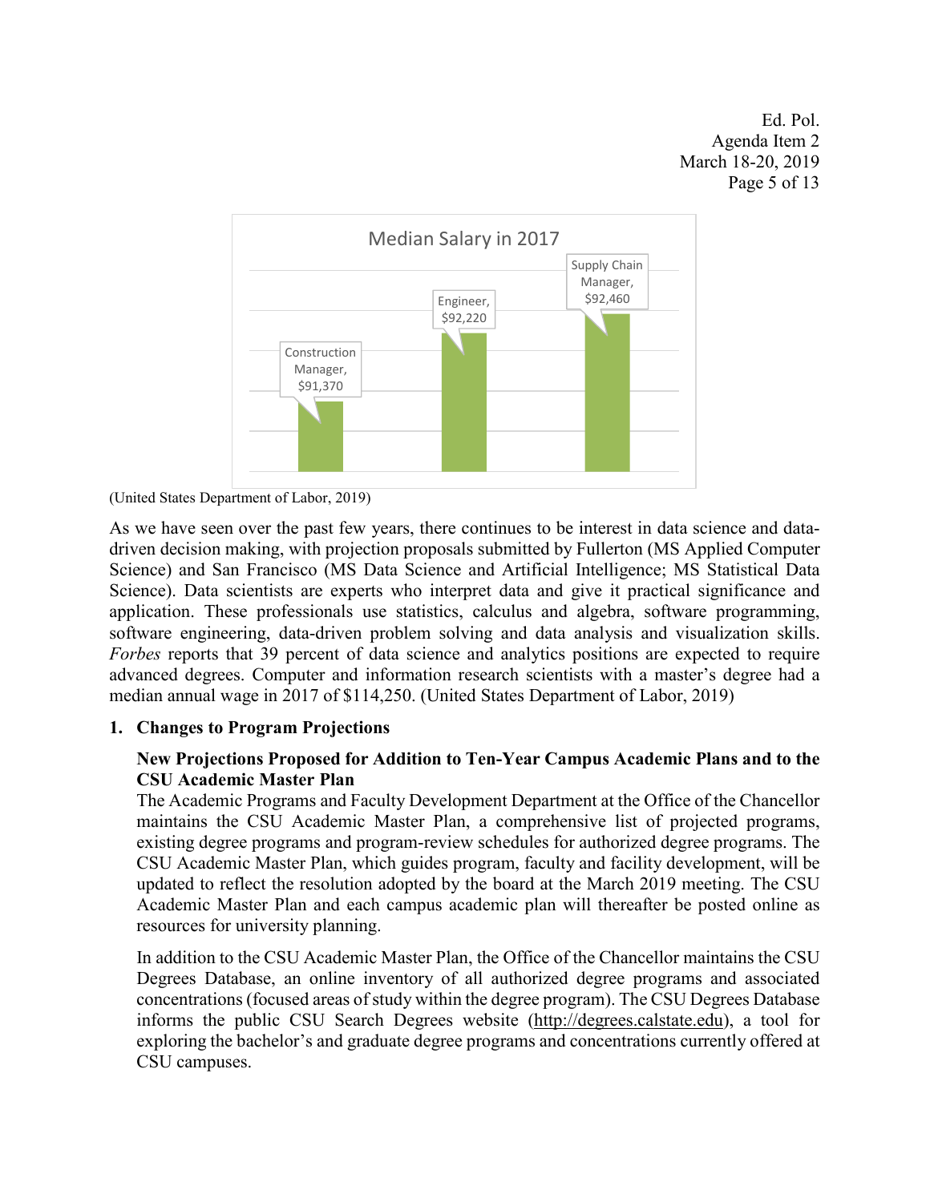Median Salary in 2017

| Occupation | Median Salary |
|---|---|
| Construction Manager | $91,370 |
| Engineer | $92,220 |
| Supply Chain Manager | $92,460 |

(United States Department of Labor, 2019)

As we have seen over the past few years, there continues to be interest in data science and data-driven decision making, with projection proposals submitted by Fullerton (MS Applied Computer Science) and San Francisco (MS Data Science and Artificial Intelligence; MS Statistical Data Science). Data scientists are experts who interpret data and give it practical significance and application. These professionals use statistics, calculus and algebra, software programming, software engineering, data-driven problem solving and data analysis and visualization skills. *Forbes* reports that 39 percent of data science and analytics positions are expected to require advanced degrees. Computer and information research scientists with a master's degree had a median annual wage in 2017 of $114,250. (United States Department of Labor, 2019)

## 1. Changes to Program Projections

### New Projections Proposed for Addition to Ten-Year Campus Academic Plans and to the CSU Academic Master Plan

The Academic Programs and Faculty Development Department at the Office of the Chancellor maintains the CSU Academic Master Plan, a comprehensive list of projected programs, existing degree programs and program-review schedules for authorized degree programs. The CSU Academic Master Plan, which guides program, faculty and facility development, will be updated to reflect the resolution adopted by the board at the March 2019 meeting. The CSU Academic Master Plan and each campus academic plan will thereafter be posted online as resources for university planning.

In addition to the CSU Academic Master Plan, the Office of the Chancellor maintains the CSU Degrees Database, an online inventory of all authorized degree programs and associated concentrations (focused areas of study within the degree program). The CSU Degrees Database informs the public CSU Search Degrees website (http://degrees.calstate.edu), a tool for exploring the bachelor's and graduate degree programs and concentrations currently offered at CSU campuses.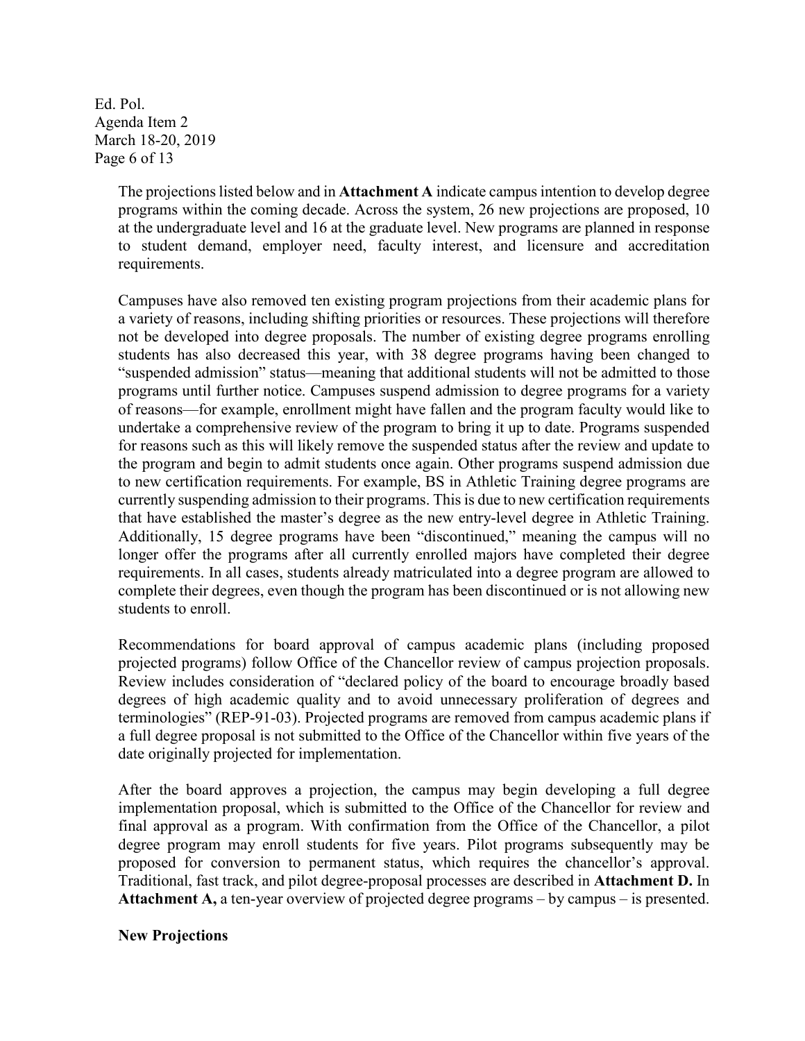The projections listed below and in **Attachment A** indicate campus intention to develop degree programs within the coming decade. Across the system, 26 new projections are proposed, 10 at the undergraduate level and 16 at the graduate level. New programs are planned in response to student demand, employer need, faculty interest, and licensure and accreditation requirements.

Campuses have also removed ten existing program projections from their academic plans for a variety of reasons, including shifting priorities or resources. These projections will therefore not be developed into degree proposals. The number of existing degree programs enrolling students has also decreased this year, with 38 degree programs having been changed to "suspended admission" status—meaning that additional students will not be admitted to those programs until further notice. Campuses suspend admission to degree programs for a variety of reasons—for example, enrollment might have fallen and the program faculty would like to undertake a comprehensive review of the program to bring it up to date. Programs suspended for reasons such as this will likely remove the suspended status after the review and update to the program and begin to admit students once again. Other programs suspend admission due to new certification requirements. For example, BS in Athletic Training degree programs are currently suspending admission to their programs. This is due to new certification requirements that have established the master's degree as the new entry-level degree in Athletic Training. Additionally, 15 degree programs have been "discontinued," meaning the campus will no longer offer the programs after all currently enrolled majors have completed their degree requirements. In all cases, students already matriculated into a degree program are allowed to complete their degrees, even though the program has been discontinued or is not allowing new students to enroll.

Recommendations for board approval of campus academic plans (including proposed projected programs) follow Office of the Chancellor review of campus projection proposals. Review includes consideration of "declared policy of the board to encourage broadly based degrees of high academic quality and to avoid unnecessary proliferation of degrees and terminologies" (REP-91-03). Projected programs are removed from campus academic plans if a full degree proposal is not submitted to the Office of the Chancellor within five years of the date originally projected for implementation.

After the board approves a projection, the campus may begin developing a full degree implementation proposal, which is submitted to the Office of the Chancellor for review and final approval as a program. With confirmation from the Office of the Chancellor, a pilot degree program may enroll students for five years. Pilot programs subsequently may be proposed for conversion to permanent status, which requires the chancellor's approval. Traditional, fast track, and pilot degree-proposal processes are described in **Attachment D.** In **Attachment A,** a ten-year overview of projected degree programs – by campus – is presented.

**New Projections**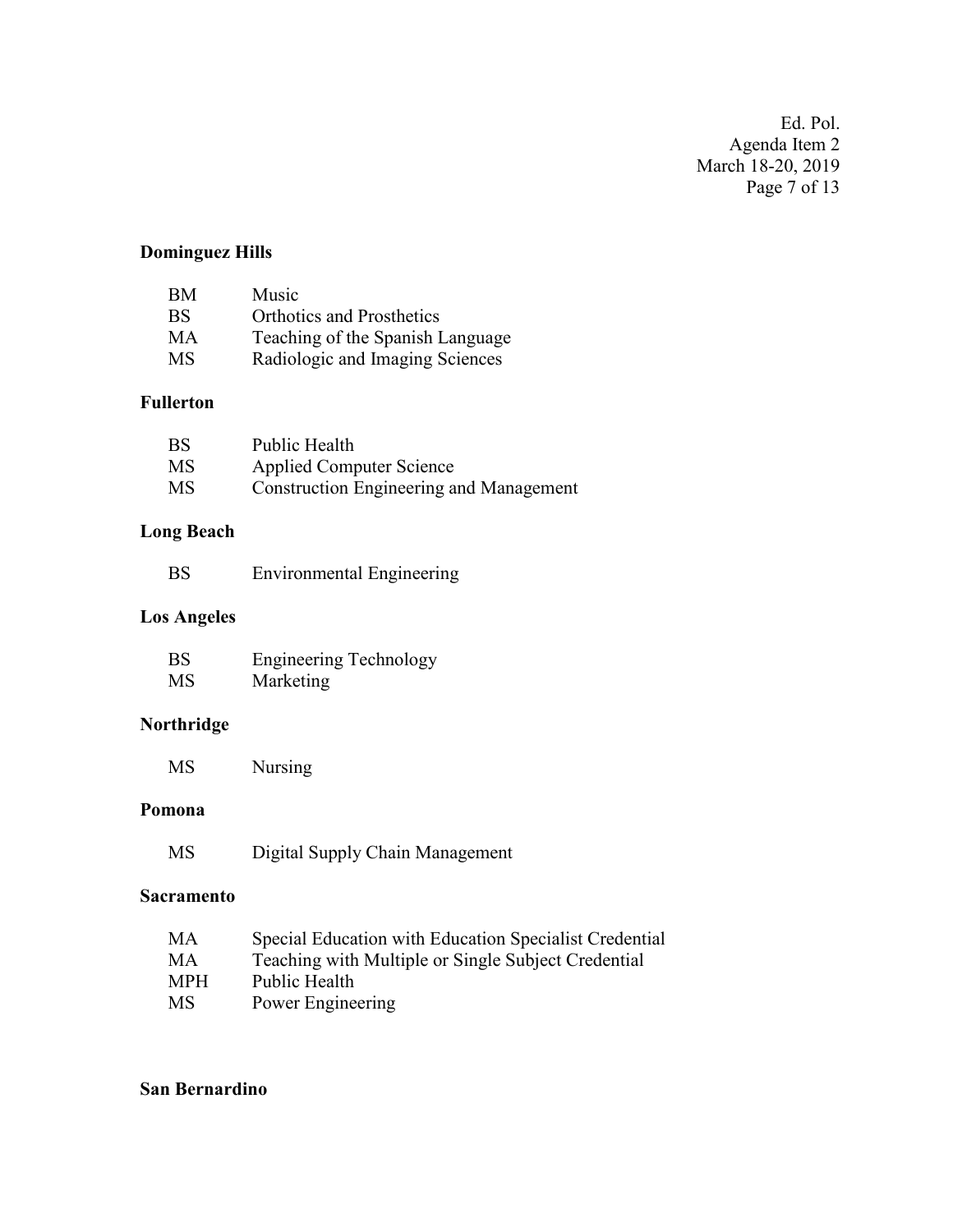**Dominguez Hills**

| | |
|---|---|
| BM | Music |
| BS | Orthotics and Prosthetics |
| MA | Teaching of the Spanish Language |
| MS | Radiologic and Imaging Sciences |

**Fullerton**

| | |
|---|---|
| BS | Public Health |
| MS | Applied Computer Science |
| MS | Construction Engineering and Management |

**Long Beach**

| | |
|---|---|
| BS | Environmental Engineering |

**Los Angeles**

| | |
|---|---|
| BS | Engineering Technology |
| MS | Marketing |

**Northridge**

| | |
|---|---|
| MS | Nursing |

**Pomona**

| | |
|---|---|
| MS | Digital Supply Chain Management |

**Sacramento**

| | |
|---|---|
| MA | Special Education with Education Specialist Credential |
| MA | Teaching with Multiple or Single Subject Credential |
| MPH | Public Health |
| MS | Power Engineering |

**San Bernardino**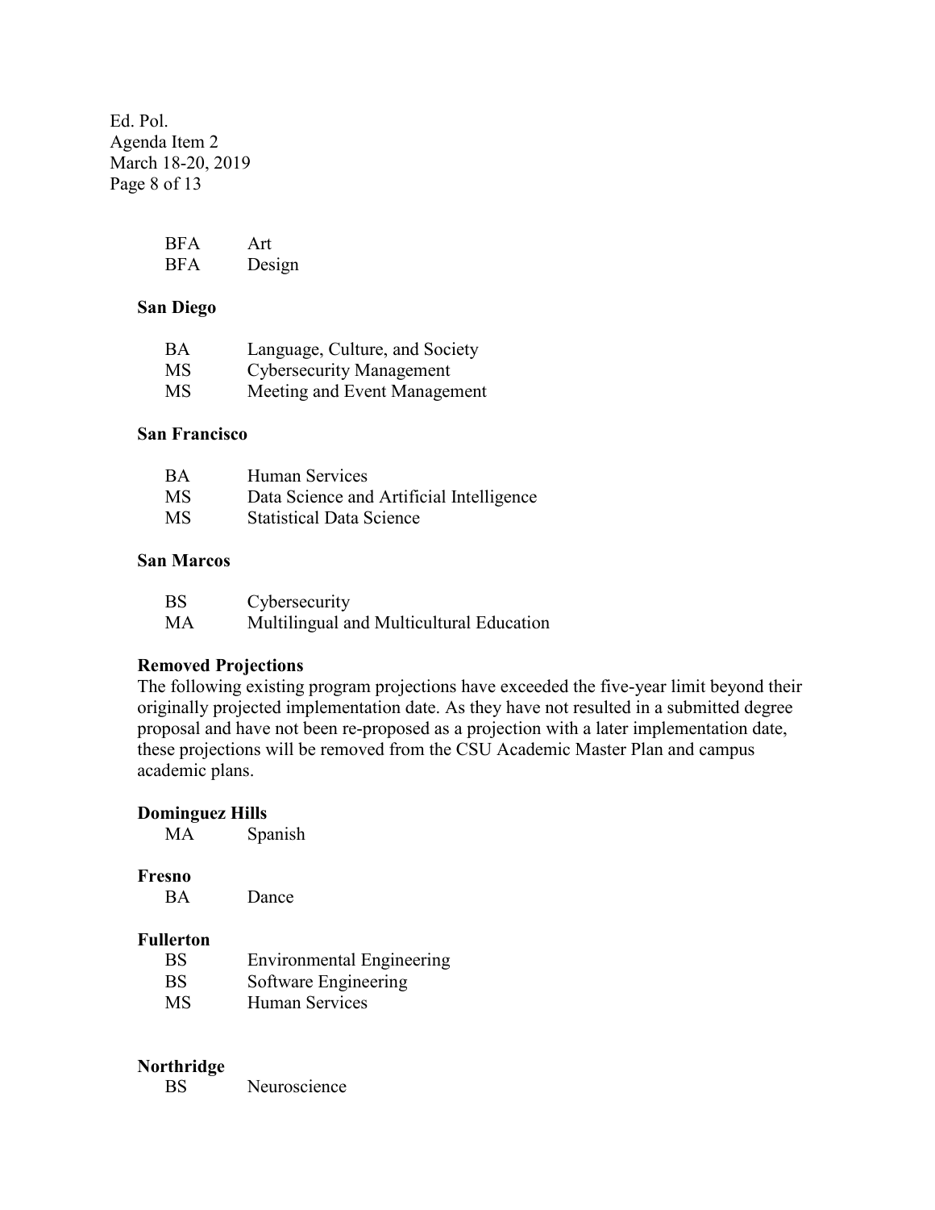BFA Art
BFA Design

**San Diego**

BA Language, Culture, and Society
MS Cybersecurity Management
MS Meeting and Event Management

**San Francisco**

BA Human Services
MS Data Science and Artificial Intelligence
MS Statistical Data Science

**San Marcos**

BS Cybersecurity
MA Multilingual and Multicultural Education

**Removed Projections**

The following existing program projections have exceeded the five-year limit beyond their originally projected implementation date. As they have not resulted in a submitted degree proposal and have not been re-proposed as a projection with a later implementation date, these projections will be removed from the CSU Academic Master Plan and campus academic plans.

**Dominguez Hills**

MA Spanish

**Fresno**

BA Dance

**Fullerton**

BS Environmental Engineering
BS Software Engineering
MS Human Services

**Northridge**

BS Neuroscience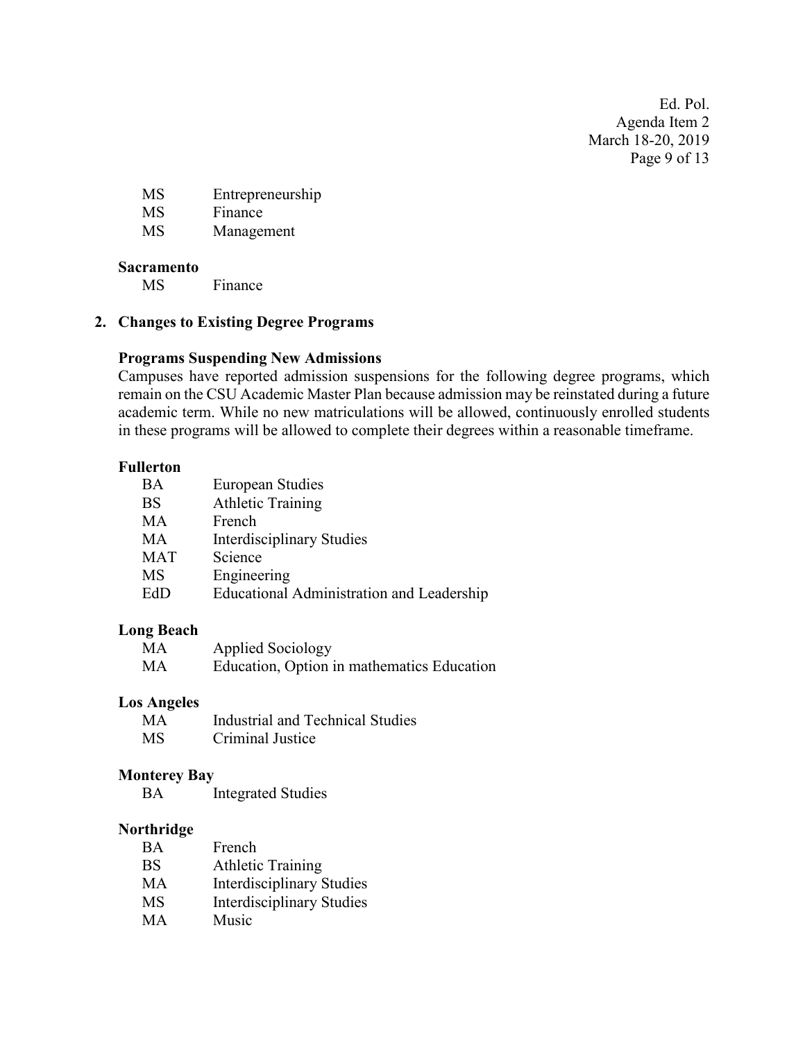MS Entrepreneurship
MS Finance
MS Management

**Sacramento**

MS Finance

## 2. Changes to Existing Degree Programs

### Programs Suspending New Admissions

Campuses have reported admission suspensions for the following degree programs, which remain on the CSU Academic Master Plan because admission may be reinstated during a future academic term. While no new matriculations will be allowed, continuously enrolled students in these programs will be allowed to complete their degrees within a reasonable timeframe.

**Fullerton**

BA European Studies
BS Athletic Training
MA French
MA Interdisciplinary Studies
MAT Science
MS Engineering
EdD Educational Administration and Leadership

**Long Beach**

MA Applied Sociology
MA Education, Option in mathematics Education

**Los Angeles**

MA Industrial and Technical Studies
MS Criminal Justice

**Monterey Bay**

BA Integrated Studies

**Northridge**

BA French
BS Athletic Training
MA Interdisciplinary Studies
MS Interdisciplinary Studies
MA Music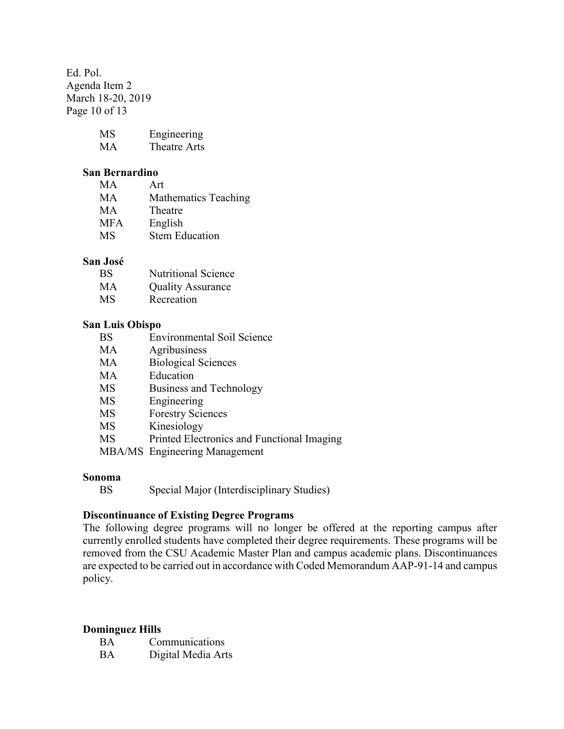| | |
|---|---|
| MS | Engineering |
| MA | Theatre Arts |

**San Bernardino**

| | |
|---|---|
| MA | Art |
| MA | Mathematics Teaching |
| MA | Theatre |
| MFA | English |
| MS | Stem Education |

**San José**

| | |
|---|---|
| BS | Nutritional Science |
| MA | Quality Assurance |
| MS | Recreation |

**San Luis Obispo**

| | |
|---|---|
| BS | Environmental Soil Science |
| MA | Agribusiness |
| MA | Biological Sciences |
| MA | Education |
| MS | Business and Technology |
| MS | Engineering |
| MS | Forestry Sciences |
| MS | Kinesiology |
| MS | Printed Electronics and Functional Imaging |
| MBA/MS | Engineering Management |

**Sonoma**

| | |
|---|---|
| BS | Special Major (Interdisciplinary Studies) |

### Discontinuance of Existing Degree Programs

The following degree programs will no longer be offered at the reporting campus after currently enrolled students have completed their degree requirements. These programs will be removed from the CSU Academic Master Plan and campus academic plans. Discontinuances are expected to be carried out in accordance with Coded Memorandum AAP-91-14 and campus policy.

**Dominguez Hills**

| | |
|---|---|
| BA | Communications |
| BA | Digital Media Arts |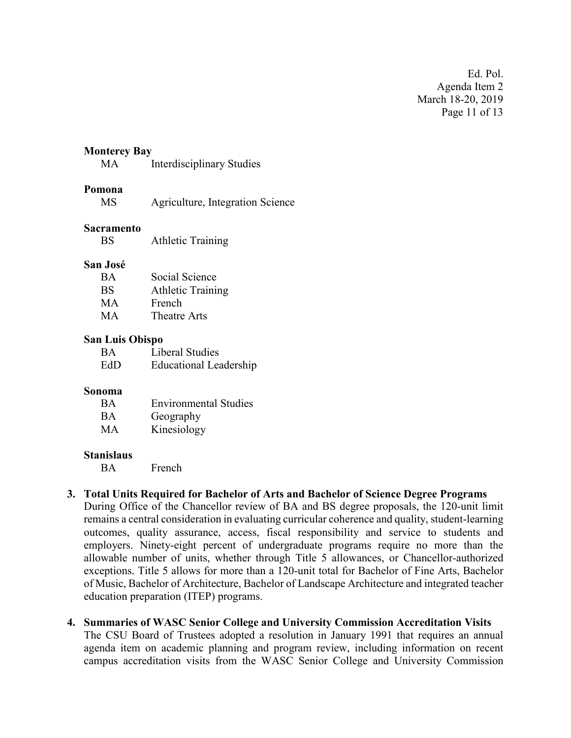**Monterey Bay**

| | |
|---|---|
| MA | Interdisciplinary Studies |

**Pomona**

| | |
|---|---|
| MS | Agriculture, Integration Science |

**Sacramento**

| | |
|---|---|
| BS | Athletic Training |

**San José**

| | |
|---|---|
| BA | Social Science |
| BS | Athletic Training |
| MA | French |
| MA | Theatre Arts |

**San Luis Obispo**

| | |
|---|---|
| BA | Liberal Studies |
| EdD | Educational Leadership |

**Sonoma**

| | |
|---|---|
| BA | Environmental Studies |
| BA | Geography |
| MA | Kinesiology |

**Stanislaus**

| | |
|---|---|
| BA | French |

**3. Total Units Required for Bachelor of Arts and Bachelor of Science Degree Programs**

During Office of the Chancellor review of BA and BS degree proposals, the 120-unit limit remains a central consideration in evaluating curricular coherence and quality, student-learning outcomes, quality assurance, access, fiscal responsibility and service to students and employers. Ninety-eight percent of undergraduate programs require no more than the allowable number of units, whether through Title 5 allowances, or Chancellor-authorized exceptions. Title 5 allows for more than a 120-unit total for Bachelor of Fine Arts, Bachelor of Music, Bachelor of Architecture, Bachelor of Landscape Architecture and integrated teacher education preparation (ITEP) programs.

**4. Summaries of WASC Senior College and University Commission Accreditation Visits**

The CSU Board of Trustees adopted a resolution in January 1991 that requires an annual agenda item on academic planning and program review, including information on recent campus accreditation visits from the WASC Senior College and University Commission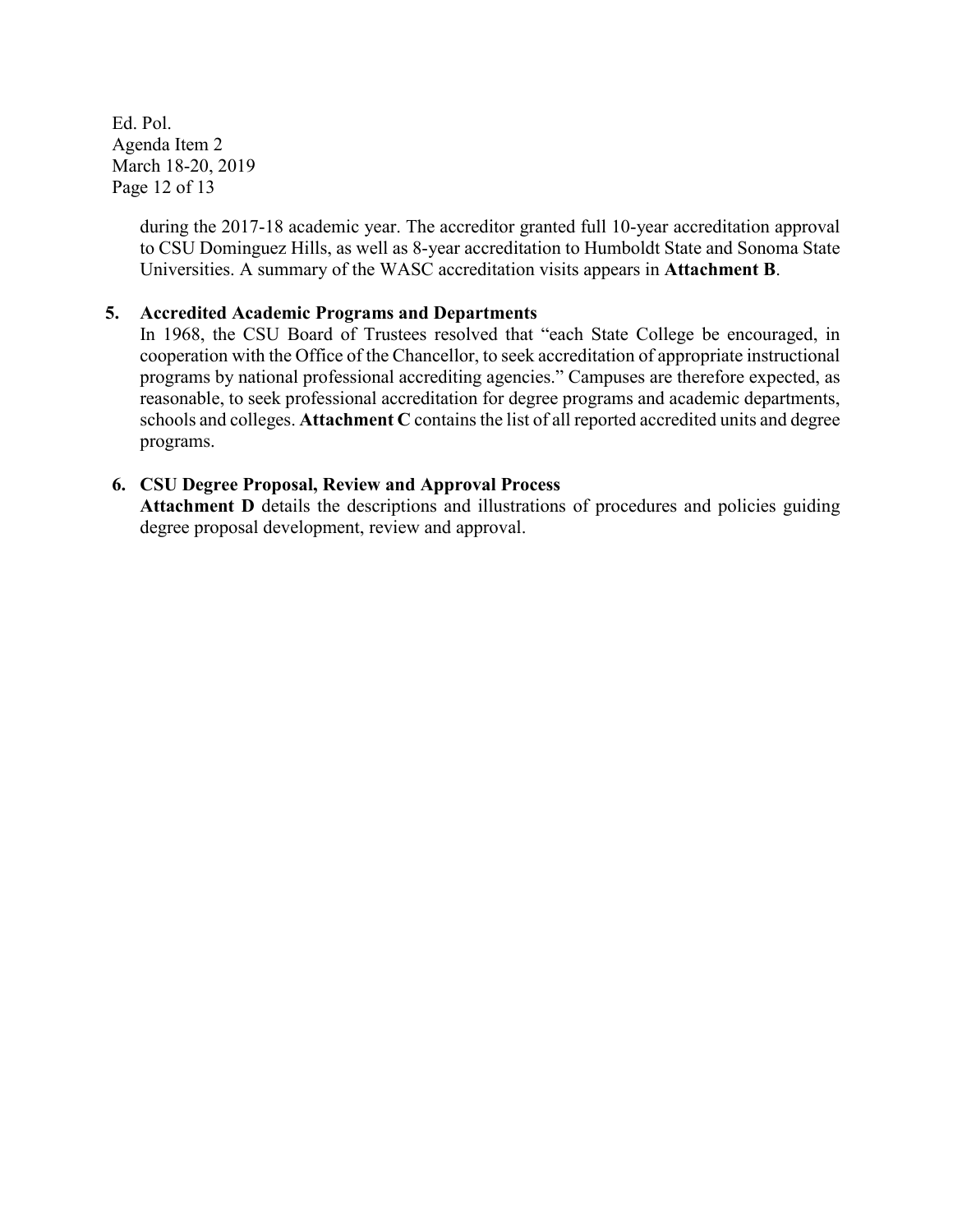during the 2017-18 academic year. The accreditor granted full 10-year accreditation approval to CSU Dominguez Hills, as well as 8-year accreditation to Humboldt State and Sonoma State Universities. A summary of the WASC accreditation visits appears in **Attachment B**.

5. **Accredited Academic Programs and Departments**

In 1968, the CSU Board of Trustees resolved that "each State College be encouraged, in cooperation with the Office of the Chancellor, to seek accreditation of appropriate instructional programs by national professional accrediting agencies." Campuses are therefore expected, as reasonable, to seek professional accreditation for degree programs and academic departments, schools and colleges. **Attachment C** contains the list of all reported accredited units and degree programs.

6. **CSU Degree Proposal, Review and Approval Process**

**Attachment D** details the descriptions and illustrations of procedures and policies guiding degree proposal development, review and approval.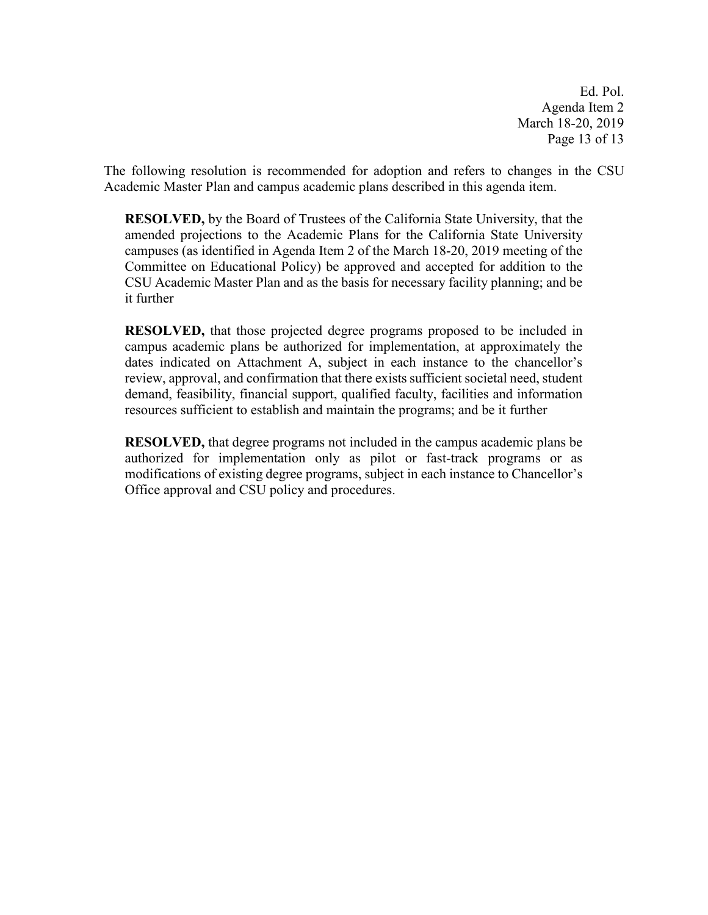The following resolution is recommended for adoption and refers to changes in the CSU Academic Master Plan and campus academic plans described in this agenda item.

**RESOLVED,** by the Board of Trustees of the California State University, that the amended projections to the Academic Plans for the California State University campuses (as identified in Agenda Item 2 of the March 18-20, 2019 meeting of the Committee on Educational Policy) be approved and accepted for addition to the CSU Academic Master Plan and as the basis for necessary facility planning; and be it further

**RESOLVED,** that those projected degree programs proposed to be included in campus academic plans be authorized for implementation, at approximately the dates indicated on Attachment A, subject in each instance to the chancellor's review, approval, and confirmation that there exists sufficient societal need, student demand, feasibility, financial support, qualified faculty, facilities and information resources sufficient to establish and maintain the programs; and be it further

**RESOLVED,** that degree programs not included in the campus academic plans be authorized for implementation only as pilot or fast-track programs or as modifications of existing degree programs, subject in each instance to Chancellor's Office approval and CSU policy and procedures.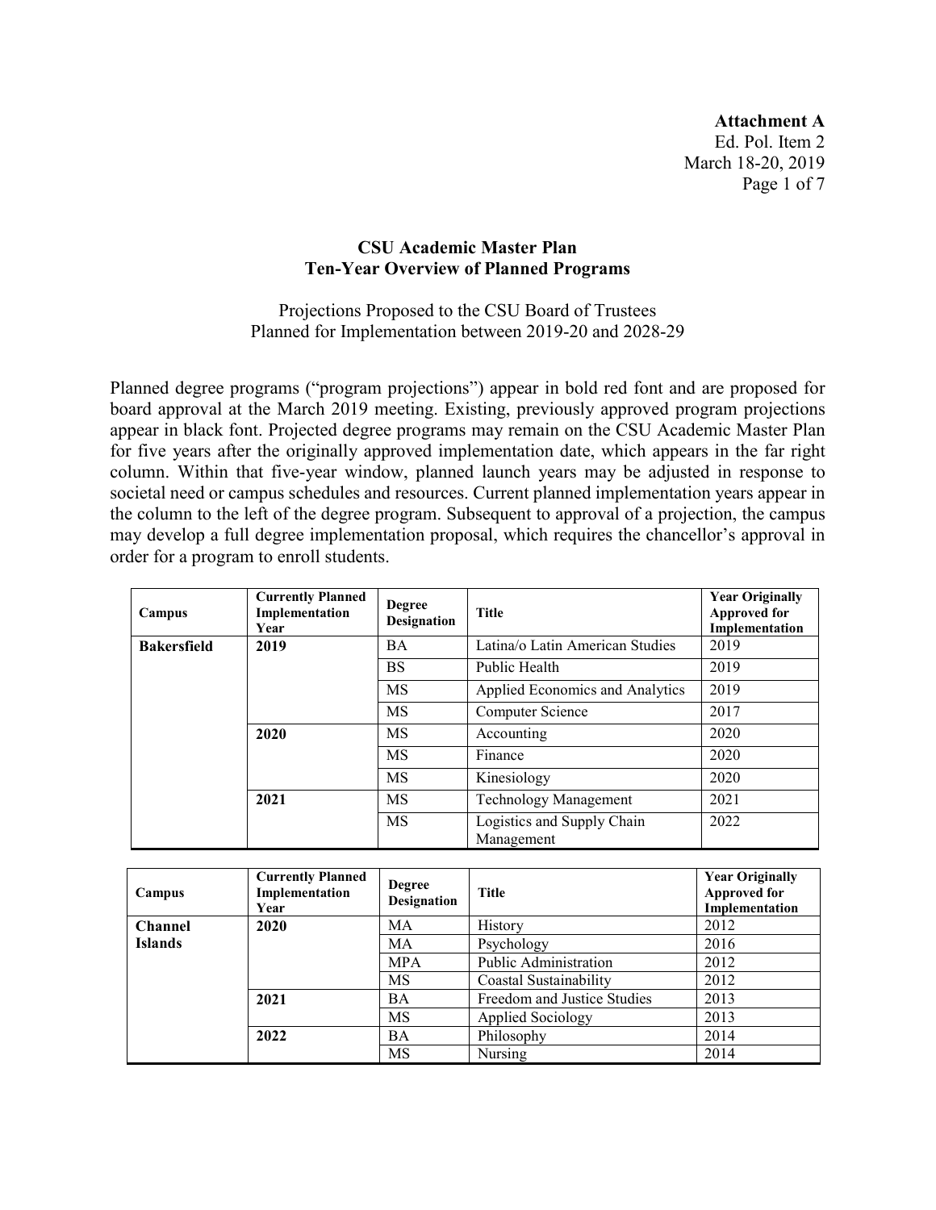**Attachment A**
Ed. Pol. Item 2
March 18-20, 2019

## CSU Academic Master Plan
## Ten-Year Overview of Planned Programs

Projections Proposed to the CSU Board of Trustees
Planned for Implementation between 2019-20 and 2028-29

Planned degree programs ("program projections") appear in bold red font and are proposed for board approval at the March 2019 meeting. Existing, previously approved program projections appear in black font. Projected degree programs may remain on the CSU Academic Master Plan for five years after the originally approved implementation date, which appears in the far right column. Within that five-year window, planned launch years may be adjusted in response to societal need or campus schedules and resources. Current planned implementation years appear in the column to the left of the degree program. Subsequent to approval of a projection, the campus may develop a full degree implementation proposal, which requires the chancellor's approval in order for a program to enroll students.

| Campus | Currently Planned Implementation Year | Degree Designation | Title | Year Originally Approved for Implementation |
|---|---|---|---|---|
| **Bakersfield** | **2019** | BA | Latina/o Latin American Studies | 2019 |
| | | BS | Public Health | 2019 |
| | | MS | Applied Economics and Analytics | 2019 |
| | | MS | Computer Science | 2017 |
| | **2020** | MS | Accounting | 2020 |
| | | MS | Finance | 2020 |
| | | MS | Kinesiology | 2020 |
| | **2021** | MS | Technology Management | 2021 |
| | | MS | Logistics and Supply Chain Management | 2022 |

| Campus | Currently Planned Implementation Year | Degree Designation | Title | Year Originally Approved for Implementation |
|---|---|---|---|---|
| **Channel Islands** | **2020** | MA | History | 2012 |
| | | MA | Psychology | 2016 |
| | | MPA | Public Administration | 2012 |
| | | MS | Coastal Sustainability | 2012 |
| | **2021** | BA | Freedom and Justice Studies | 2013 |
| | | MS | Applied Sociology | 2013 |
| | **2022** | BA | Philosophy | 2014 |
| | | MS | Nursing | 2014 |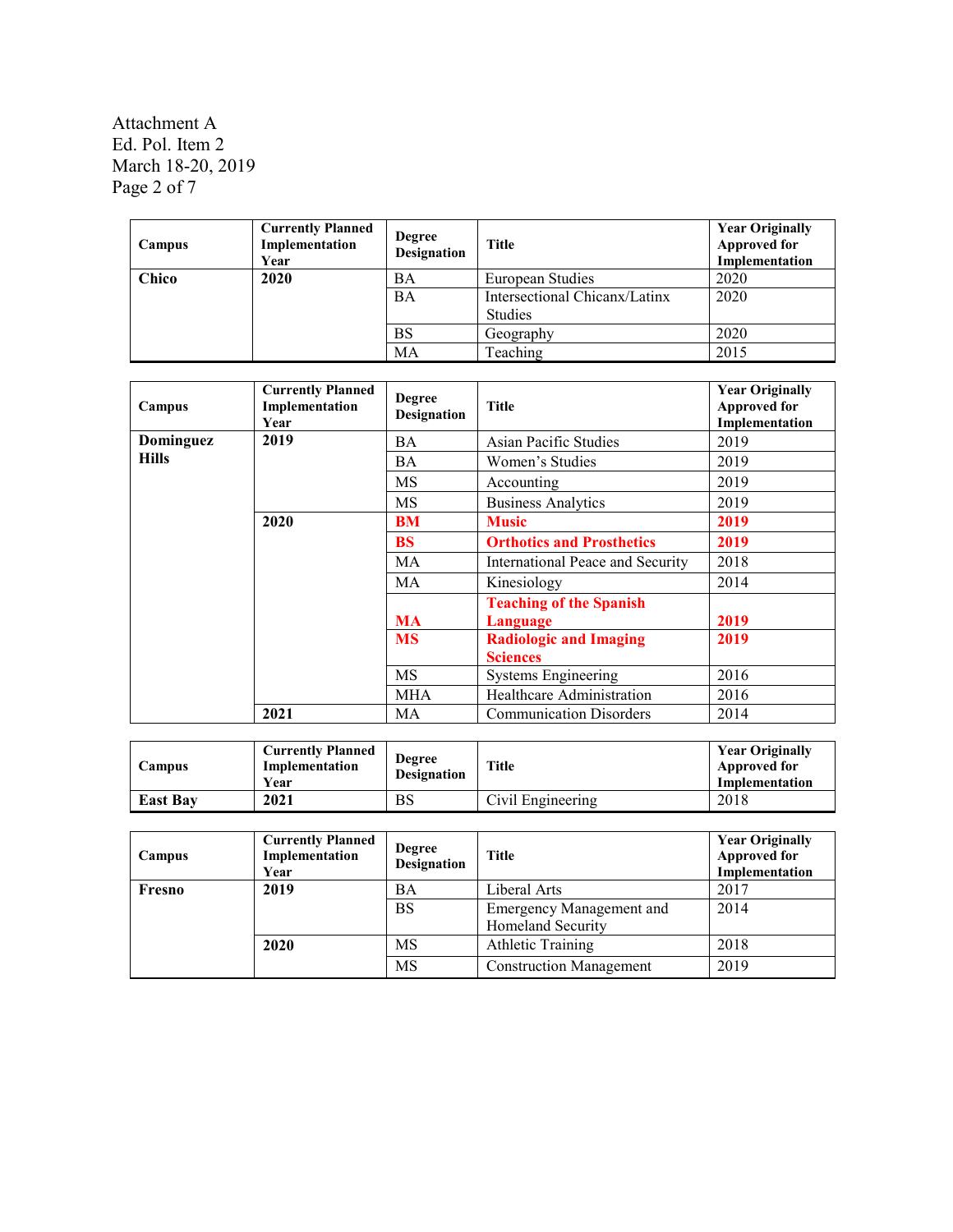Attachment A
Ed. Pol. Item 2
March 18-20, 2019

| Campus | Currently Planned Implementation Year | Degree Designation | Title | Year Originally Approved for Implementation |
|---|---|---|---|---|
| **Chico** | **2020** | BA | European Studies | 2020 |
| | | BA | Intersectional Chicanx/Latinx Studies | 2020 |
| | | BS | Geography | 2020 |
| | | MA | Teaching | 2015 |

| Campus | Currently Planned Implementation Year | Degree Designation | Title | Year Originally Approved for Implementation |
|---|---|---|---|---|
| **Dominguez Hills** | **2019** | BA | Asian Pacific Studies | 2019 |
| | | BA | Women's Studies | 2019 |
| | | MS | Accounting | 2019 |
| | | MS | Business Analytics | 2019 |
| | **2020** | **BM** | **Music** | **2019** |
| | | **BS** | **Orthotics and Prosthetics** | **2019** |
| | | MA | International Peace and Security | 2018 |
| | | MA | Kinesiology | 2014 |
| | | **MA** | **Teaching of the Spanish Language** | **2019** |
| | | **MS** | **Radiologic and Imaging Sciences** | **2019** |
| | | MS | Systems Engineering | 2016 |
| | | MHA | Healthcare Administration | 2016 |
| | **2021** | MA | Communication Disorders | 2014 |

| Campus | Currently Planned Implementation Year | Degree Designation | Title | Year Originally Approved for Implementation |
|---|---|---|---|---|
| **East Bay** | **2021** | BS | Civil Engineering | 2018 |

| Campus | Currently Planned Implementation Year | Degree Designation | Title | Year Originally Approved for Implementation |
|---|---|---|---|---|
| **Fresno** | **2019** | BA | Liberal Arts | 2017 |
| | | BS | Emergency Management and Homeland Security | 2014 |
| | **2020** | MS | Athletic Training | 2018 |
| | | MS | Construction Management | 2019 |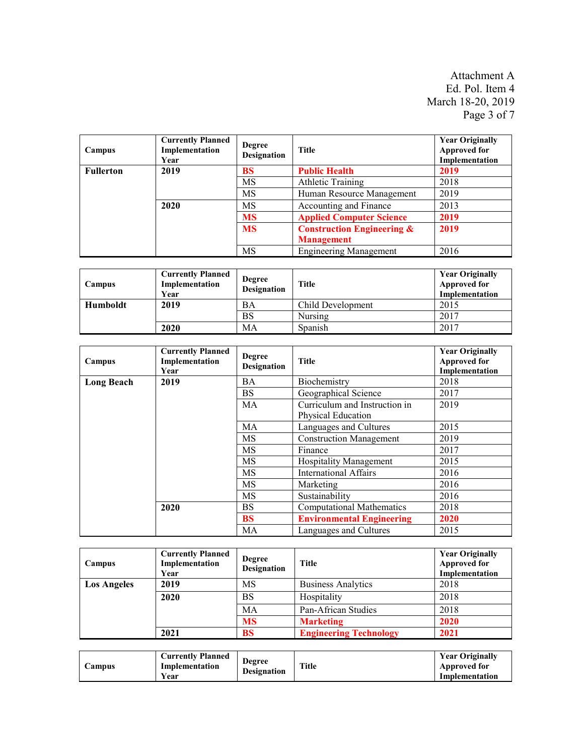Attachment A
Ed. Pol. Item 4
March 18-20, 2019

| Campus | Currently Planned Implementation Year | Degree Designation | Title | Year Originally Approved for Implementation |
|---|---|---|---|---|
| **Fullerton** | **2019** | **BS** | **Public Health** | **2019** |
| | | MS | Athletic Training | 2018 |
| | | MS | Human Resource Management | 2019 |
| | **2020** | MS | Accounting and Finance | 2013 |
| | | **MS** | **Applied Computer Science** | **2019** |
| | | **MS** | **Construction Engineering & Management** | **2019** |
| | | MS | Engineering Management | 2016 |

| Campus | Currently Planned Implementation Year | Degree Designation | Title | Year Originally Approved for Implementation |
|---|---|---|---|---|
| **Humboldt** | **2019** | BA | Child Development | 2015 |
| | | BS | Nursing | 2017 |
| | **2020** | MA | Spanish | 2017 |

| Campus | Currently Planned Implementation Year | Degree Designation | Title | Year Originally Approved for Implementation |
|---|---|---|---|---|
| **Long Beach** | **2019** | BA | Biochemistry | 2018 |
| | | BS | Geographical Science | 2017 |
| | | MA | Curriculum and Instruction in Physical Education | 2019 |
| | | MA | Languages and Cultures | 2015 |
| | | MS | Construction Management | 2019 |
| | | MS | Finance | 2017 |
| | | MS | Hospitality Management | 2015 |
| | | MS | International Affairs | 2016 |
| | | MS | Marketing | 2016 |
| | | MS | Sustainability | 2016 |
| | **2020** | BS | Computational Mathematics | 2018 |
| | | **BS** | **Environmental Engineering** | **2020** |
| | | MA | Languages and Cultures | 2015 |

| Campus | Currently Planned Implementation Year | Degree Designation | Title | Year Originally Approved for Implementation |
|---|---|---|---|---|
| **Los Angeles** | **2019** | MS | Business Analytics | 2018 |
| | **2020** | BS | Hospitality | 2018 |
| | | MA | Pan-African Studies | 2018 |
| | | **MS** | **Marketing** | **2020** |
| | **2021** | **BS** | **Engineering Technology** | **2021** |

| Campus | Currently Planned Implementation Year | Degree Designation | Title | Year Originally Approved for Implementation |
|---|---|---|---|---|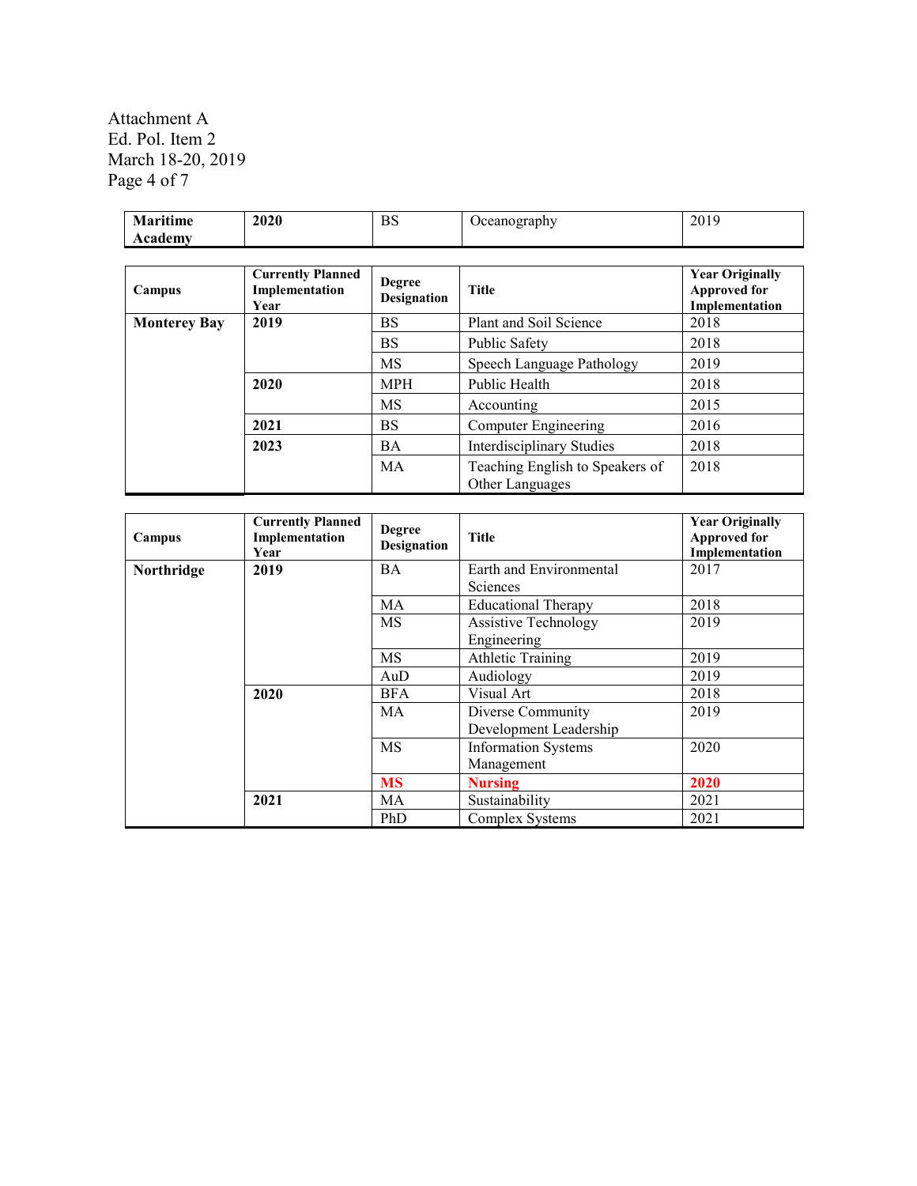| **Maritime Academy** | **2020** | BS | Oceanography | 2019 |
|---|---|---|---|---|

| **Campus** | **Currently Planned Implementation Year** | **Degree Designation** | **Title** | **Year Originally Approved for Implementation** |
|---|---|---|---|---|
| **Monterey Bay** | **2019** | BS | Plant and Soil Science | 2018 |
| | | BS | Public Safety | 2018 |
| | | MS | Speech Language Pathology | 2019 |
| | **2020** | MPH | Public Health | 2018 |
| | | MS | Accounting | 2015 |
| | **2021** | BS | Computer Engineering | 2016 |
| | **2023** | BA | Interdisciplinary Studies | 2018 |
| | | MA | Teaching English to Speakers of Other Languages | 2018 |

| **Campus** | **Currently Planned Implementation Year** | **Degree Designation** | **Title** | **Year Originally Approved for Implementation** |
|---|---|---|---|---|
| **Northridge** | **2019** | BA | Earth and Environmental Sciences | 2017 |
| | | MA | Educational Therapy | 2018 |
| | | MS | Assistive Technology Engineering | 2019 |
| | | MS | Athletic Training | 2019 |
| | | AuD | Audiology | 2019 |
| | **2020** | BFA | Visual Art | 2018 |
| | | MA | Diverse Community Development Leadership | 2019 |
| | | MS | Information Systems Management | 2020 |
| | | **MS** | **Nursing** | **2020** |
| | **2021** | MA | Sustainability | 2021 |
| | | PhD | Complex Systems | 2021 |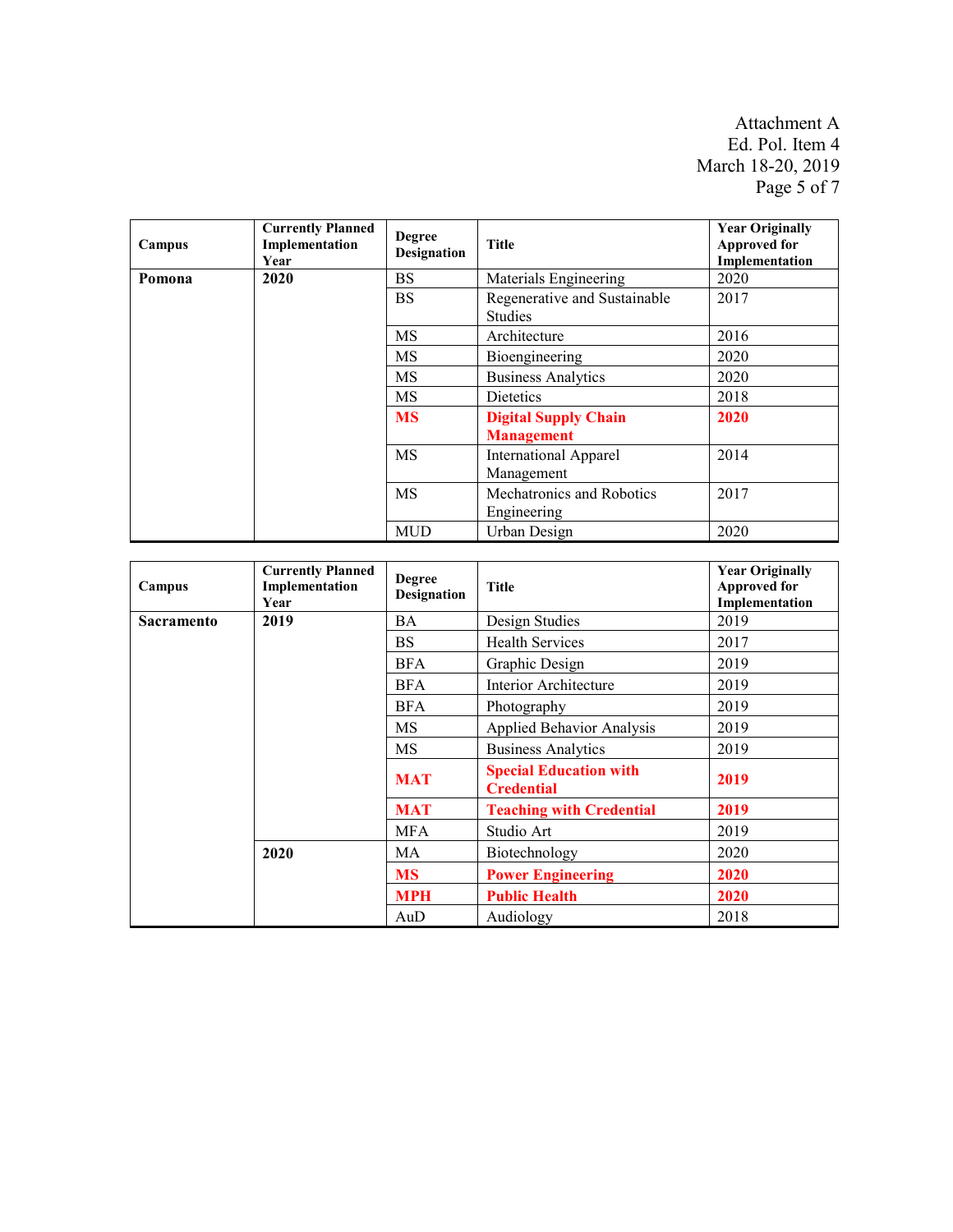Attachment A
Ed. Pol. Item 4
March 18-20, 2019

| Campus | Currently Planned Implementation Year | Degree Designation | Title | Year Originally Approved for Implementation |
|---|---|---|---|---|
| **Pomona** | **2020** | BS | Materials Engineering | 2020 |
| | | BS | Regenerative and Sustainable Studies | 2017 |
| | | MS | Architecture | 2016 |
| | | MS | Bioengineering | 2020 |
| | | MS | Business Analytics | 2020 |
| | | MS | Dietetics | 2018 |
| | | **MS** | **Digital Supply Chain Management** | **2020** |
| | | MS | International Apparel Management | 2014 |
| | | MS | Mechatronics and Robotics Engineering | 2017 |
| | | MUD | Urban Design | 2020 |

| Campus | Currently Planned Implementation Year | Degree Designation | Title | Year Originally Approved for Implementation |
|---|---|---|---|---|
| **Sacramento** | **2019** | BA | Design Studies | 2019 |
| | | BS | Health Services | 2017 |
| | | BFA | Graphic Design | 2019 |
| | | BFA | Interior Architecture | 2019 |
| | | BFA | Photography | 2019 |
| | | MS | Applied Behavior Analysis | 2019 |
| | | MS | Business Analytics | 2019 |
| | | **MAT** | **Special Education with Credential** | **2019** |
| | | **MAT** | **Teaching with Credential** | **2019** |
| | | MFA | Studio Art | 2019 |
| | **2020** | MA | Biotechnology | 2020 |
| | | **MS** | **Power Engineering** | **2020** |
| | | **MPH** | **Public Health** | **2020** |
| | | AuD | Audiology | 2018 |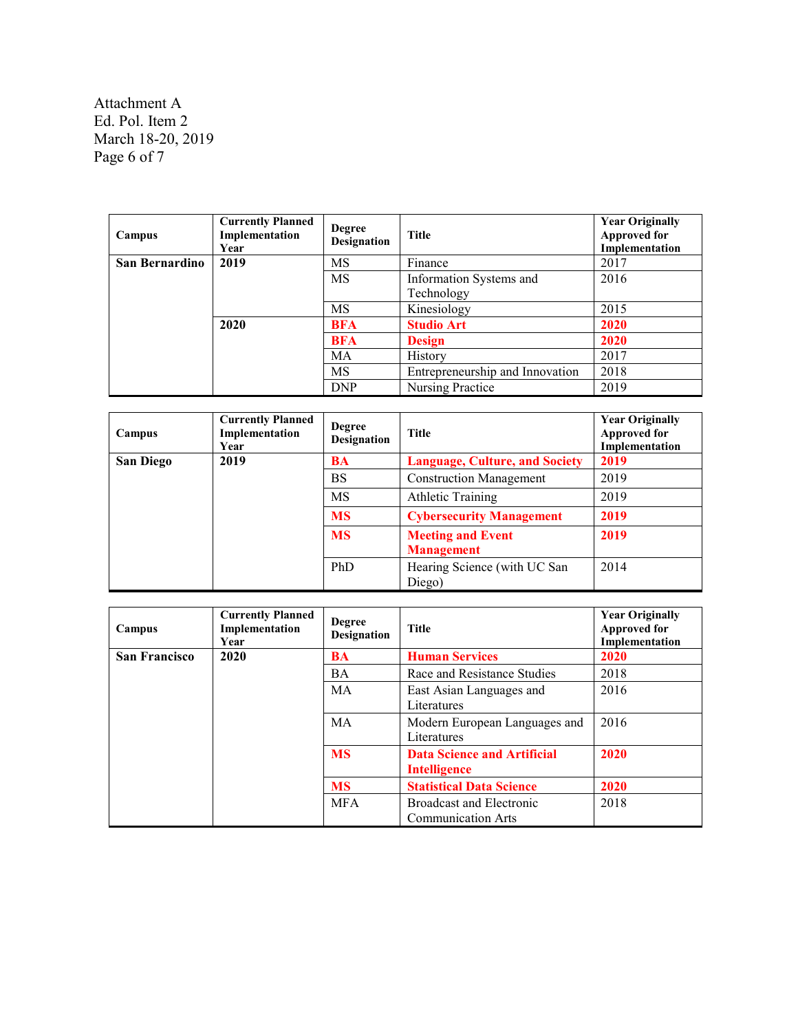Attachment A
Ed. Pol. Item 2
March 18-20, 2019

| Campus | Currently Planned Implementation Year | Degree Designation | Title | Year Originally Approved for Implementation |
|---|---|---|---|---|
| **San Bernardino** | **2019** | MS | Finance | 2017 |
| | | MS | Information Systems and Technology | 2016 |
| | | MS | Kinesiology | 2015 |
| | **2020** | **BFA** | **Studio Art** | **2020** |
| | | **BFA** | **Design** | **2020** |
| | | MA | History | 2017 |
| | | MS | Entrepreneurship and Innovation | 2018 |
| | | DNP | Nursing Practice | 2019 |

| Campus | Currently Planned Implementation Year | Degree Designation | Title | Year Originally Approved for Implementation |
|---|---|---|---|---|
| **San Diego** | **2019** | **BA** | **Language, Culture, and Society** | **2019** |
| | | BS | Construction Management | 2019 |
| | | MS | Athletic Training | 2019 |
| | | **MS** | **Cybersecurity Management** | **2019** |
| | | **MS** | **Meeting and Event Management** | **2019** |
| | | PhD | Hearing Science (with UC San Diego) | 2014 |

| Campus | Currently Planned Implementation Year | Degree Designation | Title | Year Originally Approved for Implementation |
|---|---|---|---|---|
| **San Francisco** | **2020** | **BA** | **Human Services** | **2020** |
| | | BA | Race and Resistance Studies | 2018 |
| | | MA | East Asian Languages and Literatures | 2016 |
| | | MA | Modern European Languages and Literatures | 2016 |
| | | **MS** | **Data Science and Artificial Intelligence** | **2020** |
| | | **MS** | **Statistical Data Science** | **2020** |
| | | MFA | Broadcast and Electronic Communication Arts | 2018 |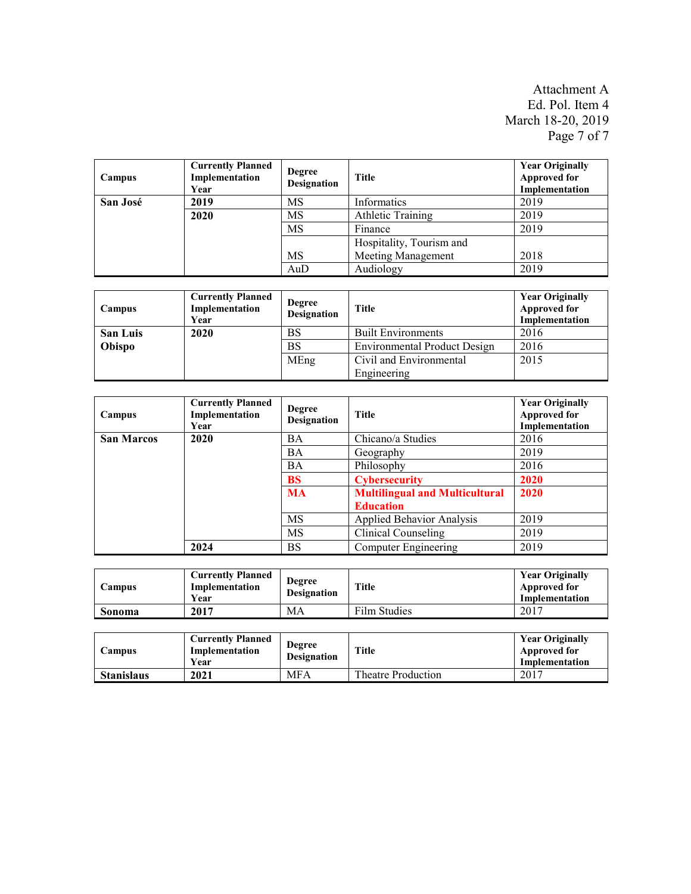Attachment A
Ed. Pol. Item 4
March 18-20, 2019

| Campus | Currently Planned Implementation Year | Degree Designation | Title | Year Originally Approved for Implementation |
|---|---|---|---|---|
| **San José** | **2019** | MS | Informatics | 2019 |
| | **2020** | MS | Athletic Training | 2019 |
| | | MS | Finance | 2019 |
| | | MS | Hospitality, Tourism and Meeting Management | 2018 |
| | | AuD | Audiology | 2019 |

| Campus | Currently Planned Implementation Year | Degree Designation | Title | Year Originally Approved for Implementation |
|---|---|---|---|---|
| **San Luis Obispo** | **2020** | BS | Built Environments | 2016 |
| | | BS | Environmental Product Design | 2016 |
| | | MEng | Civil and Environmental Engineering | 2015 |

| Campus | Currently Planned Implementation Year | Degree Designation | Title | Year Originally Approved for Implementation |
|---|---|---|---|---|
| **San Marcos** | **2020** | BA | Chicano/a Studies | 2016 |
| | | BA | Geography | 2019 |
| | | BA | Philosophy | 2016 |
| | | **BS** | **Cybersecurity** | **2020** |
| | | **MA** | **Multilingual and Multicultural Education** | **2020** |
| | | MS | Applied Behavior Analysis | 2019 |
| | | MS | Clinical Counseling | 2019 |
| | **2024** | BS | Computer Engineering | 2019 |

| Campus | Currently Planned Implementation Year | Degree Designation | Title | Year Originally Approved for Implementation |
|---|---|---|---|---|
| **Sonoma** | **2017** | MA | Film Studies | 2017 |

| Campus | Currently Planned Implementation Year | Degree Designation | Title | Year Originally Approved for Implementation |
|---|---|---|---|---|
| **Stanislaus** | **2021** | MFA | Theatre Production | 2017 |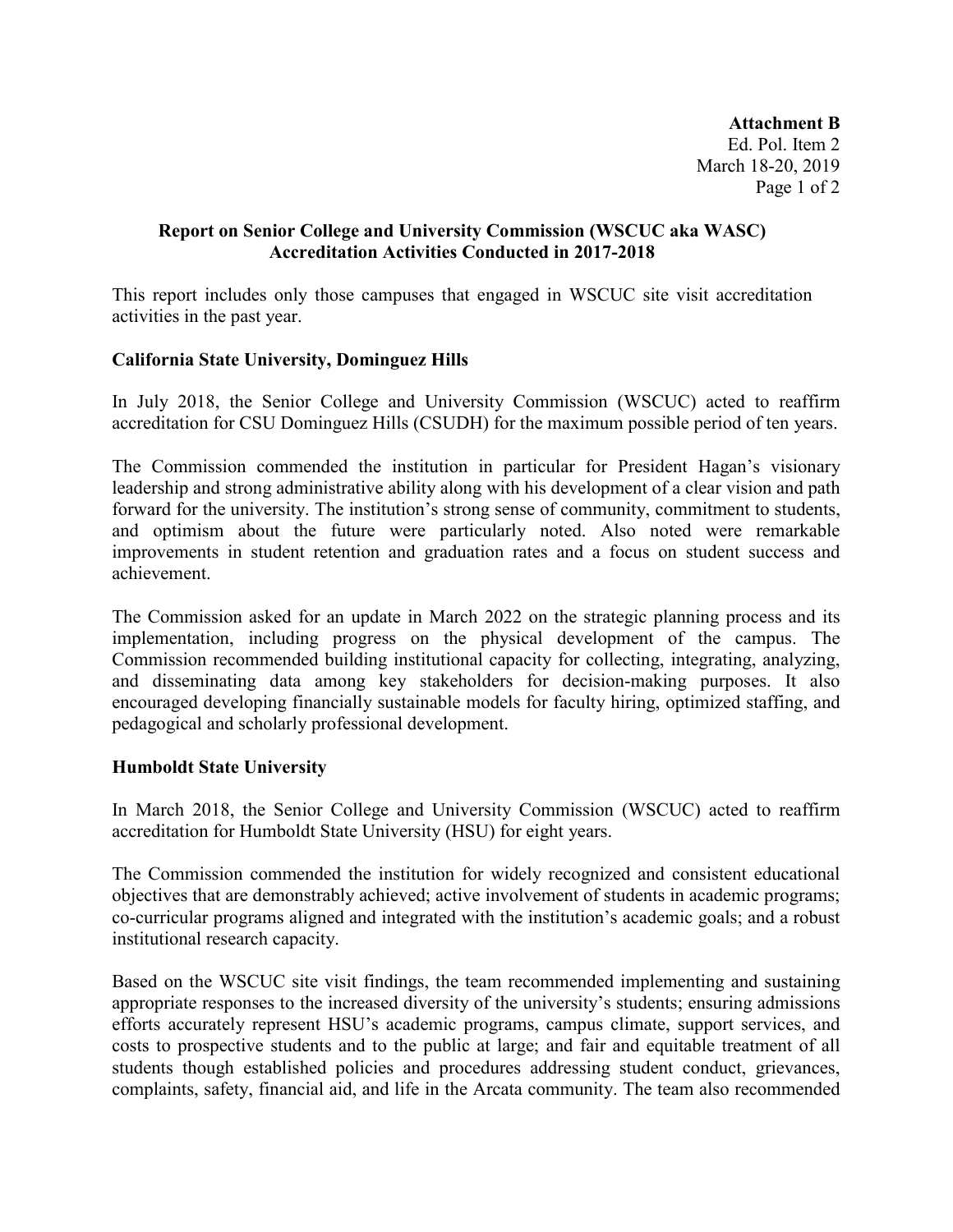**Attachment B**
Ed. Pol. Item 2
March 18-20, 2019

**Report on Senior College and University Commission (WSCUC aka WASC) Accreditation Activities Conducted in 2017-2018**

This report includes only those campuses that engaged in WSCUC site visit accreditation activities in the past year.

**California State University, Dominguez Hills**

In July 2018, the Senior College and University Commission (WSCUC) acted to reaffirm accreditation for CSU Dominguez Hills (CSUDH) for the maximum possible period of ten years.

The Commission commended the institution in particular for President Hagan's visionary leadership and strong administrative ability along with his development of a clear vision and path forward for the university. The institution's strong sense of community, commitment to students, and optimism about the future were particularly noted. Also noted were remarkable improvements in student retention and graduation rates and a focus on student success and achievement.

The Commission asked for an update in March 2022 on the strategic planning process and its implementation, including progress on the physical development of the campus. The Commission recommended building institutional capacity for collecting, integrating, analyzing, and disseminating data among key stakeholders for decision-making purposes. It also encouraged developing financially sustainable models for faculty hiring, optimized staffing, and pedagogical and scholarly professional development.

**Humboldt State University**

In March 2018, the Senior College and University Commission (WSCUC) acted to reaffirm accreditation for Humboldt State University (HSU) for eight years.

The Commission commended the institution for widely recognized and consistent educational objectives that are demonstrably achieved; active involvement of students in academic programs; co-curricular programs aligned and integrated with the institution's academic goals; and a robust institutional research capacity.

Based on the WSCUC site visit findings, the team recommended implementing and sustaining appropriate responses to the increased diversity of the university's students; ensuring admissions efforts accurately represent HSU's academic programs, campus climate, support services, and costs to prospective students and to the public at large; and fair and equitable treatment of all students though established policies and procedures addressing student conduct, grievances, complaints, safety, financial aid, and life in the Arcata community. The team also recommended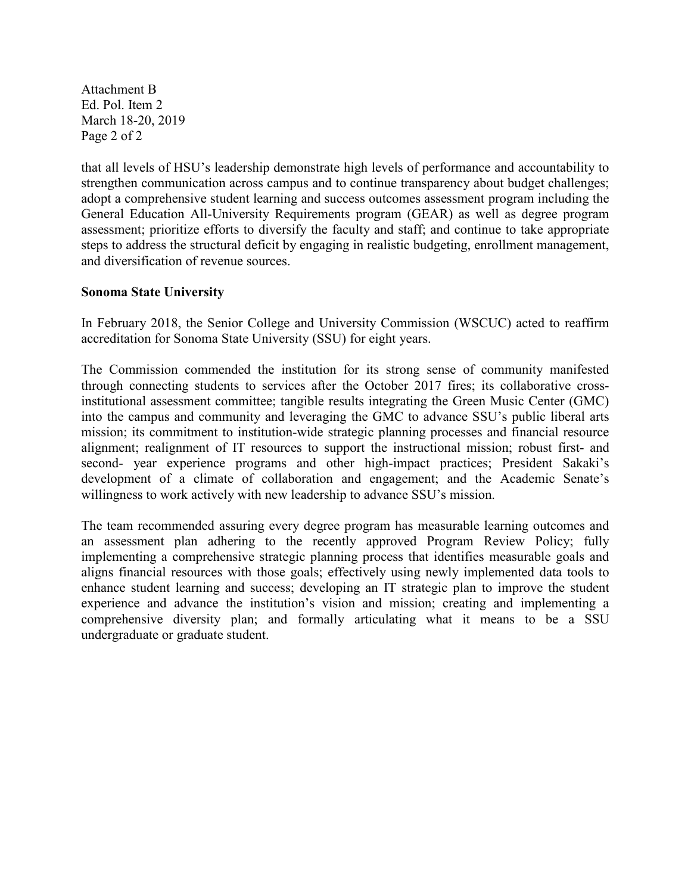that all levels of HSU's leadership demonstrate high levels of performance and accountability to strengthen communication across campus and to continue transparency about budget challenges; adopt a comprehensive student learning and success outcomes assessment program including the General Education All-University Requirements program (GEAR) as well as degree program assessment; prioritize efforts to diversify the faculty and staff; and continue to take appropriate steps to address the structural deficit by engaging in realistic budgeting, enrollment management, and diversification of revenue sources.

**Sonoma State University**

In February 2018, the Senior College and University Commission (WSCUC) acted to reaffirm accreditation for Sonoma State University (SSU) for eight years.

The Commission commended the institution for its strong sense of community manifested through connecting students to services after the October 2017 fires; its collaborative cross-institutional assessment committee; tangible results integrating the Green Music Center (GMC) into the campus and community and leveraging the GMC to advance SSU's public liberal arts mission; its commitment to institution-wide strategic planning processes and financial resource alignment; realignment of IT resources to support the instructional mission; robust first- and second- year experience programs and other high-impact practices; President Sakaki's development of a climate of collaboration and engagement; and the Academic Senate's willingness to work actively with new leadership to advance SSU's mission.

The team recommended assuring every degree program has measurable learning outcomes and an assessment plan adhering to the recently approved Program Review Policy; fully implementing a comprehensive strategic planning process that identifies measurable goals and aligns financial resources with those goals; effectively using newly implemented data tools to enhance student learning and success; developing an IT strategic plan to improve the student experience and advance the institution's vision and mission; creating and implementing a comprehensive diversity plan; and formally articulating what it means to be a SSU undergraduate or graduate student.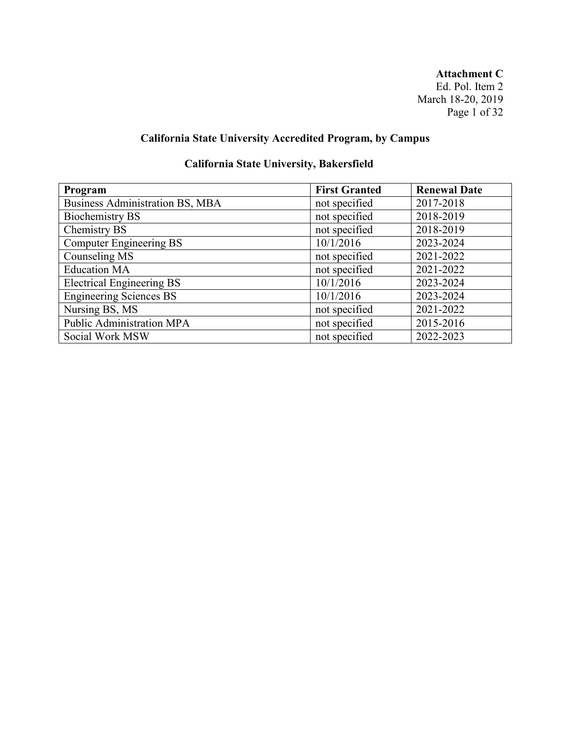**Attachment C**
Ed. Pol. Item 2
March 18-20, 2019

## California State University Accredited Program, by Campus

### California State University, Bakersfield

| Program | First Granted | Renewal Date |
|---|---|---|
| Business Administration BS, MBA | not specified | 2017-2018 |
| Biochemistry BS | not specified | 2018-2019 |
| Chemistry BS | not specified | 2018-2019 |
| Computer Engineering BS | 10/1/2016 | 2023-2024 |
| Counseling MS | not specified | 2021-2022 |
| Education MA | not specified | 2021-2022 |
| Electrical Engineering BS | 10/1/2016 | 2023-2024 |
| Engineering Sciences BS | 10/1/2016 | 2023-2024 |
| Nursing BS, MS | not specified | 2021-2022 |
| Public Administration MPA | not specified | 2015-2016 |
| Social Work MSW | not specified | 2022-2023 |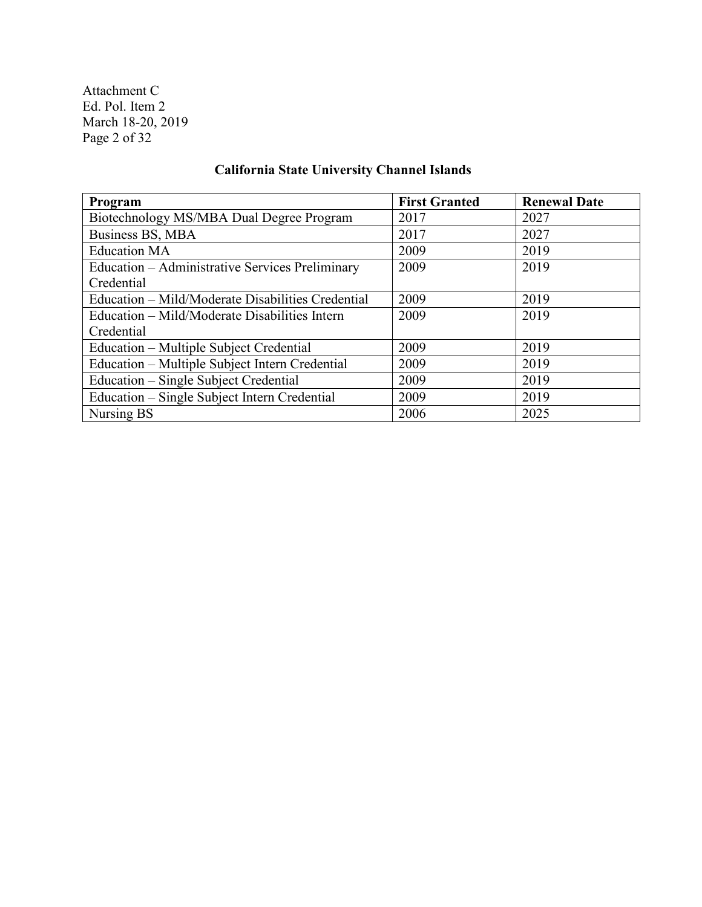## California State University Channel Islands

| Program | First Granted | Renewal Date |
| --- | --- | --- |
| Biotechnology MS/MBA Dual Degree Program | 2017 | 2027 |
| Business BS, MBA | 2017 | 2027 |
| Education MA | 2009 | 2019 |
| Education – Administrative Services Preliminary Credential | 2009 | 2019 |
| Education – Mild/Moderate Disabilities Credential | 2009 | 2019 |
| Education – Mild/Moderate Disabilities Intern Credential | 2009 | 2019 |
| Education – Multiple Subject Credential | 2009 | 2019 |
| Education – Multiple Subject Intern Credential | 2009 | 2019 |
| Education – Single Subject Credential | 2009 | 2019 |
| Education – Single Subject Intern Credential | 2009 | 2019 |
| Nursing BS | 2006 | 2025 |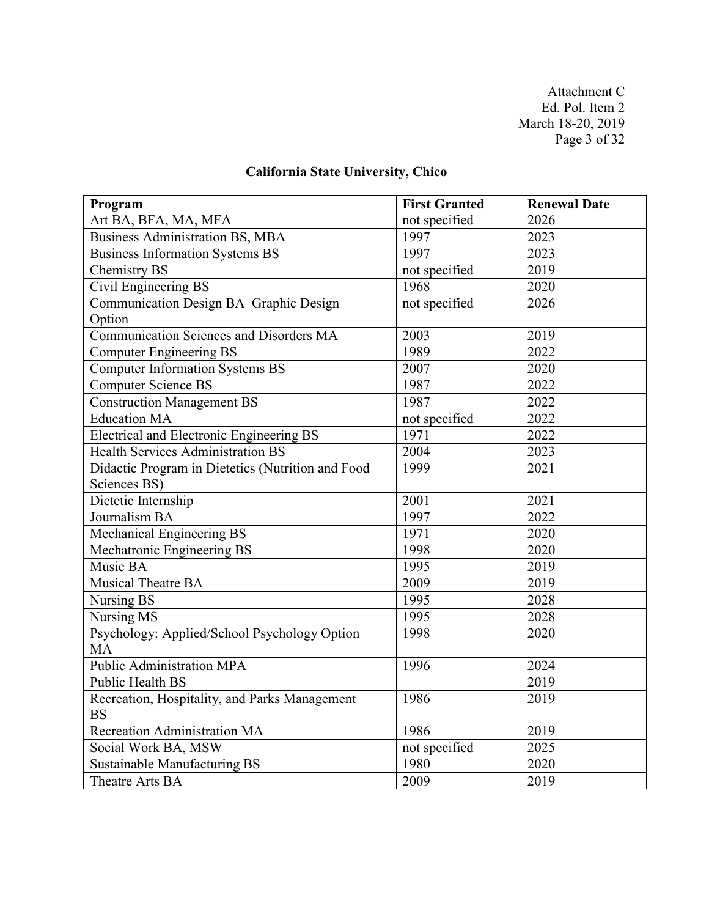## California State University, Chico

| Program | First Granted | Renewal Date |
|---|---|---|
| Art BA, BFA, MA, MFA | not specified | 2026 |
| Business Administration BS, MBA | 1997 | 2023 |
| Business Information Systems BS | 1997 | 2023 |
| Chemistry BS | not specified | 2019 |
| Civil Engineering BS | 1968 | 2020 |
| Communication Design BA–Graphic Design Option | not specified | 2026 |
| Communication Sciences and Disorders MA | 2003 | 2019 |
| Computer Engineering BS | 1989 | 2022 |
| Computer Information Systems BS | 2007 | 2020 |
| Computer Science BS | 1987 | 2022 |
| Construction Management BS | 1987 | 2022 |
| Education MA | not specified | 2022 |
| Electrical and Electronic Engineering BS | 1971 | 2022 |
| Health Services Administration BS | 2004 | 2023 |
| Didactic Program in Dietetics (Nutrition and Food Sciences BS) | 1999 | 2021 |
| Dietetic Internship | 2001 | 2021 |
| Journalism BA | 1997 | 2022 |
| Mechanical Engineering BS | 1971 | 2020 |
| Mechatronic Engineering BS | 1998 | 2020 |
| Music BA | 1995 | 2019 |
| Musical Theatre BA | 2009 | 2019 |
| Nursing BS | 1995 | 2028 |
| Nursing MS | 1995 | 2028 |
| Psychology: Applied/School Psychology Option MA | 1998 | 2020 |
| Public Administration MPA | 1996 | 2024 |
| Public Health BS | | 2019 |
| Recreation, Hospitality, and Parks Management BS | 1986 | 2019 |
| Recreation Administration MA | 1986 | 2019 |
| Social Work BA, MSW | not specified | 2025 |
| Sustainable Manufacturing BS | 1980 | 2020 |
| Theatre Arts BA | 2009 | 2019 |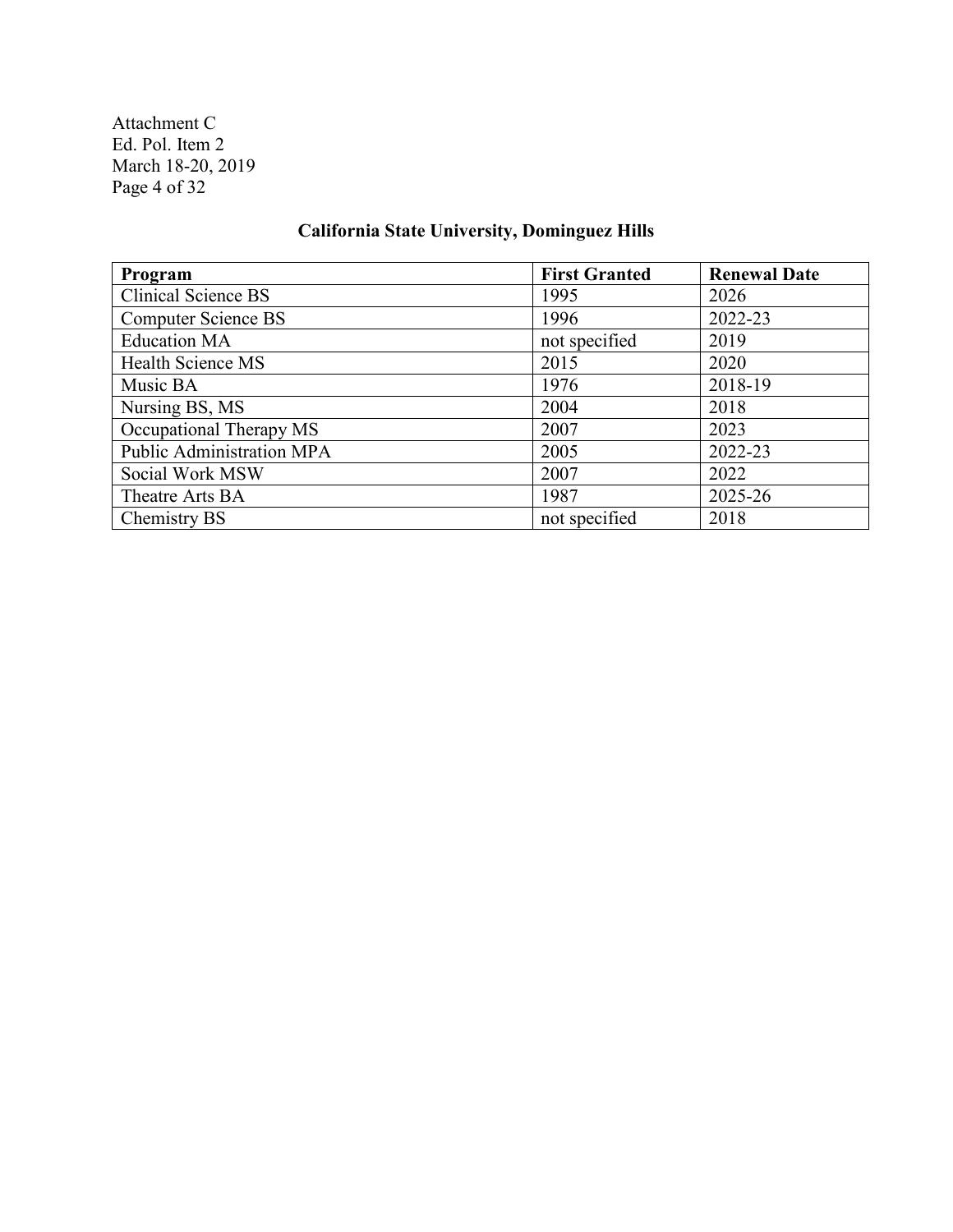## California State University, Dominguez Hills

| Program | First Granted | Renewal Date |
|---|---|---|
| Clinical Science BS | 1995 | 2026 |
| Computer Science BS | 1996 | 2022-23 |
| Education MA | not specified | 2019 |
| Health Science MS | 2015 | 2020 |
| Music BA | 1976 | 2018-19 |
| Nursing BS, MS | 2004 | 2018 |
| Occupational Therapy MS | 2007 | 2023 |
| Public Administration MPA | 2005 | 2022-23 |
| Social Work MSW | 2007 | 2022 |
| Theatre Arts BA | 1987 | 2025-26 |
| Chemistry BS | not specified | 2018 |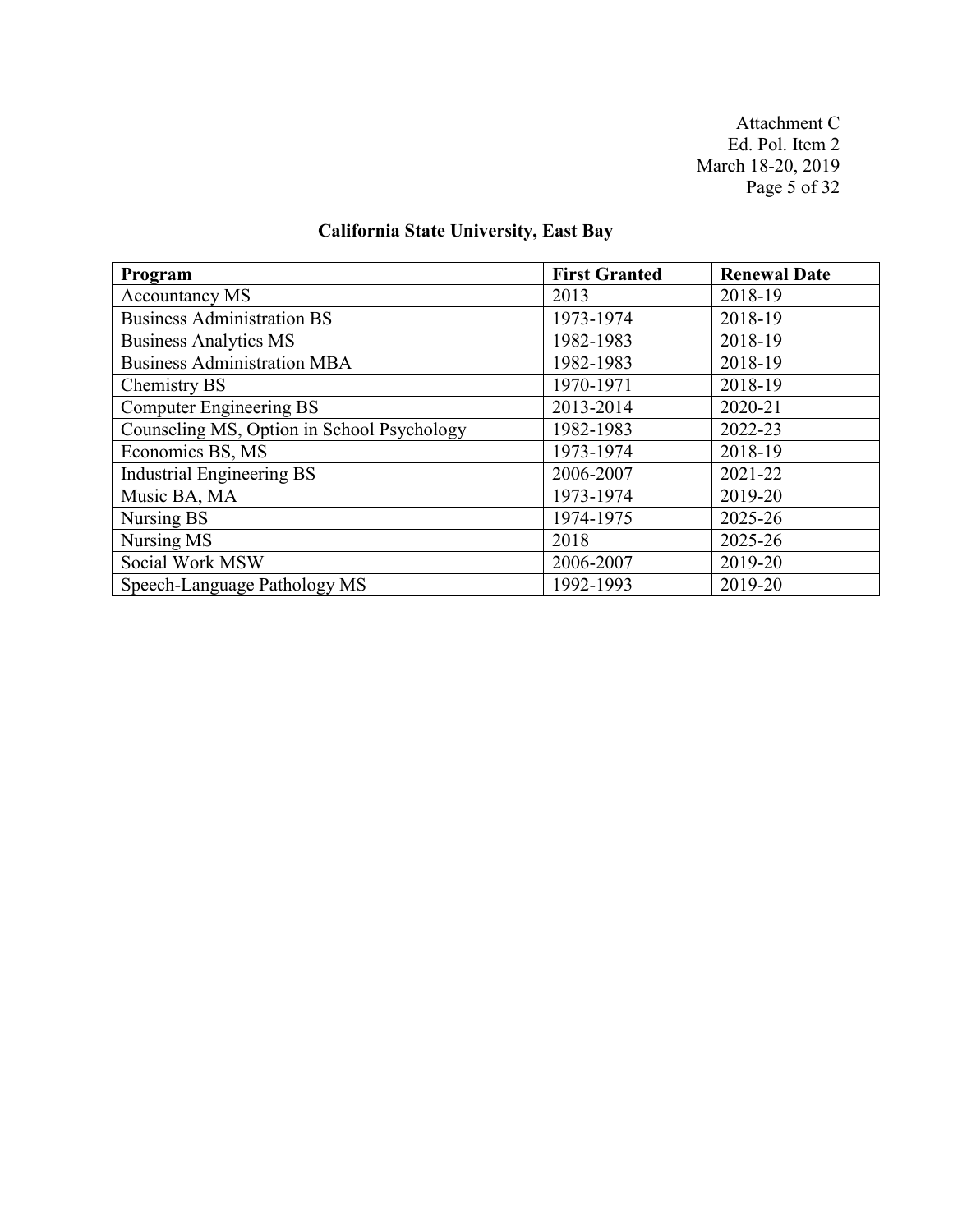## California State University, East Bay

| Program | First Granted | Renewal Date |
|---|---|---|
| Accountancy MS | 2013 | 2018-19 |
| Business Administration BS | 1973-1974 | 2018-19 |
| Business Analytics MS | 1982-1983 | 2018-19 |
| Business Administration MBA | 1982-1983 | 2018-19 |
| Chemistry BS | 1970-1971 | 2018-19 |
| Computer Engineering BS | 2013-2014 | 2020-21 |
| Counseling MS, Option in School Psychology | 1982-1983 | 2022-23 |
| Economics BS, MS | 1973-1974 | 2018-19 |
| Industrial Engineering BS | 2006-2007 | 2021-22 |
| Music BA, MA | 1973-1974 | 2019-20 |
| Nursing BS | 1974-1975 | 2025-26 |
| Nursing MS | 2018 | 2025-26 |
| Social Work MSW | 2006-2007 | 2019-20 |
| Speech-Language Pathology MS | 1992-1993 | 2019-20 |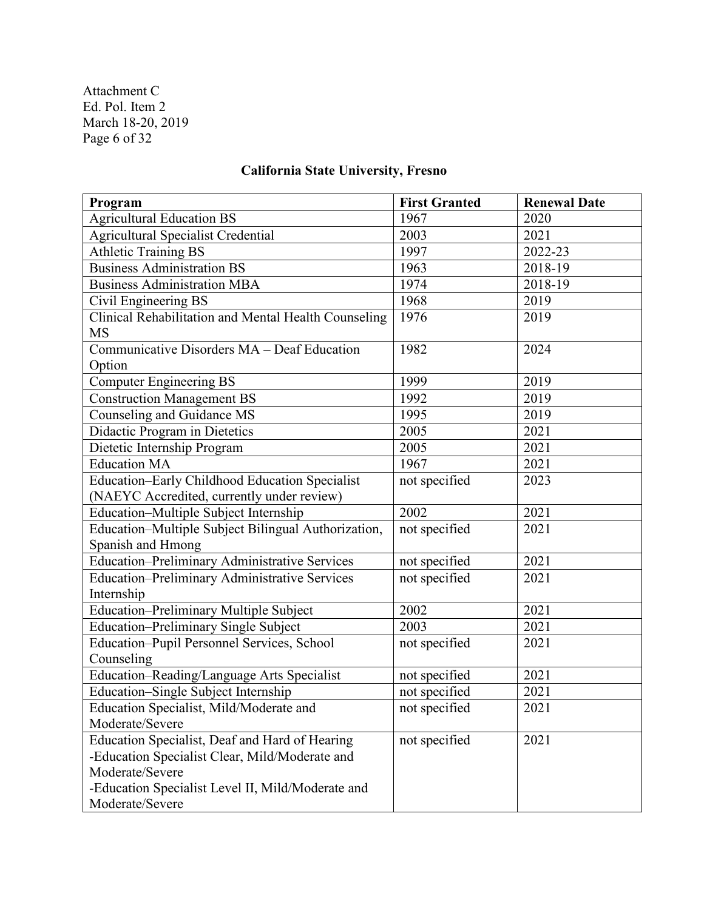Attachment C
Ed. Pol. Item 2
March 18-20, 2019

## California State University, Fresno

| Program | First Granted | Renewal Date |
|---|---|---|
| Agricultural Education BS | 1967 | 2020 |
| Agricultural Specialist Credential | 2003 | 2021 |
| Athletic Training BS | 1997 | 2022-23 |
| Business Administration BS | 1963 | 2018-19 |
| Business Administration MBA | 1974 | 2018-19 |
| Civil Engineering BS | 1968 | 2019 |
| Clinical Rehabilitation and Mental Health Counseling MS | 1976 | 2019 |
| Communicative Disorders MA – Deaf Education Option | 1982 | 2024 |
| Computer Engineering BS | 1999 | 2019 |
| Construction Management BS | 1992 | 2019 |
| Counseling and Guidance MS | 1995 | 2019 |
| Didactic Program in Dietetics | 2005 | 2021 |
| Dietetic Internship Program | 2005 | 2021 |
| Education MA | 1967 | 2021 |
| Education–Early Childhood Education Specialist (NAEYC Accredited, currently under review) | not specified | 2023 |
| Education–Multiple Subject Internship | 2002 | 2021 |
| Education–Multiple Subject Bilingual Authorization, Spanish and Hmong | not specified | 2021 |
| Education–Preliminary Administrative Services | not specified | 2021 |
| Education–Preliminary Administrative Services Internship | not specified | 2021 |
| Education–Preliminary Multiple Subject | 2002 | 2021 |
| Education–Preliminary Single Subject | 2003 | 2021 |
| Education–Pupil Personnel Services, School Counseling | not specified | 2021 |
| Education–Reading/Language Arts Specialist | not specified | 2021 |
| Education–Single Subject Internship | not specified | 2021 |
| Education Specialist, Mild/Moderate and Moderate/Severe | not specified | 2021 |
| Education Specialist, Deaf and Hard of Hearing<br>-Education Specialist Clear, Mild/Moderate and Moderate/Severe<br>-Education Specialist Level II, Mild/Moderate and Moderate/Severe | not specified | 2021 |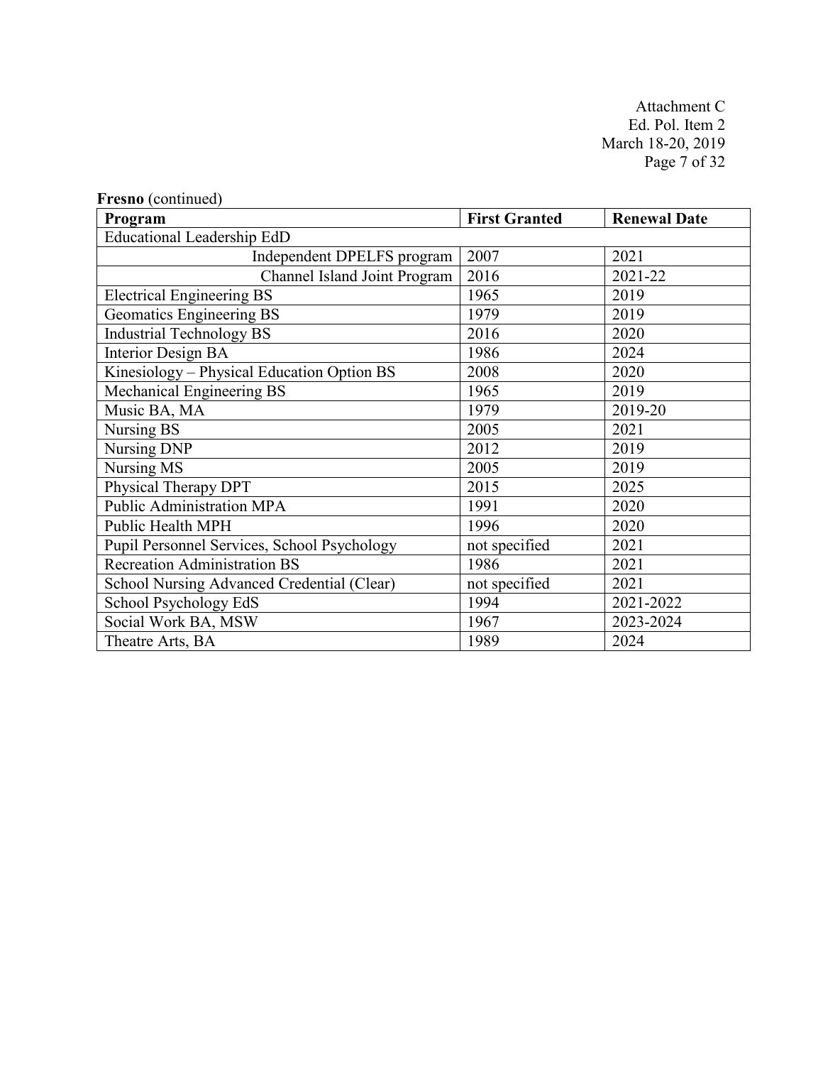**Fresno** (continued)

| Program | First Granted | Renewal Date |
|---|---|---|
| Educational Leadership EdD | | |
| Independent DPELFS program | 2007 | 2021 |
| Channel Island Joint Program | 2016 | 2021-22 |
| Electrical Engineering BS | 1965 | 2019 |
| Geomatics Engineering BS | 1979 | 2019 |
| Industrial Technology BS | 2016 | 2020 |
| Interior Design BA | 1986 | 2024 |
| Kinesiology – Physical Education Option BS | 2008 | 2020 |
| Mechanical Engineering BS | 1965 | 2019 |
| Music BA, MA | 1979 | 2019-20 |
| Nursing BS | 2005 | 2021 |
| Nursing DNP | 2012 | 2019 |
| Nursing MS | 2005 | 2019 |
| Physical Therapy DPT | 2015 | 2025 |
| Public Administration MPA | 1991 | 2020 |
| Public Health MPH | 1996 | 2020 |
| Pupil Personnel Services, School Psychology | not specified | 2021 |
| Recreation Administration BS | 1986 | 2021 |
| School Nursing Advanced Credential (Clear) | not specified | 2021 |
| School Psychology EdS | 1994 | 2021-2022 |
| Social Work BA, MSW | 1967 | 2023-2024 |
| Theatre Arts, BA | 1989 | 2024 |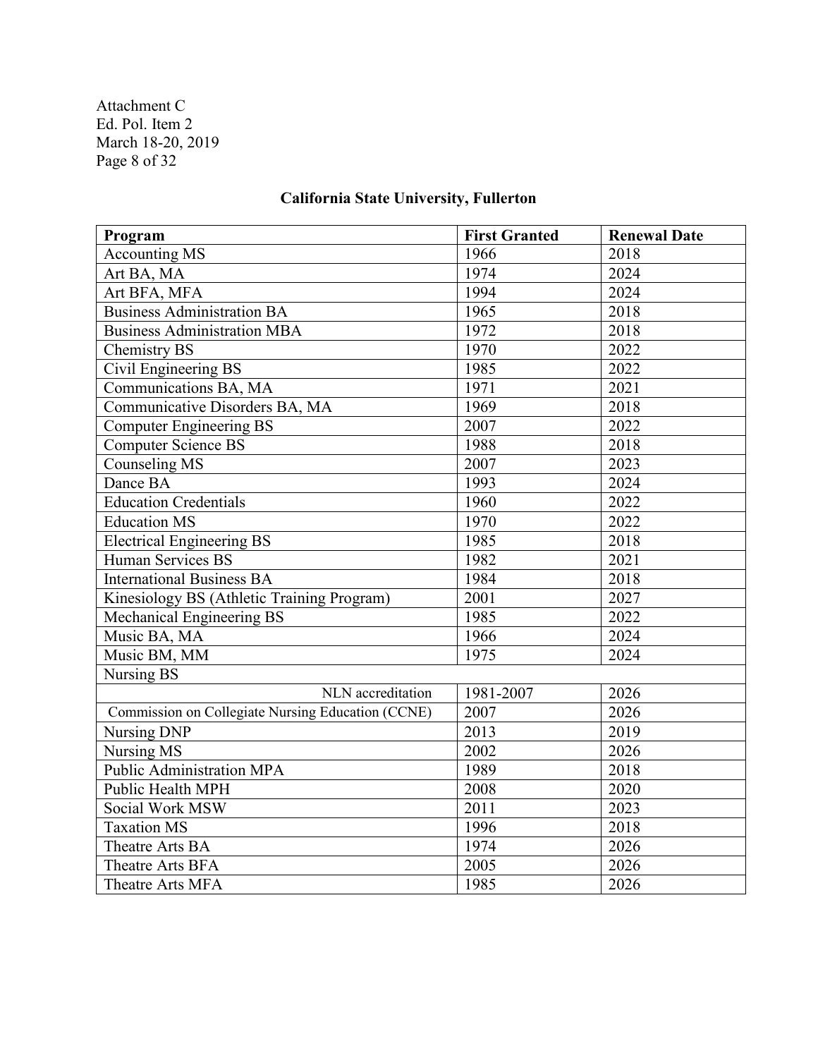Attachment C
Ed. Pol. Item 2
March 18-20, 2019

## California State University, Fullerton

| Program | First Granted | Renewal Date |
|---|---|---|
| Accounting MS | 1966 | 2018 |
| Art BA, MA | 1974 | 2024 |
| Art BFA, MFA | 1994 | 2024 |
| Business Administration BA | 1965 | 2018 |
| Business Administration MBA | 1972 | 2018 |
| Chemistry BS | 1970 | 2022 |
| Civil Engineering BS | 1985 | 2022 |
| Communications BA, MA | 1971 | 2021 |
| Communicative Disorders BA, MA | 1969 | 2018 |
| Computer Engineering BS | 2007 | 2022 |
| Computer Science BS | 1988 | 2018 |
| Counseling MS | 2007 | 2023 |
| Dance BA | 1993 | 2024 |
| Education Credentials | 1960 | 2022 |
| Education MS | 1970 | 2022 |
| Electrical Engineering BS | 1985 | 2018 |
| Human Services BS | 1982 | 2021 |
| International Business BA | 1984 | 2018 |
| Kinesiology BS (Athletic Training Program) | 2001 | 2027 |
| Mechanical Engineering BS | 1985 | 2022 |
| Music BA, MA | 1966 | 2024 |
| Music BM, MM | 1975 | 2024 |
| Nursing BS | | |
| NLN accreditation | 1981-2007 | 2026 |
| Commission on Collegiate Nursing Education (CCNE) | 2007 | 2026 |
| Nursing DNP | 2013 | 2019 |
| Nursing MS | 2002 | 2026 |
| Public Administration MPA | 1989 | 2018 |
| Public Health MPH | 2008 | 2020 |
| Social Work MSW | 2011 | 2023 |
| Taxation MS | 1996 | 2018 |
| Theatre Arts BA | 1974 | 2026 |
| Theatre Arts BFA | 2005 | 2026 |
| Theatre Arts MFA | 1985 | 2026 |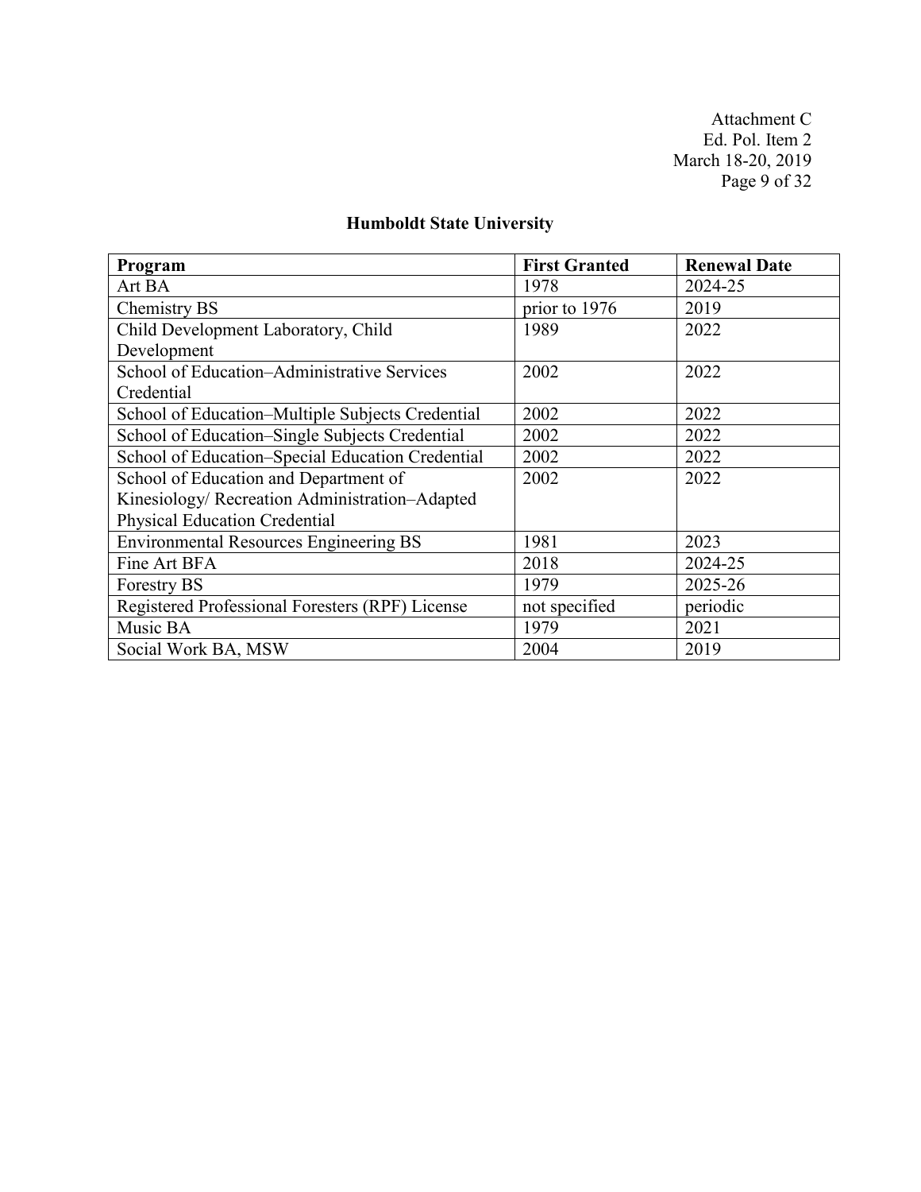## Humboldt State University

| Program | First Granted | Renewal Date |
|---|---|---|
| Art BA | 1978 | 2024-25 |
| Chemistry BS | prior to 1976 | 2019 |
| Child Development Laboratory, Child Development | 1989 | 2022 |
| School of Education–Administrative Services Credential | 2002 | 2022 |
| School of Education–Multiple Subjects Credential | 2002 | 2022 |
| School of Education–Single Subjects Credential | 2002 | 2022 |
| School of Education–Special Education Credential | 2002 | 2022 |
| School of Education and Department of Kinesiology/ Recreation Administration–Adapted Physical Education Credential | 2002 | 2022 |
| Environmental Resources Engineering BS | 1981 | 2023 |
| Fine Art BFA | 2018 | 2024-25 |
| Forestry BS | 1979 | 2025-26 |
| Registered Professional Foresters (RPF) License | not specified | periodic |
| Music BA | 1979 | 2021 |
| Social Work BA, MSW | 2004 | 2019 |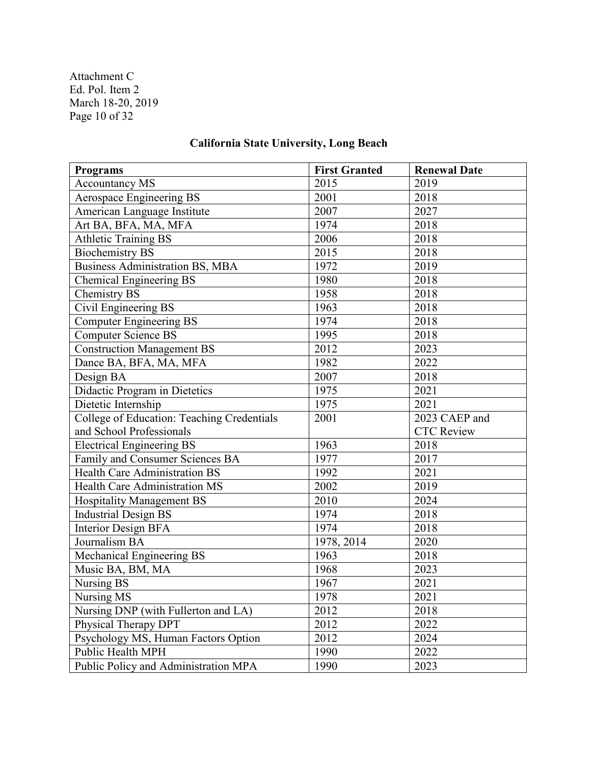Attachment C
Ed. Pol. Item 2
March 18-20, 2019

## California State University, Long Beach

| Programs | First Granted | Renewal Date |
|---|---|---|
| Accountancy MS | 2015 | 2019 |
| Aerospace Engineering BS | 2001 | 2018 |
| American Language Institute | 2007 | 2027 |
| Art BA, BFA, MA, MFA | 1974 | 2018 |
| Athletic Training BS | 2006 | 2018 |
| Biochemistry BS | 2015 | 2018 |
| Business Administration BS, MBA | 1972 | 2019 |
| Chemical Engineering BS | 1980 | 2018 |
| Chemistry BS | 1958 | 2018 |
| Civil Engineering BS | 1963 | 2018 |
| Computer Engineering BS | 1974 | 2018 |
| Computer Science BS | 1995 | 2018 |
| Construction Management BS | 2012 | 2023 |
| Dance BA, BFA, MA, MFA | 1982 | 2022 |
| Design BA | 2007 | 2018 |
| Didactic Program in Dietetics | 1975 | 2021 |
| Dietetic Internship | 1975 | 2021 |
| College of Education: Teaching Credentials and School Professionals | 2001 | 2023 CAEP and CTC Review |
| Electrical Engineering BS | 1963 | 2018 |
| Family and Consumer Sciences BA | 1977 | 2017 |
| Health Care Administration BS | 1992 | 2021 |
| Health Care Administration MS | 2002 | 2019 |
| Hospitality Management BS | 2010 | 2024 |
| Industrial Design BS | 1974 | 2018 |
| Interior Design BFA | 1974 | 2018 |
| Journalism BA | 1978, 2014 | 2020 |
| Mechanical Engineering BS | 1963 | 2018 |
| Music BA, BM, MA | 1968 | 2023 |
| Nursing BS | 1967 | 2021 |
| Nursing MS | 1978 | 2021 |
| Nursing DNP (with Fullerton and LA) | 2012 | 2018 |
| Physical Therapy DPT | 2012 | 2022 |
| Psychology MS, Human Factors Option | 2012 | 2024 |
| Public Health MPH | 1990 | 2022 |
| Public Policy and Administration MPA | 1990 | 2023 |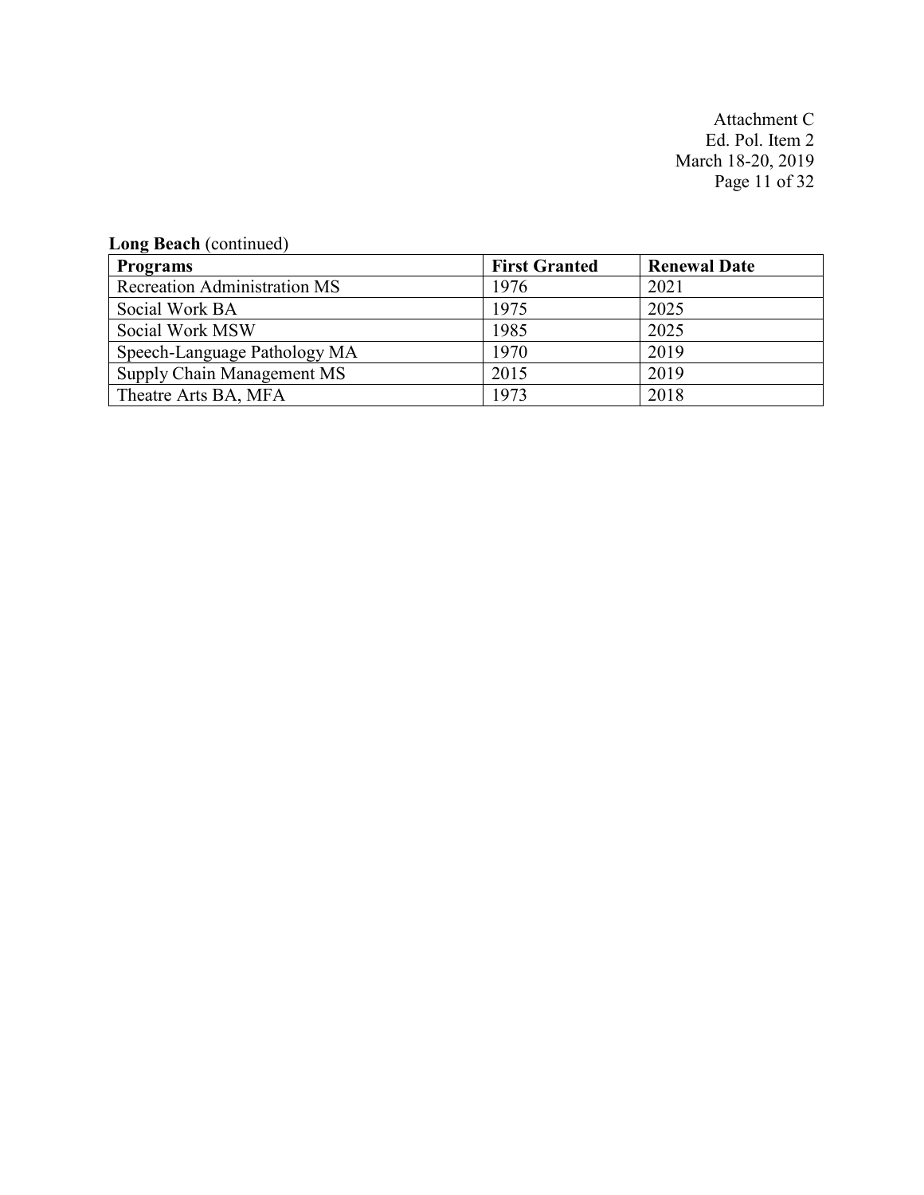**Long Beach** (continued)

| Programs | First Granted | Renewal Date |
|---|---|---|
| Recreation Administration MS | 1976 | 2021 |
| Social Work BA | 1975 | 2025 |
| Social Work MSW | 1985 | 2025 |
| Speech-Language Pathology MA | 1970 | 2019 |
| Supply Chain Management MS | 2015 | 2019 |
| Theatre Arts BA, MFA | 1973 | 2018 |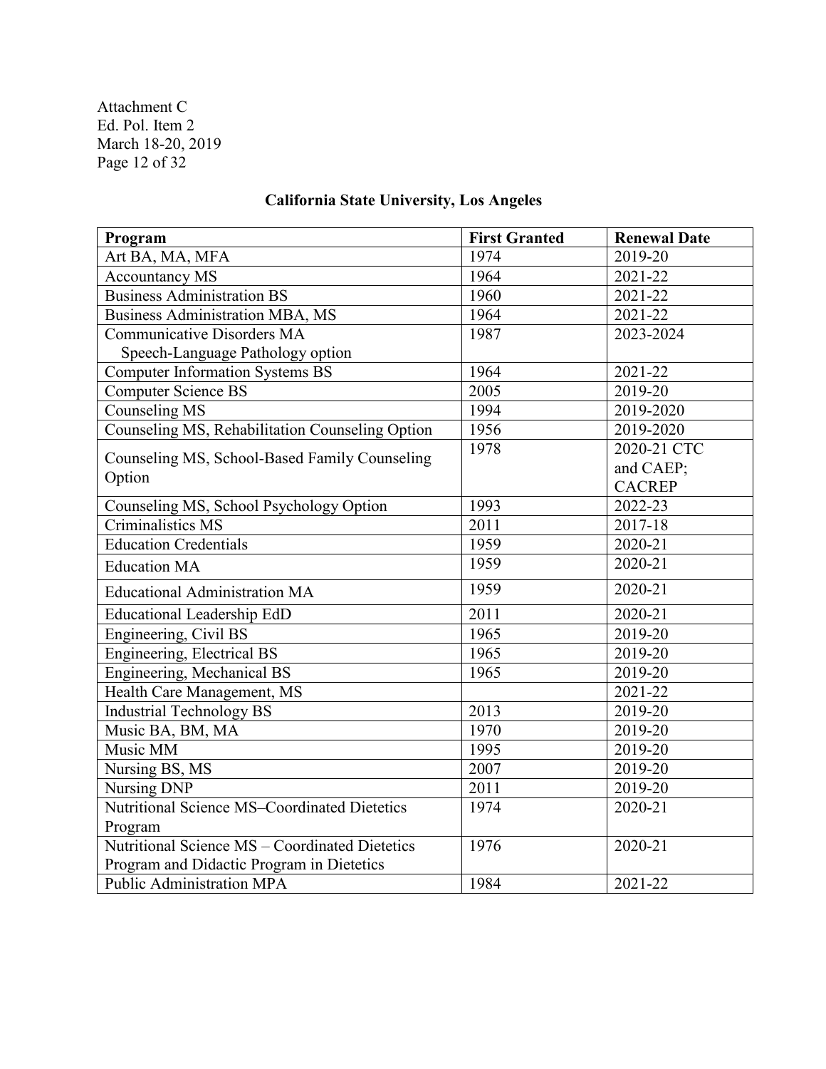Attachment C
Ed. Pol. Item 2
March 18-20, 2019

## California State University, Los Angeles

| Program | First Granted | Renewal Date |
|---|---|---|
| Art BA, MA, MFA | 1974 | 2019-20 |
| Accountancy MS | 1964 | 2021-22 |
| Business Administration BS | 1960 | 2021-22 |
| Business Administration MBA, MS | 1964 | 2021-22 |
| Communicative Disorders MA Speech-Language Pathology option | 1987 | 2023-2024 |
| Computer Information Systems BS | 1964 | 2021-22 |
| Computer Science BS | 2005 | 2019-20 |
| Counseling MS | 1994 | 2019-2020 |
| Counseling MS, Rehabilitation Counseling Option | 1956 | 2019-2020 |
| Counseling MS, School-Based Family Counseling Option | 1978 | 2020-21 CTC and CAEP; CACREP |
| Counseling MS, School Psychology Option | 1993 | 2022-23 |
| Criminalistics MS | 2011 | 2017-18 |
| Education Credentials | 1959 | 2020-21 |
| Education MA | 1959 | 2020-21 |
| Educational Administration MA | 1959 | 2020-21 |
| Educational Leadership EdD | 2011 | 2020-21 |
| Engineering, Civil BS | 1965 | 2019-20 |
| Engineering, Electrical BS | 1965 | 2019-20 |
| Engineering, Mechanical BS | 1965 | 2019-20 |
| Health Care Management, MS | | 2021-22 |
| Industrial Technology BS | 2013 | 2019-20 |
| Music BA, BM, MA | 1970 | 2019-20 |
| Music MM | 1995 | 2019-20 |
| Nursing BS, MS | 2007 | 2019-20 |
| Nursing DNP | 2011 | 2019-20 |
| Nutritional Science MS–Coordinated Dietetics Program | 1974 | 2020-21 |
| Nutritional Science MS – Coordinated Dietetics Program and Didactic Program in Dietetics | 1976 | 2020-21 |
| Public Administration MPA | 1984 | 2021-22 |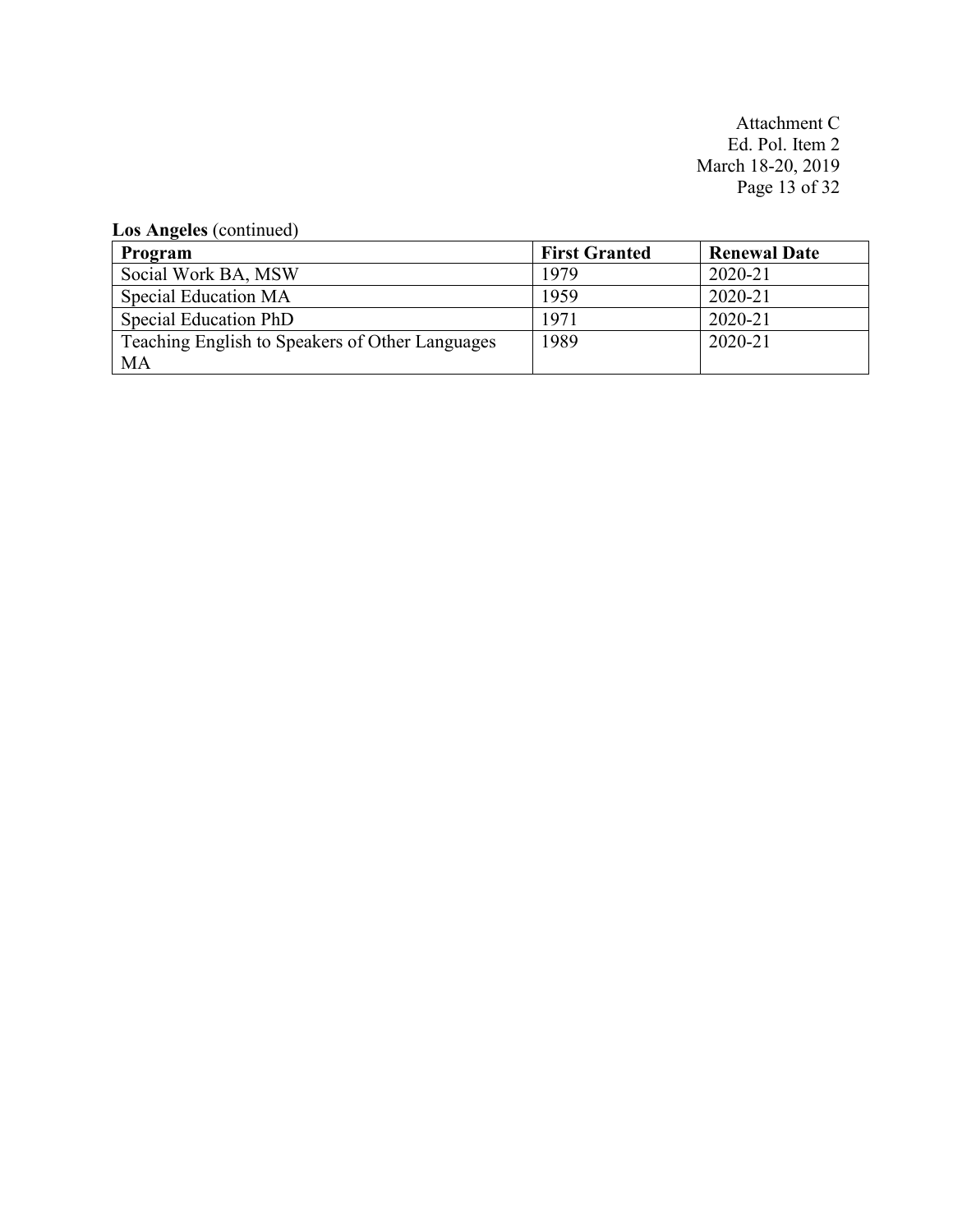**Los Angeles** (continued)

| Program | First Granted | Renewal Date |
|---|---|---|
| Social Work BA, MSW | 1979 | 2020-21 |
| Special Education MA | 1959 | 2020-21 |
| Special Education PhD | 1971 | 2020-21 |
| Teaching English to Speakers of Other Languages MA | 1989 | 2020-21 |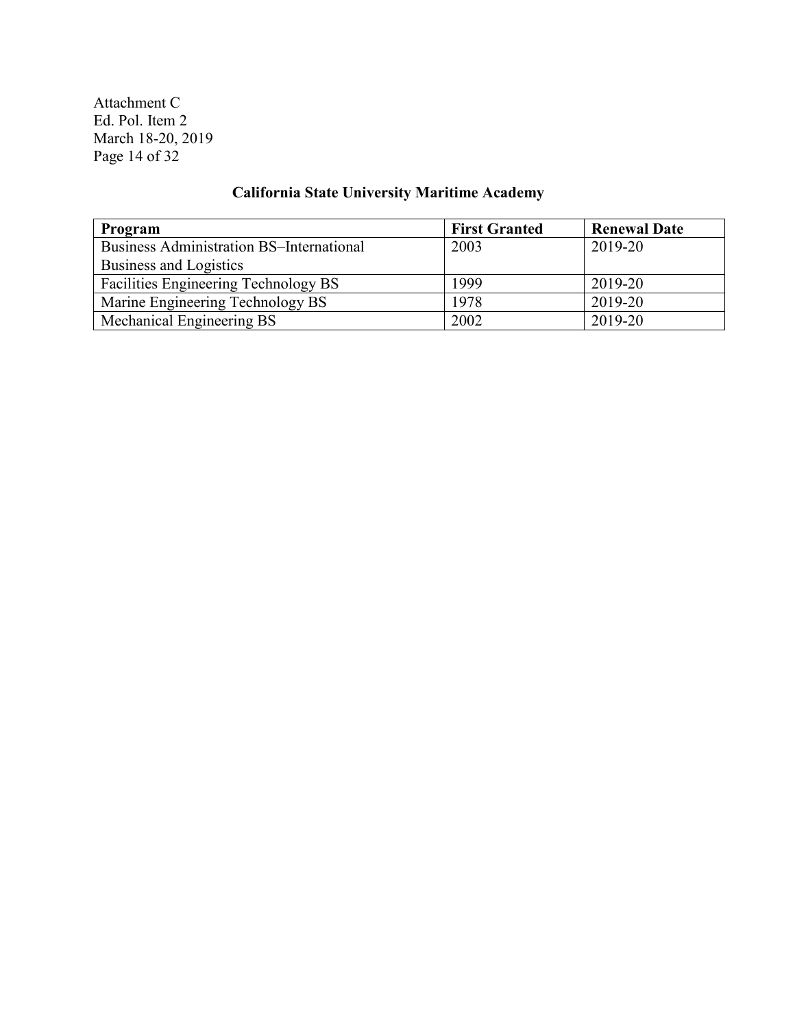## California State University Maritime Academy

| Program | First Granted | Renewal Date |
|---|---|---|
| Business Administration BS–International Business and Logistics | 2003 | 2019-20 |
| Facilities Engineering Technology BS | 1999 | 2019-20 |
| Marine Engineering Technology BS | 1978 | 2019-20 |
| Mechanical Engineering BS | 2002 | 2019-20 |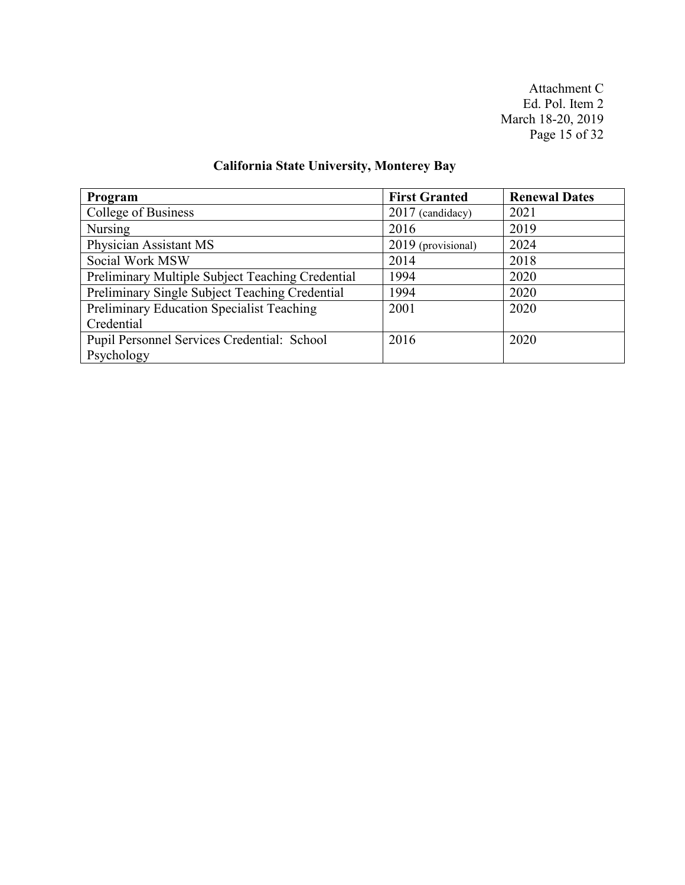## California State University, Monterey Bay

| Program | First Granted | Renewal Dates |
|---|---|---|
| College of Business | 2017 (candidacy) | 2021 |
| Nursing | 2016 | 2019 |
| Physician Assistant MS | 2019 (provisional) | 2024 |
| Social Work MSW | 2014 | 2018 |
| Preliminary Multiple Subject Teaching Credential | 1994 | 2020 |
| Preliminary Single Subject Teaching Credential | 1994 | 2020 |
| Preliminary Education Specialist Teaching Credential | 2001 | 2020 |
| Pupil Personnel Services Credential: School Psychology | 2016 | 2020 |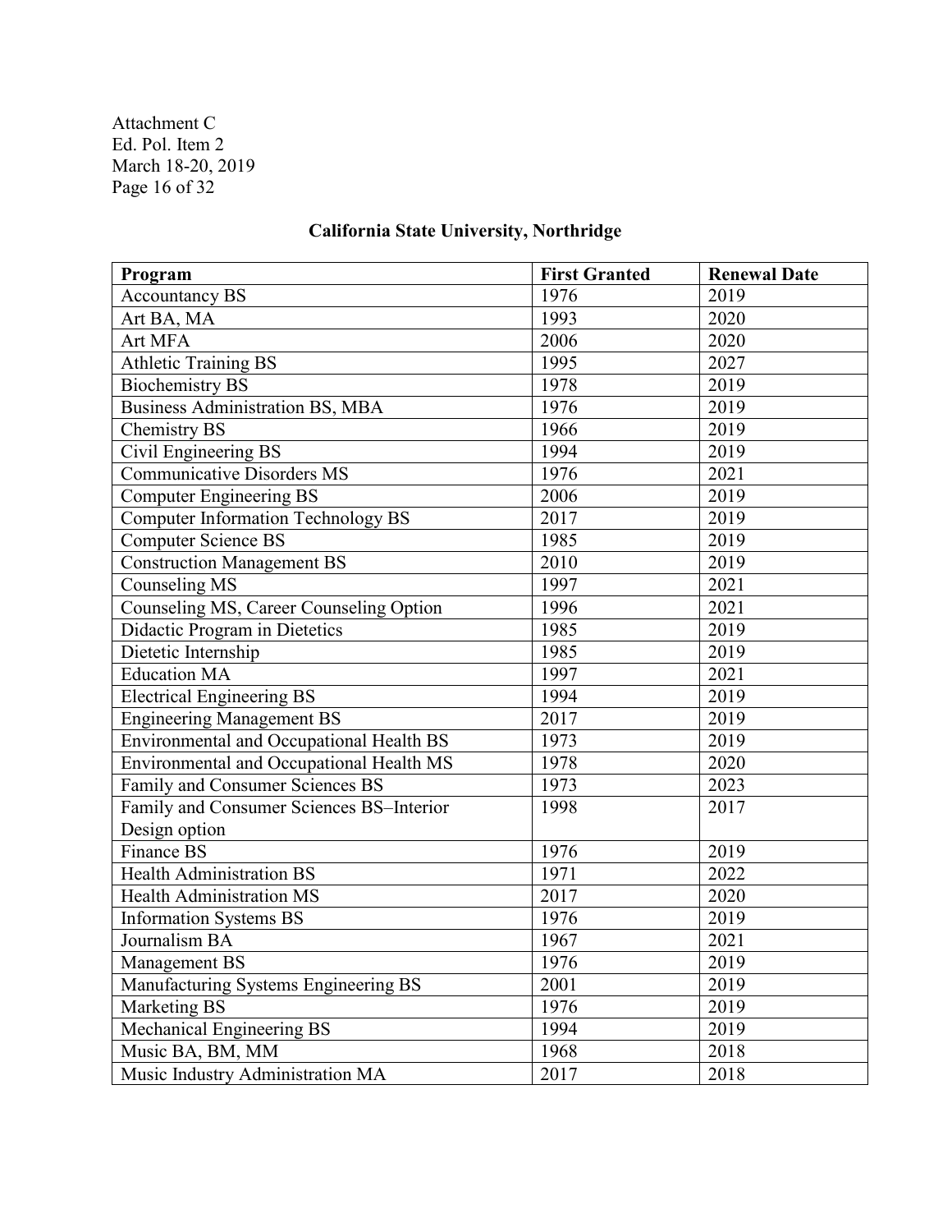## California State University, Northridge

| Program | First Granted | Renewal Date |
|---|---|---|
| Accountancy BS | 1976 | 2019 |
| Art BA, MA | 1993 | 2020 |
| Art MFA | 2006 | 2020 |
| Athletic Training BS | 1995 | 2027 |
| Biochemistry BS | 1978 | 2019 |
| Business Administration BS, MBA | 1976 | 2019 |
| Chemistry BS | 1966 | 2019 |
| Civil Engineering BS | 1994 | 2019 |
| Communicative Disorders MS | 1976 | 2021 |
| Computer Engineering BS | 2006 | 2019 |
| Computer Information Technology BS | 2017 | 2019 |
| Computer Science BS | 1985 | 2019 |
| Construction Management BS | 2010 | 2019 |
| Counseling MS | 1997 | 2021 |
| Counseling MS, Career Counseling Option | 1996 | 2021 |
| Didactic Program in Dietetics | 1985 | 2019 |
| Dietetic Internship | 1985 | 2019 |
| Education MA | 1997 | 2021 |
| Electrical Engineering BS | 1994 | 2019 |
| Engineering Management BS | 2017 | 2019 |
| Environmental and Occupational Health BS | 1973 | 2019 |
| Environmental and Occupational Health MS | 1978 | 2020 |
| Family and Consumer Sciences BS | 1973 | 2023 |
| Family and Consumer Sciences BS–Interior Design option | 1998 | 2017 |
| Finance BS | 1976 | 2019 |
| Health Administration BS | 1971 | 2022 |
| Health Administration MS | 2017 | 2020 |
| Information Systems BS | 1976 | 2019 |
| Journalism BA | 1967 | 2021 |
| Management BS | 1976 | 2019 |
| Manufacturing Systems Engineering BS | 2001 | 2019 |
| Marketing BS | 1976 | 2019 |
| Mechanical Engineering BS | 1994 | 2019 |
| Music BA, BM, MM | 1968 | 2018 |
| Music Industry Administration MA | 2017 | 2018 |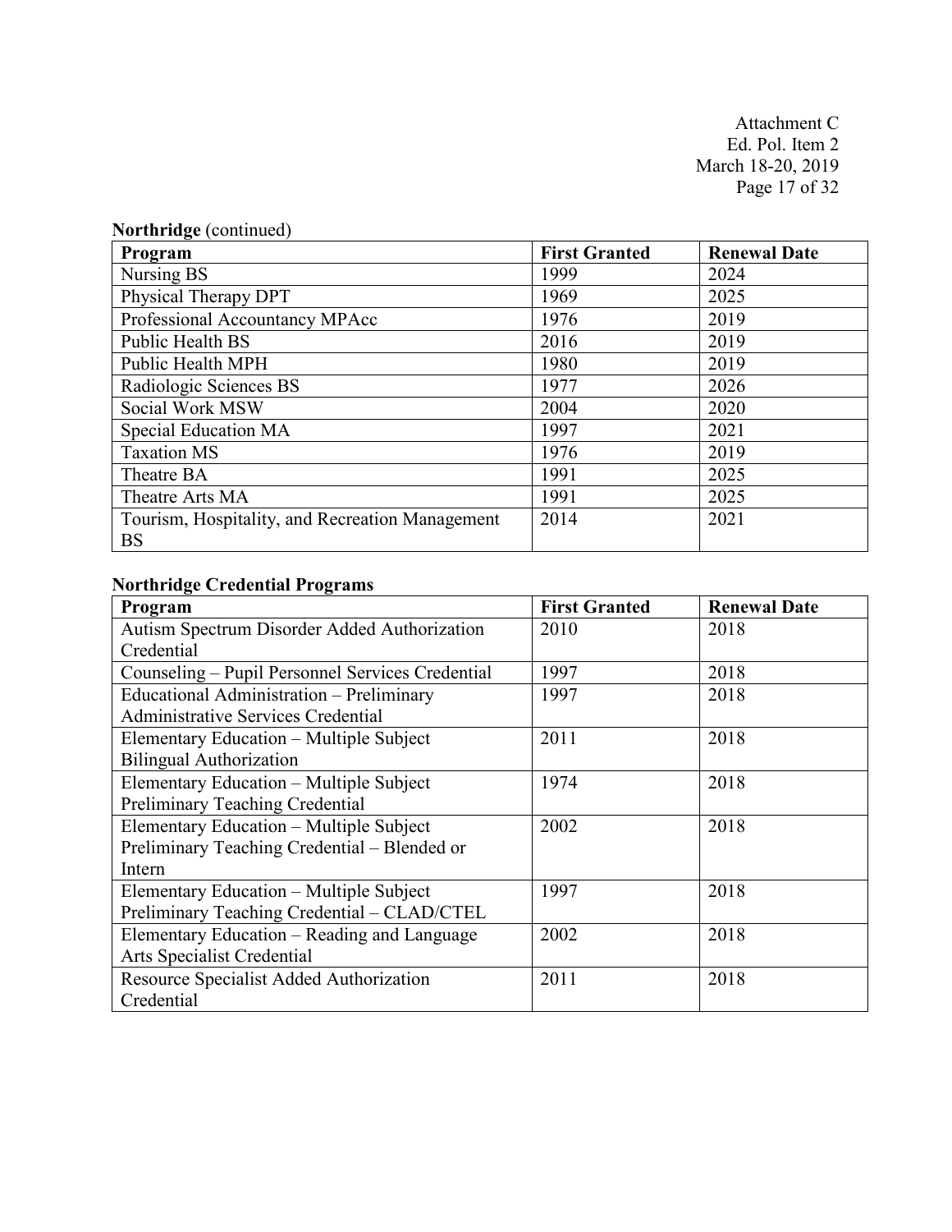**Northridge** (continued)

| Program | First Granted | Renewal Date |
|---|---|---|
| Nursing BS | 1999 | 2024 |
| Physical Therapy DPT | 1969 | 2025 |
| Professional Accountancy MPAcc | 1976 | 2019 |
| Public Health BS | 2016 | 2019 |
| Public Health MPH | 1980 | 2019 |
| Radiologic Sciences BS | 1977 | 2026 |
| Social Work MSW | 2004 | 2020 |
| Special Education MA | 1997 | 2021 |
| Taxation MS | 1976 | 2019 |
| Theatre BA | 1991 | 2025 |
| Theatre Arts MA | 1991 | 2025 |
| Tourism, Hospitality, and Recreation Management BS | 2014 | 2021 |

**Northridge Credential Programs**

| Program | First Granted | Renewal Date |
|---|---|---|
| Autism Spectrum Disorder Added Authorization Credential | 2010 | 2018 |
| Counseling – Pupil Personnel Services Credential | 1997 | 2018 |
| Educational Administration – Preliminary Administrative Services Credential | 1997 | 2018 |
| Elementary Education – Multiple Subject Bilingual Authorization | 2011 | 2018 |
| Elementary Education – Multiple Subject Preliminary Teaching Credential | 1974 | 2018 |
| Elementary Education – Multiple Subject Preliminary Teaching Credential – Blended or Intern | 2002 | 2018 |
| Elementary Education – Multiple Subject Preliminary Teaching Credential – CLAD/CTEL | 1997 | 2018 |
| Elementary Education – Reading and Language Arts Specialist Credential | 2002 | 2018 |
| Resource Specialist Added Authorization Credential | 2011 | 2018 |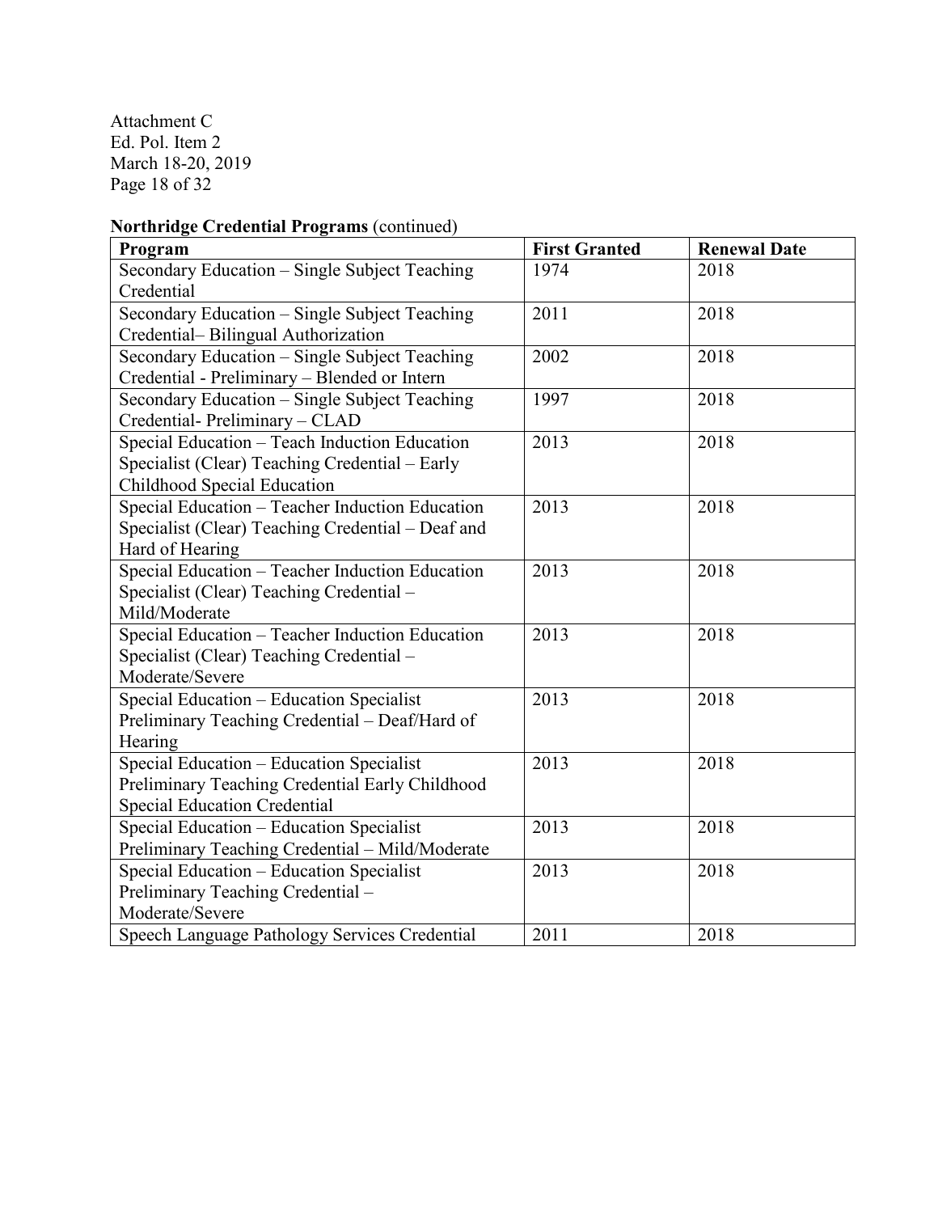Attachment C
Ed. Pol. Item 2
March 18-20, 2019

**Northridge Credential Programs** (continued)

| Program | First Granted | Renewal Date |
|---|---|---|
| Secondary Education – Single Subject Teaching Credential | 1974 | 2018 |
| Secondary Education – Single Subject Teaching Credential– Bilingual Authorization | 2011 | 2018 |
| Secondary Education – Single Subject Teaching Credential - Preliminary – Blended or Intern | 2002 | 2018 |
| Secondary Education – Single Subject Teaching Credential- Preliminary – CLAD | 1997 | 2018 |
| Special Education – Teach Induction Education Specialist (Clear) Teaching Credential – Early Childhood Special Education | 2013 | 2018 |
| Special Education – Teacher Induction Education Specialist (Clear) Teaching Credential – Deaf and Hard of Hearing | 2013 | 2018 |
| Special Education – Teacher Induction Education Specialist (Clear) Teaching Credential – Mild/Moderate | 2013 | 2018 |
| Special Education – Teacher Induction Education Specialist (Clear) Teaching Credential – Moderate/Severe | 2013 | 2018 |
| Special Education – Education Specialist Preliminary Teaching Credential – Deaf/Hard of Hearing | 2013 | 2018 |
| Special Education – Education Specialist Preliminary Teaching Credential Early Childhood Special Education Credential | 2013 | 2018 |
| Special Education – Education Specialist Preliminary Teaching Credential – Mild/Moderate | 2013 | 2018 |
| Special Education – Education Specialist Preliminary Teaching Credential – Moderate/Severe | 2013 | 2018 |
| Speech Language Pathology Services Credential | 2011 | 2018 |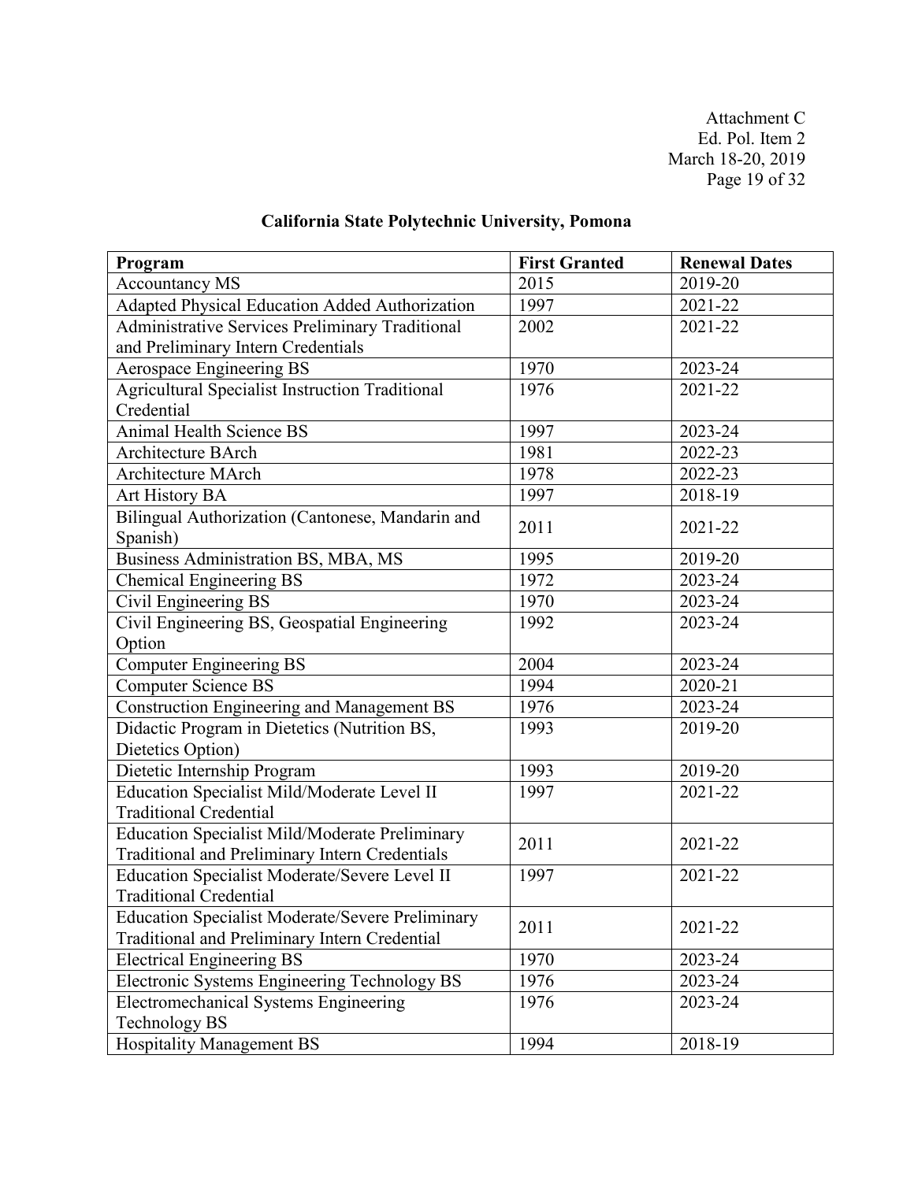## California State Polytechnic University, Pomona

| Program | First Granted | Renewal Dates |
|---|---|---|
| Accountancy MS | 2015 | 2019-20 |
| Adapted Physical Education Added Authorization | 1997 | 2021-22 |
| Administrative Services Preliminary Traditional and Preliminary Intern Credentials | 2002 | 2021-22 |
| Aerospace Engineering BS | 1970 | 2023-24 |
| Agricultural Specialist Instruction Traditional Credential | 1976 | 2021-22 |
| Animal Health Science BS | 1997 | 2023-24 |
| Architecture BArch | 1981 | 2022-23 |
| Architecture MArch | 1978 | 2022-23 |
| Art History BA | 1997 | 2018-19 |
| Bilingual Authorization (Cantonese, Mandarin and Spanish) | 2011 | 2021-22 |
| Business Administration BS, MBA, MS | 1995 | 2019-20 |
| Chemical Engineering BS | 1972 | 2023-24 |
| Civil Engineering BS | 1970 | 2023-24 |
| Civil Engineering BS, Geospatial Engineering Option | 1992 | 2023-24 |
| Computer Engineering BS | 2004 | 2023-24 |
| Computer Science BS | 1994 | 2020-21 |
| Construction Engineering and Management BS | 1976 | 2023-24 |
| Didactic Program in Dietetics (Nutrition BS, Dietetics Option) | 1993 | 2019-20 |
| Dietetic Internship Program | 1993 | 2019-20 |
| Education Specialist Mild/Moderate Level II Traditional Credential | 1997 | 2021-22 |
| Education Specialist Mild/Moderate Preliminary Traditional and Preliminary Intern Credentials | 2011 | 2021-22 |
| Education Specialist Moderate/Severe Level II Traditional Credential | 1997 | 2021-22 |
| Education Specialist Moderate/Severe Preliminary Traditional and Preliminary Intern Credential | 2011 | 2021-22 |
| Electrical Engineering BS | 1970 | 2023-24 |
| Electronic Systems Engineering Technology BS | 1976 | 2023-24 |
| Electromechanical Systems Engineering Technology BS | 1976 | 2023-24 |
| Hospitality Management BS | 1994 | 2018-19 |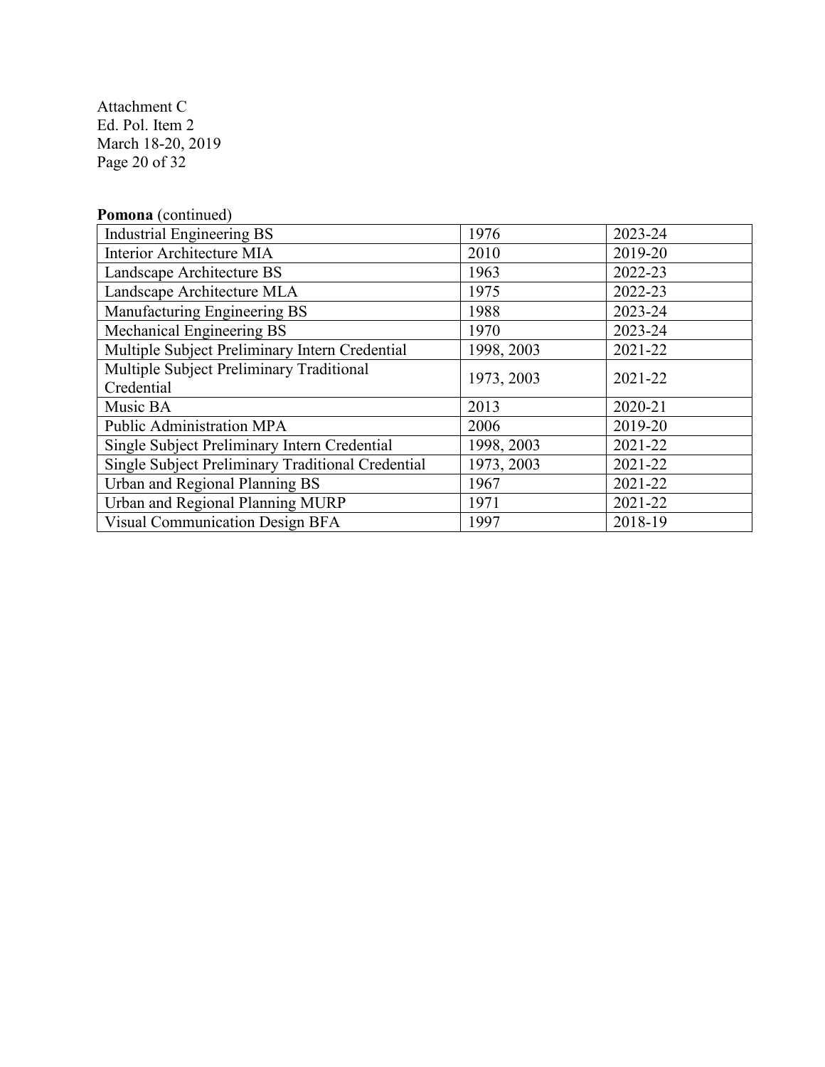**Pomona** (continued)

| | | |
|---|---|---|
| Industrial Engineering BS | 1976 | 2023-24 |
| Interior Architecture MIA | 2010 | 2019-20 |
| Landscape Architecture BS | 1963 | 2022-23 |
| Landscape Architecture MLA | 1975 | 2022-23 |
| Manufacturing Engineering BS | 1988 | 2023-24 |
| Mechanical Engineering BS | 1970 | 2023-24 |
| Multiple Subject Preliminary Intern Credential | 1998, 2003 | 2021-22 |
| Multiple Subject Preliminary Traditional Credential | 1973, 2003 | 2021-22 |
| Music BA | 2013 | 2020-21 |
| Public Administration MPA | 2006 | 2019-20 |
| Single Subject Preliminary Intern Credential | 1998, 2003 | 2021-22 |
| Single Subject Preliminary Traditional Credential | 1973, 2003 | 2021-22 |
| Urban and Regional Planning BS | 1967 | 2021-22 |
| Urban and Regional Planning MURP | 1971 | 2021-22 |
| Visual Communication Design BFA | 1997 | 2018-19 |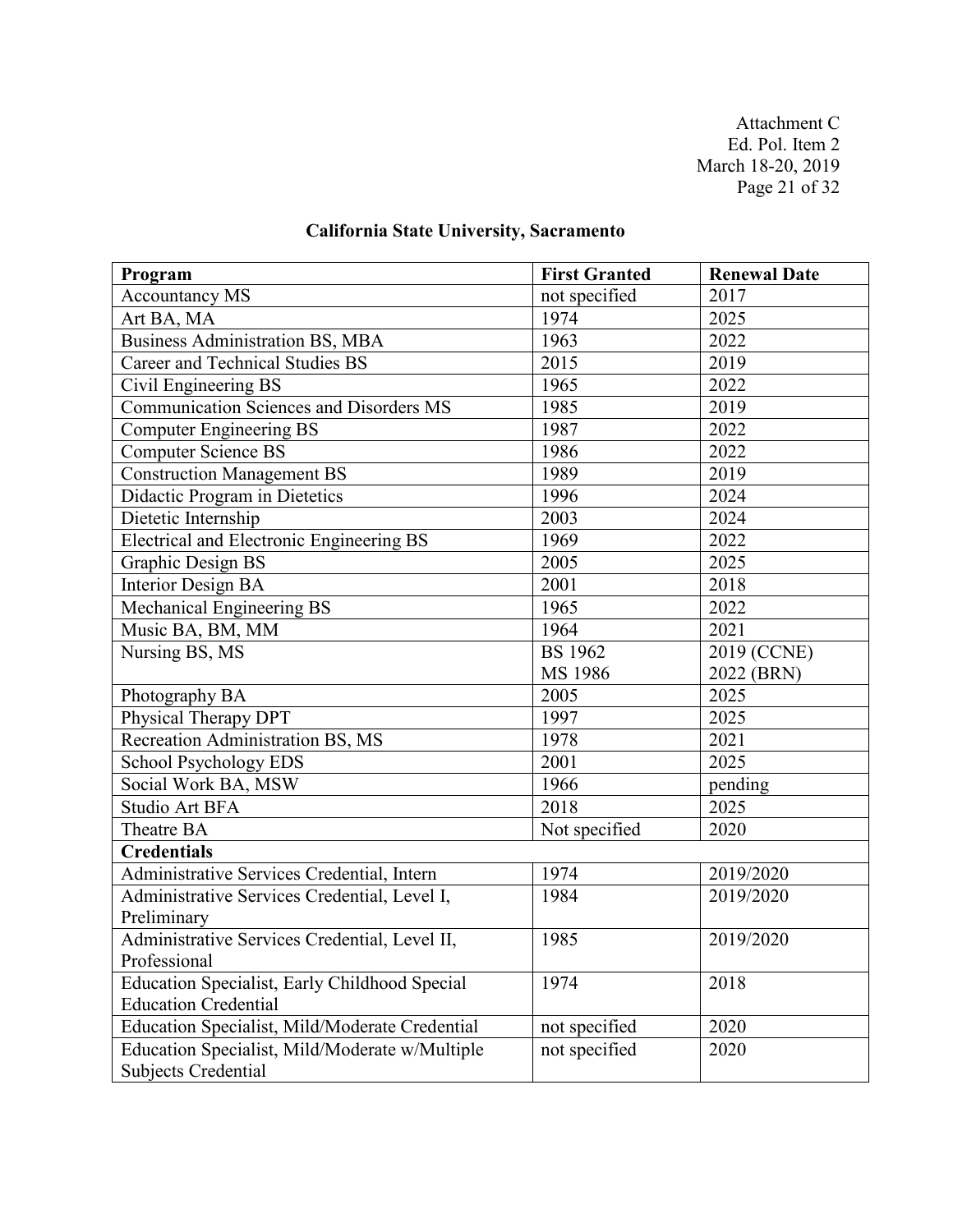## California State University, Sacramento

| Program | First Granted | Renewal Date |
|---|---|---|
| Accountancy MS | not specified | 2017 |
| Art BA, MA | 1974 | 2025 |
| Business Administration BS, MBA | 1963 | 2022 |
| Career and Technical Studies BS | 2015 | 2019 |
| Civil Engineering BS | 1965 | 2022 |
| Communication Sciences and Disorders MS | 1985 | 2019 |
| Computer Engineering BS | 1987 | 2022 |
| Computer Science BS | 1986 | 2022 |
| Construction Management BS | 1989 | 2019 |
| Didactic Program in Dietetics | 1996 | 2024 |
| Dietetic Internship | 2003 | 2024 |
| Electrical and Electronic Engineering BS | 1969 | 2022 |
| Graphic Design BS | 2005 | 2025 |
| Interior Design BA | 2001 | 2018 |
| Mechanical Engineering BS | 1965 | 2022 |
| Music BA, BM, MM | 1964 | 2021 |
| Nursing BS, MS | BS 1962<br>MS 1986 | 2019 (CCNE)<br>2022 (BRN) |
| Photography BA | 2005 | 2025 |
| Physical Therapy DPT | 1997 | 2025 |
| Recreation Administration BS, MS | 1978 | 2021 |
| School Psychology EDS | 2001 | 2025 |
| Social Work BA, MSW | 1966 | pending |
| Studio Art BFA | 2018 | 2025 |
| Theatre BA | Not specified | 2020 |
| **Credentials** | | |
| Administrative Services Credential, Intern | 1974 | 2019/2020 |
| Administrative Services Credential, Level I, Preliminary | 1984 | 2019/2020 |
| Administrative Services Credential, Level II, Professional | 1985 | 2019/2020 |
| Education Specialist, Early Childhood Special Education Credential | 1974 | 2018 |
| Education Specialist, Mild/Moderate Credential | not specified | 2020 |
| Education Specialist, Mild/Moderate w/Multiple Subjects Credential | not specified | 2020 |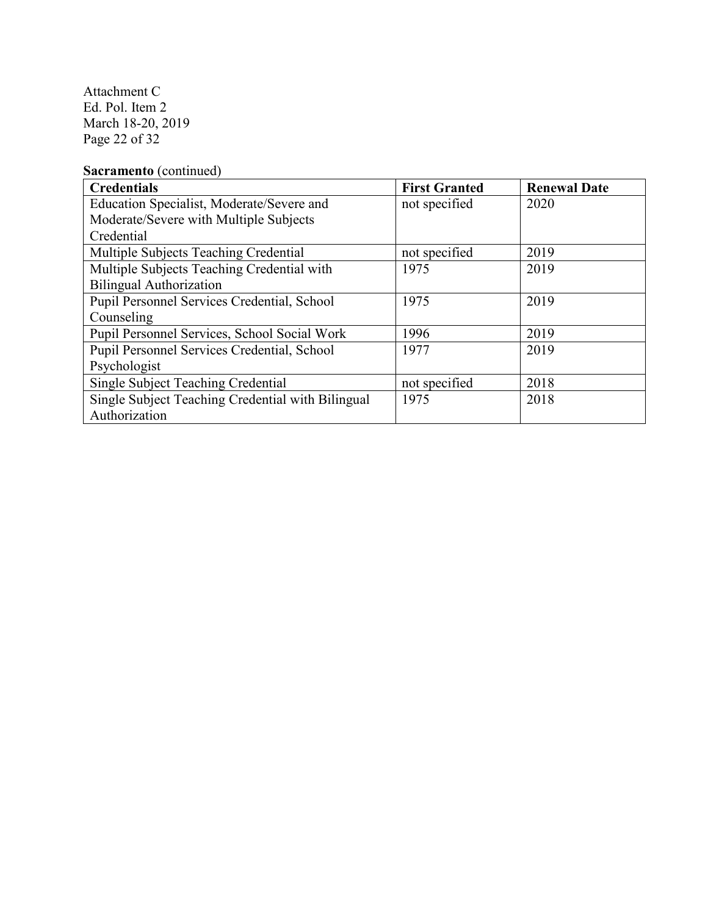**Sacramento** (continued)

| Credentials | First Granted | Renewal Date |
|---|---|---|
| Education Specialist, Moderate/Severe and Moderate/Severe with Multiple Subjects Credential | not specified | 2020 |
| Multiple Subjects Teaching Credential | not specified | 2019 |
| Multiple Subjects Teaching Credential with Bilingual Authorization | 1975 | 2019 |
| Pupil Personnel Services Credential, School Counseling | 1975 | 2019 |
| Pupil Personnel Services, School Social Work | 1996 | 2019 |
| Pupil Personnel Services Credential, School Psychologist | 1977 | 2019 |
| Single Subject Teaching Credential | not specified | 2018 |
| Single Subject Teaching Credential with Bilingual Authorization | 1975 | 2018 |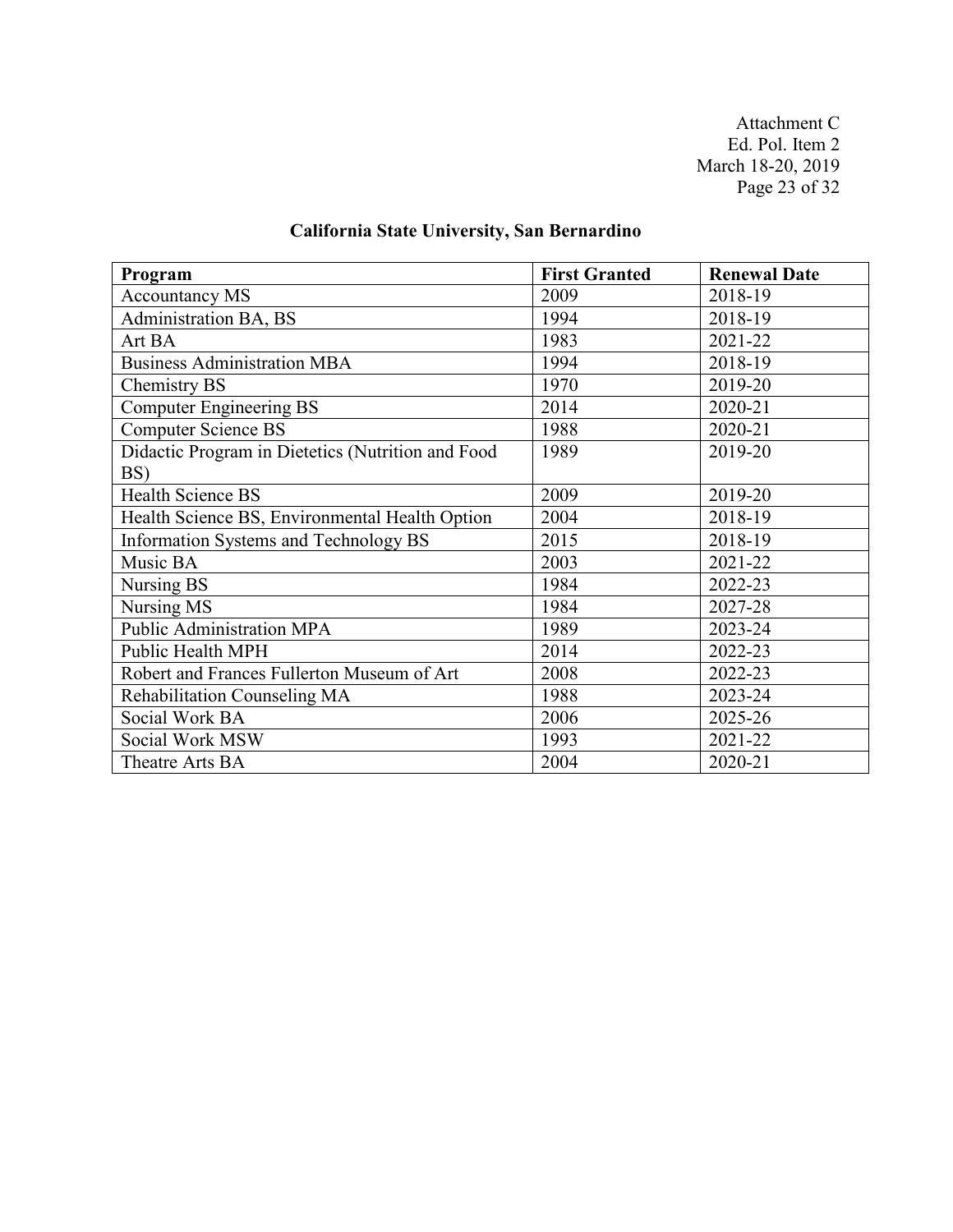## California State University, San Bernardino

| Program | First Granted | Renewal Date |
|---|---|---|
| Accountancy MS | 2009 | 2018-19 |
| Administration BA, BS | 1994 | 2018-19 |
| Art BA | 1983 | 2021-22 |
| Business Administration MBA | 1994 | 2018-19 |
| Chemistry BS | 1970 | 2019-20 |
| Computer Engineering BS | 2014 | 2020-21 |
| Computer Science BS | 1988 | 2020-21 |
| Didactic Program in Dietetics (Nutrition and Food BS) | 1989 | 2019-20 |
| Health Science BS | 2009 | 2019-20 |
| Health Science BS, Environmental Health Option | 2004 | 2018-19 |
| Information Systems and Technology BS | 2015 | 2018-19 |
| Music BA | 2003 | 2021-22 |
| Nursing BS | 1984 | 2022-23 |
| Nursing MS | 1984 | 2027-28 |
| Public Administration MPA | 1989 | 2023-24 |
| Public Health MPH | 2014 | 2022-23 |
| Robert and Frances Fullerton Museum of Art | 2008 | 2022-23 |
| Rehabilitation Counseling MA | 1988 | 2023-24 |
| Social Work BA | 2006 | 2025-26 |
| Social Work MSW | 1993 | 2021-22 |
| Theatre Arts BA | 2004 | 2020-21 |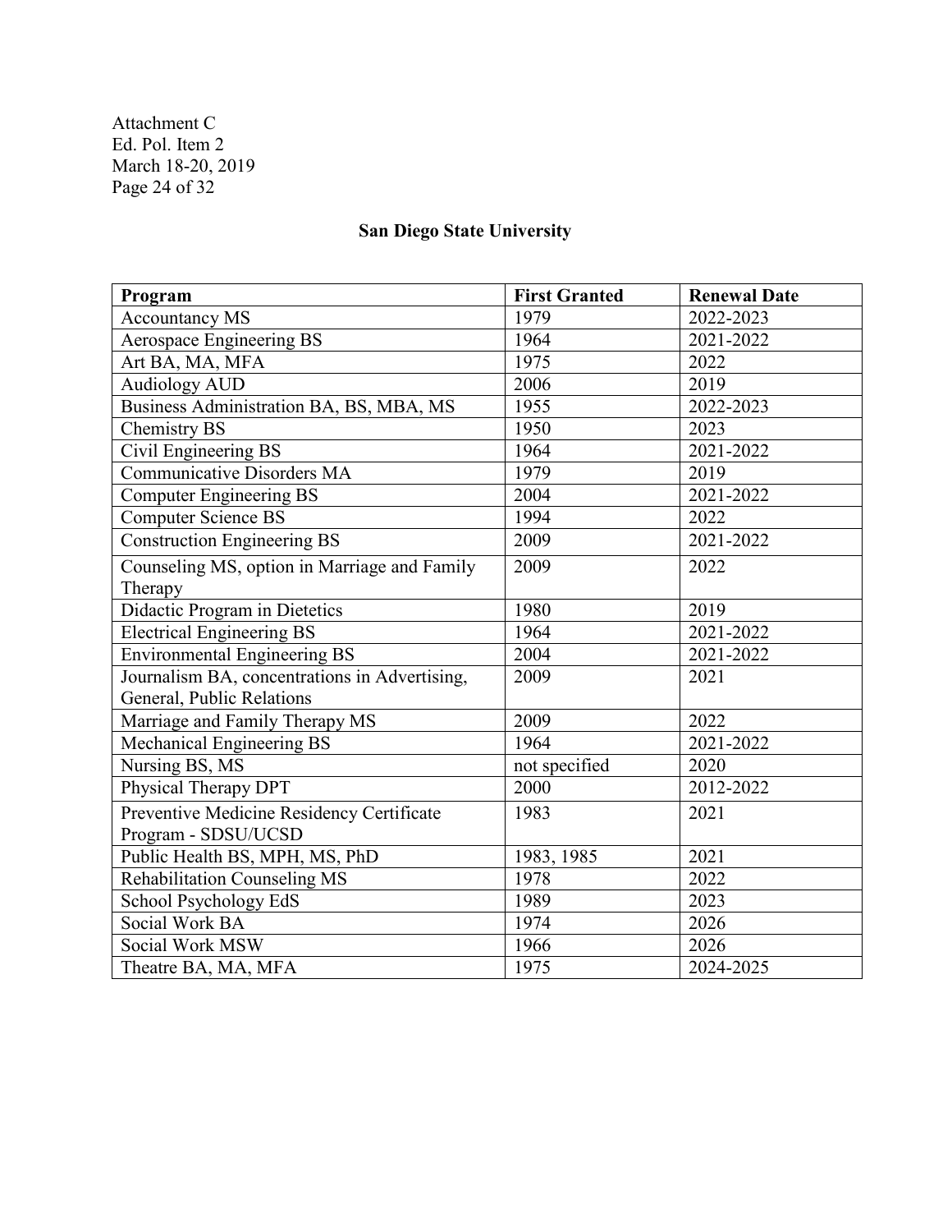## San Diego State University

| Program | First Granted | Renewal Date |
|---|---|---|
| Accountancy MS | 1979 | 2022-2023 |
| Aerospace Engineering BS | 1964 | 2021-2022 |
| Art BA, MA, MFA | 1975 | 2022 |
| Audiology AUD | 2006 | 2019 |
| Business Administration BA, BS, MBA, MS | 1955 | 2022-2023 |
| Chemistry BS | 1950 | 2023 |
| Civil Engineering BS | 1964 | 2021-2022 |
| Communicative Disorders MA | 1979 | 2019 |
| Computer Engineering BS | 2004 | 2021-2022 |
| Computer Science BS | 1994 | 2022 |
| Construction Engineering BS | 2009 | 2021-2022 |
| Counseling MS, option in Marriage and Family Therapy | 2009 | 2022 |
| Didactic Program in Dietetics | 1980 | 2019 |
| Electrical Engineering BS | 1964 | 2021-2022 |
| Environmental Engineering BS | 2004 | 2021-2022 |
| Journalism BA, concentrations in Advertising, General, Public Relations | 2009 | 2021 |
| Marriage and Family Therapy MS | 2009 | 2022 |
| Mechanical Engineering BS | 1964 | 2021-2022 |
| Nursing BS, MS | not specified | 2020 |
| Physical Therapy DPT | 2000 | 2012-2022 |
| Preventive Medicine Residency Certificate Program - SDSU/UCSD | 1983 | 2021 |
| Public Health BS, MPH, MS, PhD | 1983, 1985 | 2021 |
| Rehabilitation Counseling MS | 1978 | 2022 |
| School Psychology EdS | 1989 | 2023 |
| Social Work BA | 1974 | 2026 |
| Social Work MSW | 1966 | 2026 |
| Theatre BA, MA, MFA | 1975 | 2024-2025 |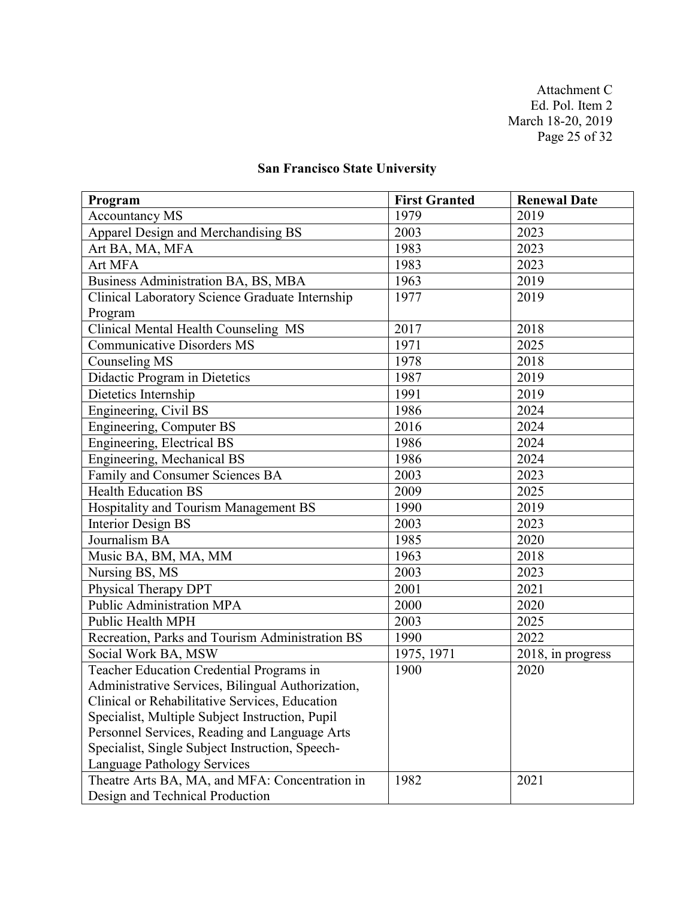## San Francisco State University

| Program | First Granted | Renewal Date |
|---|---|---|
| Accountancy MS | 1979 | 2019 |
| Apparel Design and Merchandising BS | 2003 | 2023 |
| Art BA, MA, MFA | 1983 | 2023 |
| Art MFA | 1983 | 2023 |
| Business Administration BA, BS, MBA | 1963 | 2019 |
| Clinical Laboratory Science Graduate Internship Program | 1977 | 2019 |
| Clinical Mental Health Counseling MS | 2017 | 2018 |
| Communicative Disorders MS | 1971 | 2025 |
| Counseling MS | 1978 | 2018 |
| Didactic Program in Dietetics | 1987 | 2019 |
| Dietetics Internship | 1991 | 2019 |
| Engineering, Civil BS | 1986 | 2024 |
| Engineering, Computer BS | 2016 | 2024 |
| Engineering, Electrical BS | 1986 | 2024 |
| Engineering, Mechanical BS | 1986 | 2024 |
| Family and Consumer Sciences BA | 2003 | 2023 |
| Health Education BS | 2009 | 2025 |
| Hospitality and Tourism Management BS | 1990 | 2019 |
| Interior Design BS | 2003 | 2023 |
| Journalism BA | 1985 | 2020 |
| Music BA, BM, MA, MM | 1963 | 2018 |
| Nursing BS, MS | 2003 | 2023 |
| Physical Therapy DPT | 2001 | 2021 |
| Public Administration MPA | 2000 | 2020 |
| Public Health MPH | 2003 | 2025 |
| Recreation, Parks and Tourism Administration BS | 1990 | 2022 |
| Social Work BA, MSW | 1975, 1971 | 2018, in progress |
| Teacher Education Credential Programs in Administrative Services, Bilingual Authorization, Clinical or Rehabilitative Services, Education Specialist, Multiple Subject Instruction, Pupil Personnel Services, Reading and Language Arts Specialist, Single Subject Instruction, Speech-Language Pathology Services | 1900 | 2020 |
| Theatre Arts BA, MA, and MFA: Concentration in Design and Technical Production | 1982 | 2021 |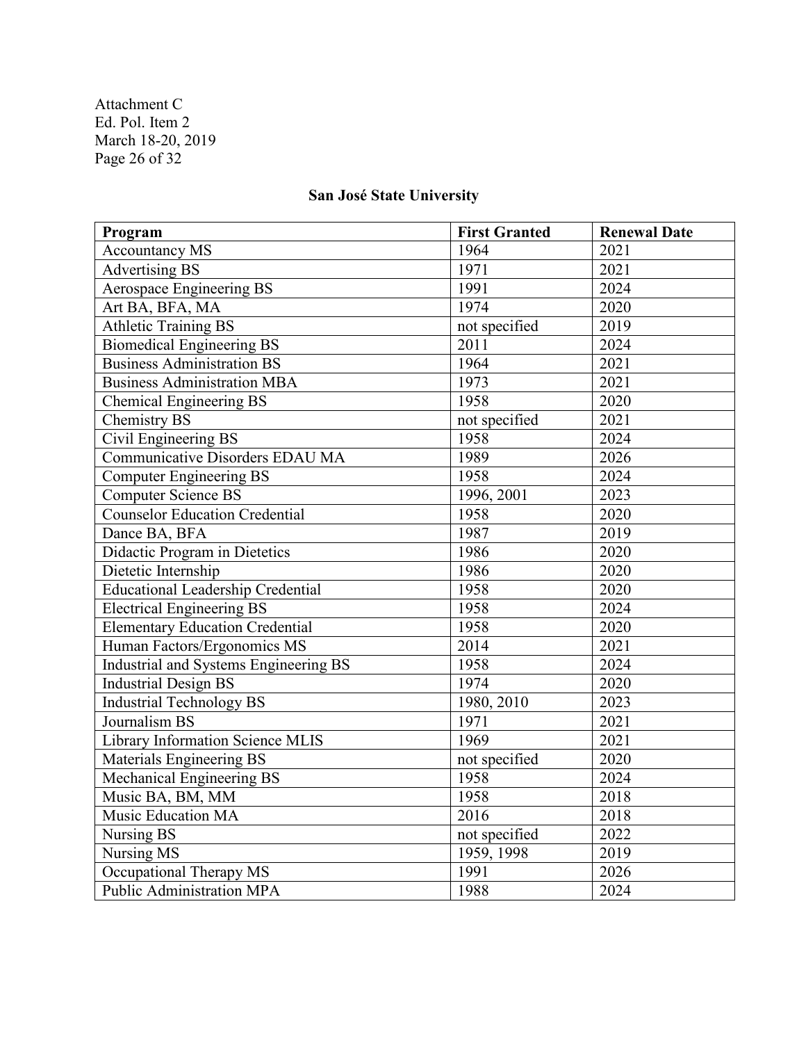Attachment C
Ed. Pol. Item 2
March 18-20, 2019

## San José State University

| Program | First Granted | Renewal Date |
|---|---|---|
| Accountancy MS | 1964 | 2021 |
| Advertising BS | 1971 | 2021 |
| Aerospace Engineering BS | 1991 | 2024 |
| Art BA, BFA, MA | 1974 | 2020 |
| Athletic Training BS | not specified | 2019 |
| Biomedical Engineering BS | 2011 | 2024 |
| Business Administration BS | 1964 | 2021 |
| Business Administration MBA | 1973 | 2021 |
| Chemical Engineering BS | 1958 | 2020 |
| Chemistry BS | not specified | 2021 |
| Civil Engineering BS | 1958 | 2024 |
| Communicative Disorders EDAU MA | 1989 | 2026 |
| Computer Engineering BS | 1958 | 2024 |
| Computer Science BS | 1996, 2001 | 2023 |
| Counselor Education Credential | 1958 | 2020 |
| Dance BA, BFA | 1987 | 2019 |
| Didactic Program in Dietetics | 1986 | 2020 |
| Dietetic Internship | 1986 | 2020 |
| Educational Leadership Credential | 1958 | 2020 |
| Electrical Engineering BS | 1958 | 2024 |
| Elementary Education Credential | 1958 | 2020 |
| Human Factors/Ergonomics MS | 2014 | 2021 |
| Industrial and Systems Engineering BS | 1958 | 2024 |
| Industrial Design BS | 1974 | 2020 |
| Industrial Technology BS | 1980, 2010 | 2023 |
| Journalism BS | 1971 | 2021 |
| Library Information Science MLIS | 1969 | 2021 |
| Materials Engineering BS | not specified | 2020 |
| Mechanical Engineering BS | 1958 | 2024 |
| Music BA, BM, MM | 1958 | 2018 |
| Music Education MA | 2016 | 2018 |
| Nursing BS | not specified | 2022 |
| Nursing MS | 1959, 1998 | 2019 |
| Occupational Therapy MS | 1991 | 2026 |
| Public Administration MPA | 1988 | 2024 |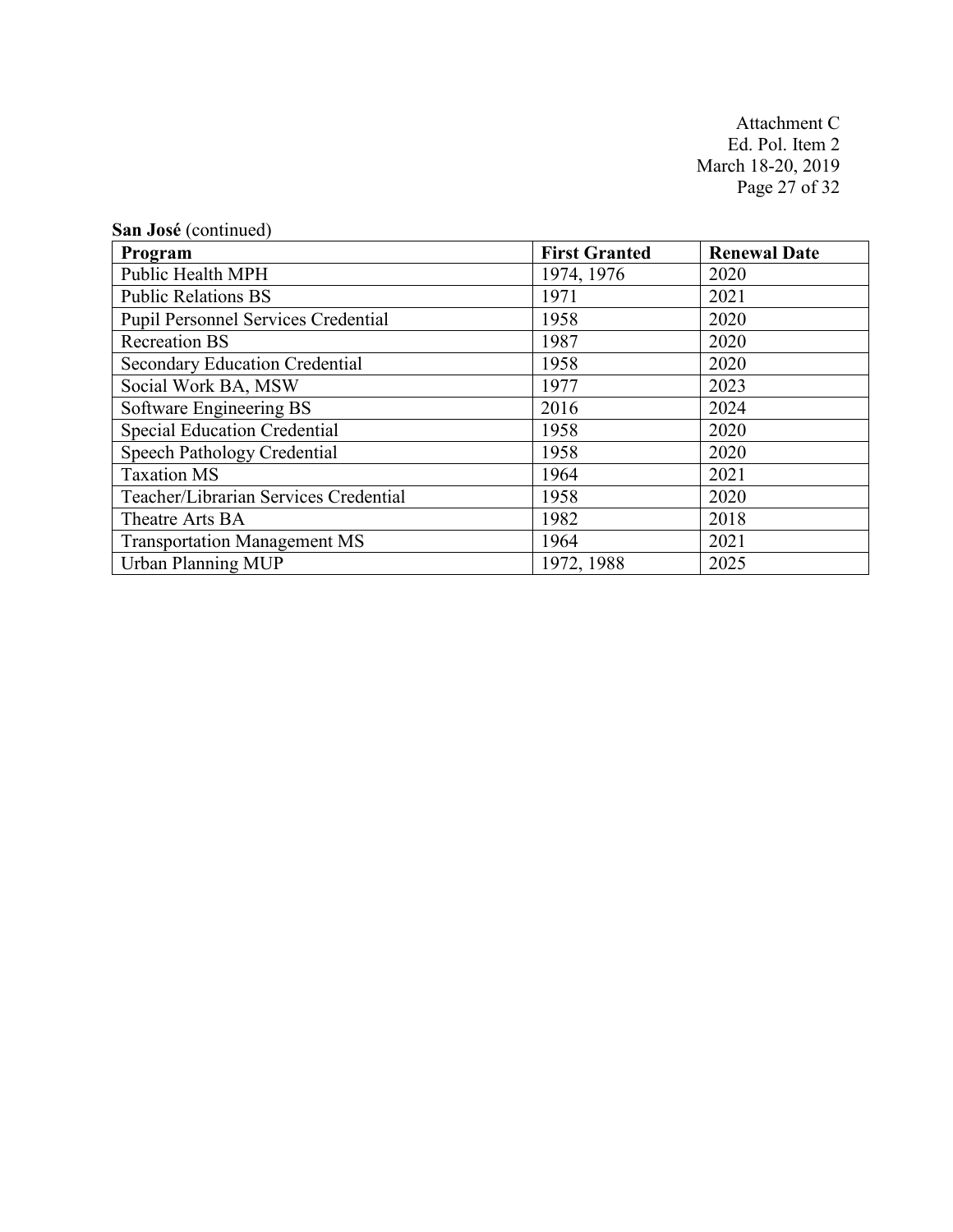**San José** (continued)

| Program | First Granted | Renewal Date |
|---|---|---|
| Public Health MPH | 1974, 1976 | 2020 |
| Public Relations BS | 1971 | 2021 |
| Pupil Personnel Services Credential | 1958 | 2020 |
| Recreation BS | 1987 | 2020 |
| Secondary Education Credential | 1958 | 2020 |
| Social Work BA, MSW | 1977 | 2023 |
| Software Engineering BS | 2016 | 2024 |
| Special Education Credential | 1958 | 2020 |
| Speech Pathology Credential | 1958 | 2020 |
| Taxation MS | 1964 | 2021 |
| Teacher/Librarian Services Credential | 1958 | 2020 |
| Theatre Arts BA | 1982 | 2018 |
| Transportation Management MS | 1964 | 2021 |
| Urban Planning MUP | 1972, 1988 | 2025 |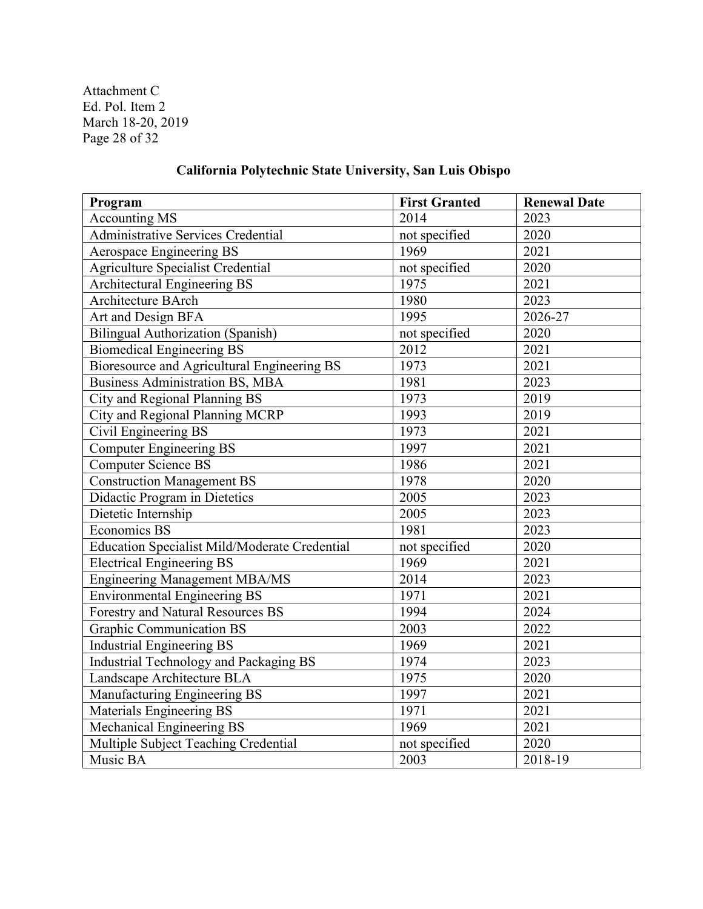Attachment C
Ed. Pol. Item 2
March 18-20, 2019

## California Polytechnic State University, San Luis Obispo

| Program | First Granted | Renewal Date |
|---|---|---|
| Accounting MS | 2014 | 2023 |
| Administrative Services Credential | not specified | 2020 |
| Aerospace Engineering BS | 1969 | 2021 |
| Agriculture Specialist Credential | not specified | 2020 |
| Architectural Engineering BS | 1975 | 2021 |
| Architecture BArch | 1980 | 2023 |
| Art and Design BFA | 1995 | 2026-27 |
| Bilingual Authorization (Spanish) | not specified | 2020 |
| Biomedical Engineering BS | 2012 | 2021 |
| Bioresource and Agricultural Engineering BS | 1973 | 2021 |
| Business Administration BS, MBA | 1981 | 2023 |
| City and Regional Planning BS | 1973 | 2019 |
| City and Regional Planning MCRP | 1993 | 2019 |
| Civil Engineering BS | 1973 | 2021 |
| Computer Engineering BS | 1997 | 2021 |
| Computer Science BS | 1986 | 2021 |
| Construction Management BS | 1978 | 2020 |
| Didactic Program in Dietetics | 2005 | 2023 |
| Dietetic Internship | 2005 | 2023 |
| Economics BS | 1981 | 2023 |
| Education Specialist Mild/Moderate Credential | not specified | 2020 |
| Electrical Engineering BS | 1969 | 2021 |
| Engineering Management MBA/MS | 2014 | 2023 |
| Environmental Engineering BS | 1971 | 2021 |
| Forestry and Natural Resources BS | 1994 | 2024 |
| Graphic Communication BS | 2003 | 2022 |
| Industrial Engineering BS | 1969 | 2021 |
| Industrial Technology and Packaging BS | 1974 | 2023 |
| Landscape Architecture BLA | 1975 | 2020 |
| Manufacturing Engineering BS | 1997 | 2021 |
| Materials Engineering BS | 1971 | 2021 |
| Mechanical Engineering BS | 1969 | 2021 |
| Multiple Subject Teaching Credential | not specified | 2020 |
| Music BA | 2003 | 2018-19 |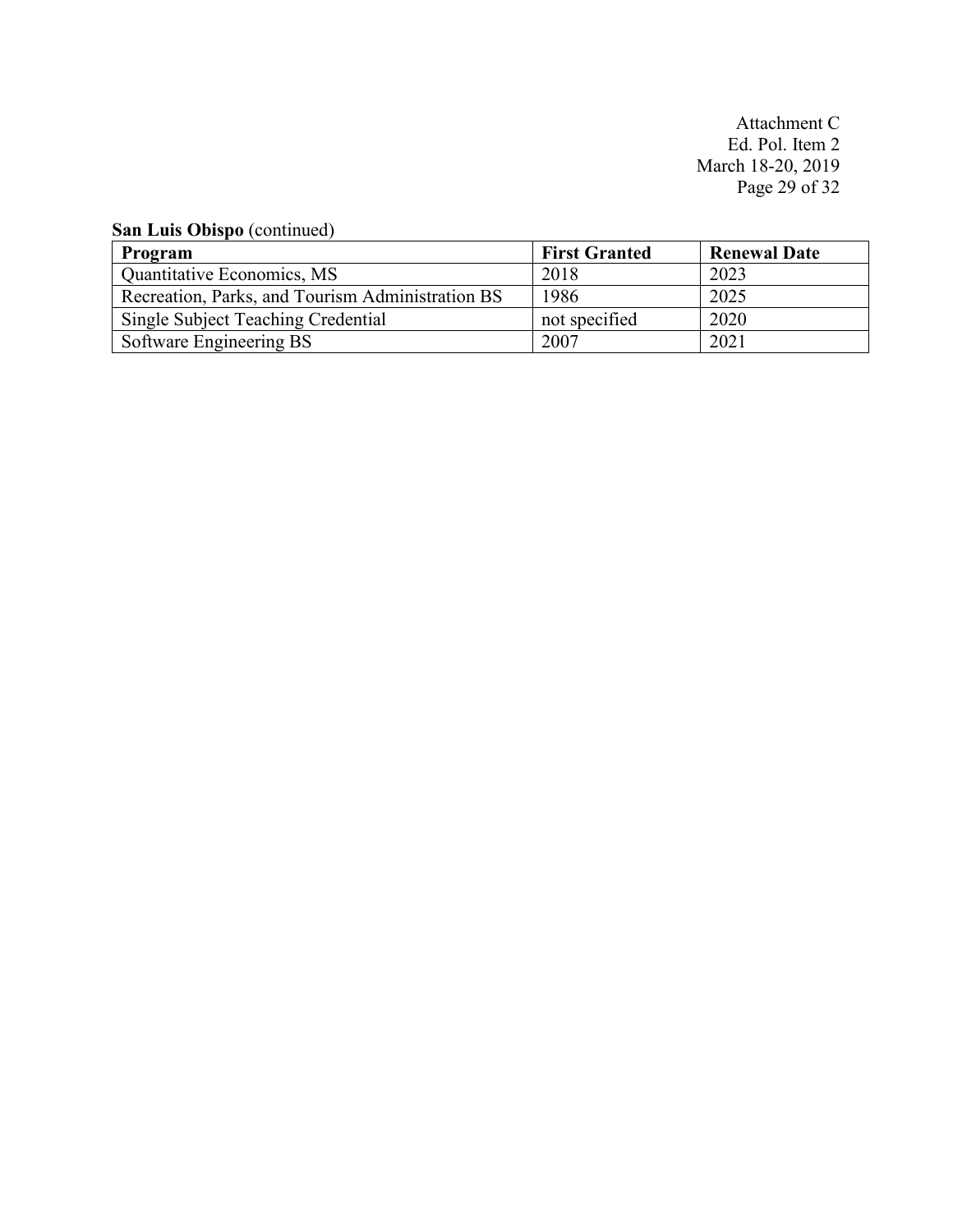**San Luis Obispo** (continued)

| Program | First Granted | Renewal Date |
| --- | --- | --- |
| Quantitative Economics, MS | 2018 | 2023 |
| Recreation, Parks, and Tourism Administration BS | 1986 | 2025 |
| Single Subject Teaching Credential | not specified | 2020 |
| Software Engineering BS | 2007 | 2021 |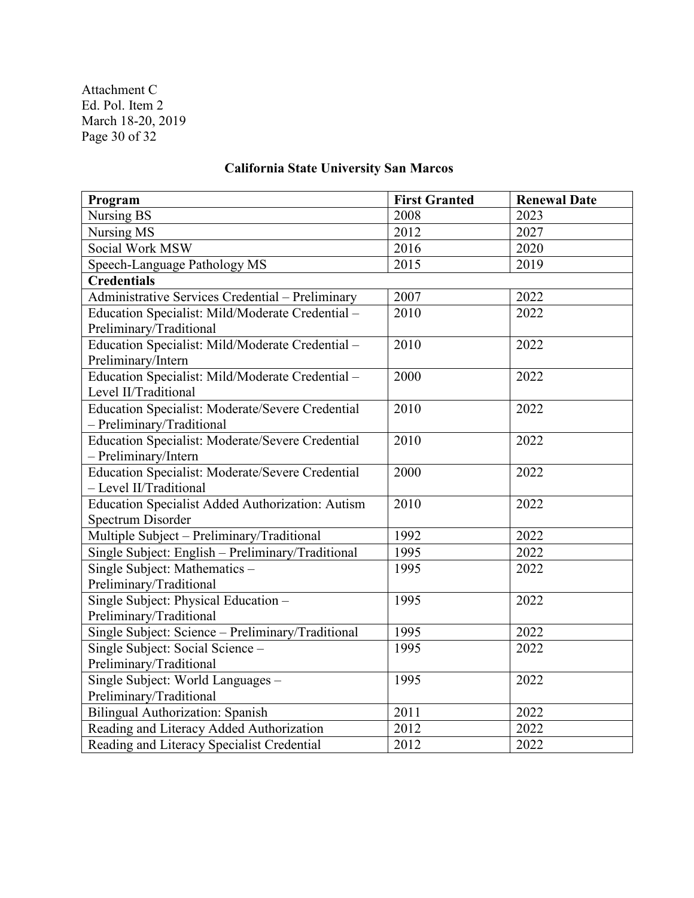Attachment C
Ed. Pol. Item 2
March 18-20, 2019

## California State University San Marcos

| Program | First Granted | Renewal Date |
|---|---|---|
| Nursing BS | 2008 | 2023 |
| Nursing MS | 2012 | 2027 |
| Social Work MSW | 2016 | 2020 |
| Speech-Language Pathology MS | 2015 | 2019 |
| **Credentials** | | |
| Administrative Services Credential – Preliminary | 2007 | 2022 |
| Education Specialist: Mild/Moderate Credential – Preliminary/Traditional | 2010 | 2022 |
| Education Specialist: Mild/Moderate Credential – Preliminary/Intern | 2010 | 2022 |
| Education Specialist: Mild/Moderate Credential – Level II/Traditional | 2000 | 2022 |
| Education Specialist: Moderate/Severe Credential – Preliminary/Traditional | 2010 | 2022 |
| Education Specialist: Moderate/Severe Credential – Preliminary/Intern | 2010 | 2022 |
| Education Specialist: Moderate/Severe Credential – Level II/Traditional | 2000 | 2022 |
| Education Specialist Added Authorization: Autism Spectrum Disorder | 2010 | 2022 |
| Multiple Subject – Preliminary/Traditional | 1992 | 2022 |
| Single Subject: English – Preliminary/Traditional | 1995 | 2022 |
| Single Subject: Mathematics – Preliminary/Traditional | 1995 | 2022 |
| Single Subject: Physical Education – Preliminary/Traditional | 1995 | 2022 |
| Single Subject: Science – Preliminary/Traditional | 1995 | 2022 |
| Single Subject: Social Science – Preliminary/Traditional | 1995 | 2022 |
| Single Subject: World Languages – Preliminary/Traditional | 1995 | 2022 |
| Bilingual Authorization: Spanish | 2011 | 2022 |
| Reading and Literacy Added Authorization | 2012 | 2022 |
| Reading and Literacy Specialist Credential | 2012 | 2022 |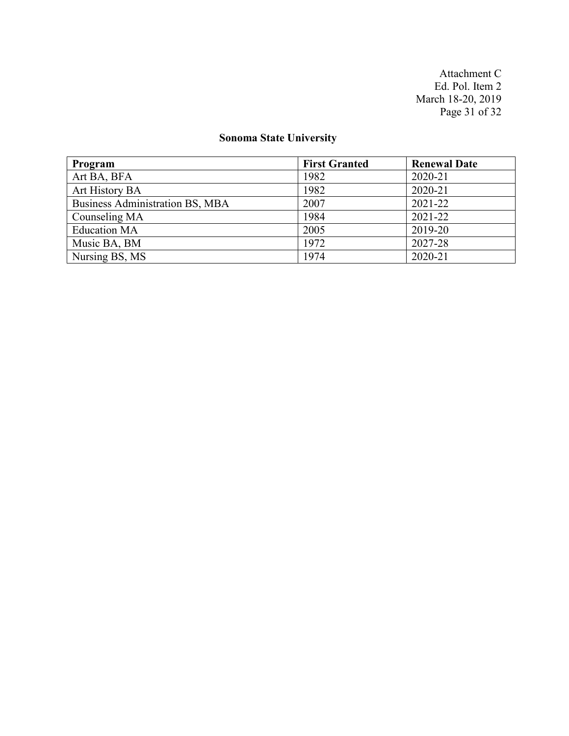## Sonoma State University

| Program | First Granted | Renewal Date |
|---|---|---|
| Art BA, BFA | 1982 | 2020-21 |
| Art History BA | 1982 | 2020-21 |
| Business Administration BS, MBA | 2007 | 2021-22 |
| Counseling MA | 1984 | 2021-22 |
| Education MA | 2005 | 2019-20 |
| Music BA, BM | 1972 | 2027-28 |
| Nursing BS, MS | 1974 | 2020-21 |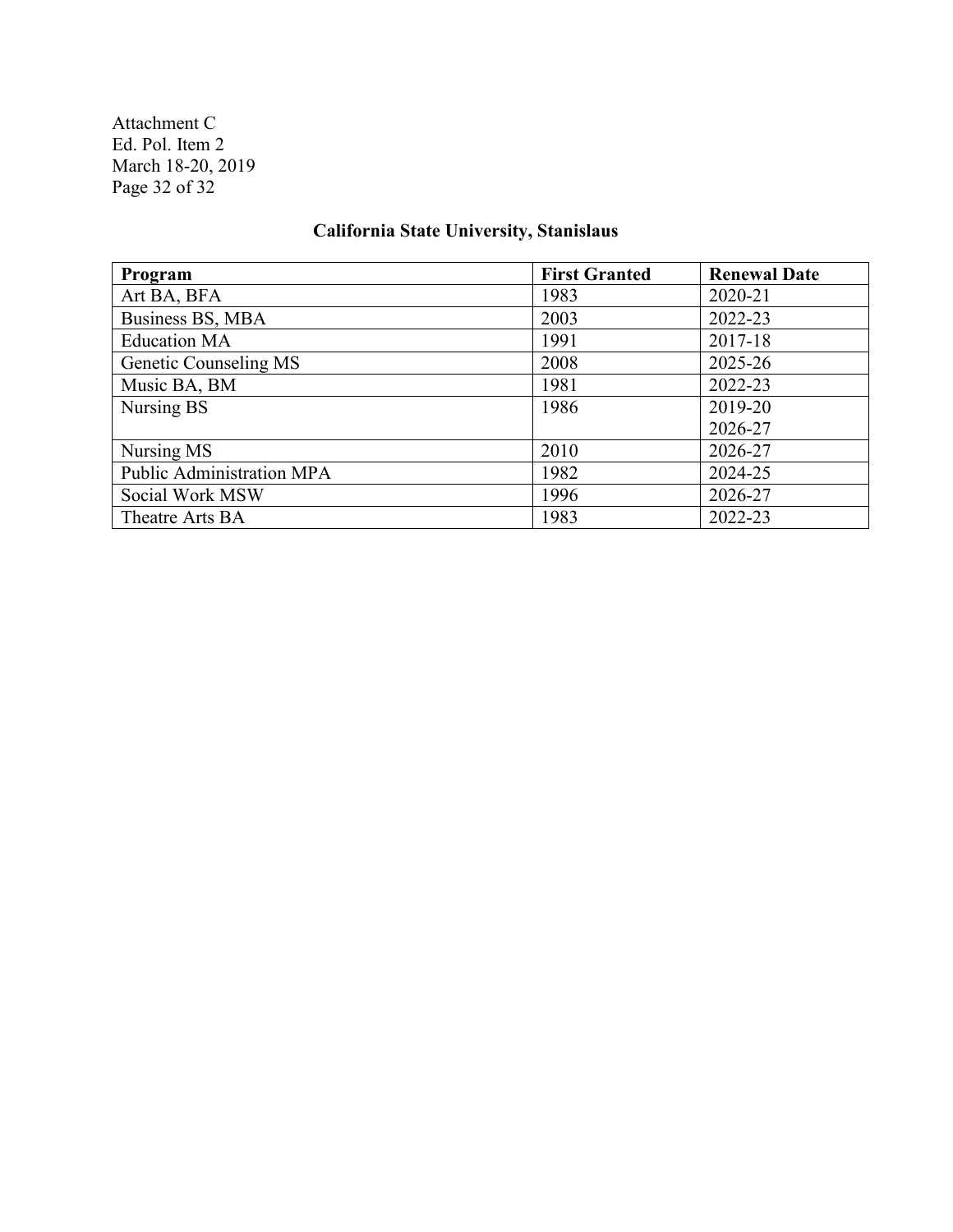Attachment C
Ed. Pol. Item 2
March 18-20, 2019

## California State University, Stanislaus

| Program | First Granted | Renewal Date |
|---|---|---|
| Art BA, BFA | 1983 | 2020-21 |
| Business BS, MBA | 2003 | 2022-23 |
| Education MA | 1991 | 2017-18 |
| Genetic Counseling MS | 2008 | 2025-26 |
| Music BA, BM | 1981 | 2022-23 |
| Nursing BS | 1986 | 2019-20<br>2026-27 |
| Nursing MS | 2010 | 2026-27 |
| Public Administration MPA | 1982 | 2024-25 |
| Social Work MSW | 1996 | 2026-27 |
| Theatre Arts BA | 1983 | 2022-23 |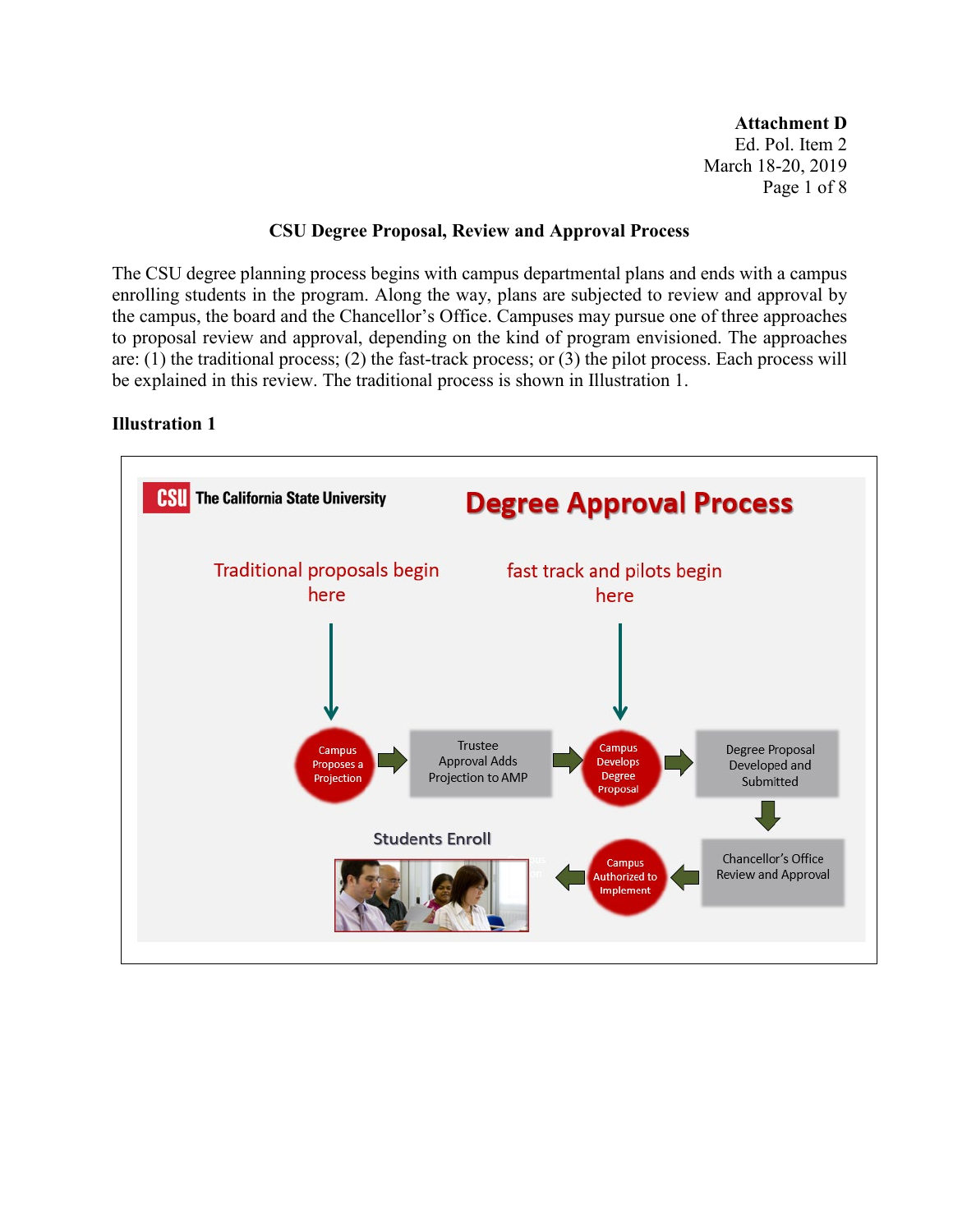**Attachment D**
Ed. Pol. Item 2
March 18-20, 2019

## CSU Degree Proposal, Review and Approval Process

The CSU degree planning process begins with campus departmental plans and ends with a campus enrolling students in the program. Along the way, plans are subjected to review and approval by the campus, the board and the Chancellor's Office. Campuses may pursue one of three approaches to proposal review and approval, depending on the kind of program envisioned. The approaches are: (1) the traditional process; (2) the fast-track process; or (3) the pilot process. Each process will be explained in this review. The traditional process is shown in Illustration 1.

**Illustration 1**

CSU The California State University — Degree Approval Process

Traditional proposals begin here → Campus Proposes a Projection → Trustee Approval Adds Projection to AMP → Campus Develops Degree Proposal (fast track and pilots begin here) → Degree Proposal Developed and Submitted → Chancellor's Office Review and Approval → Campus Authorized to Implement → Students Enroll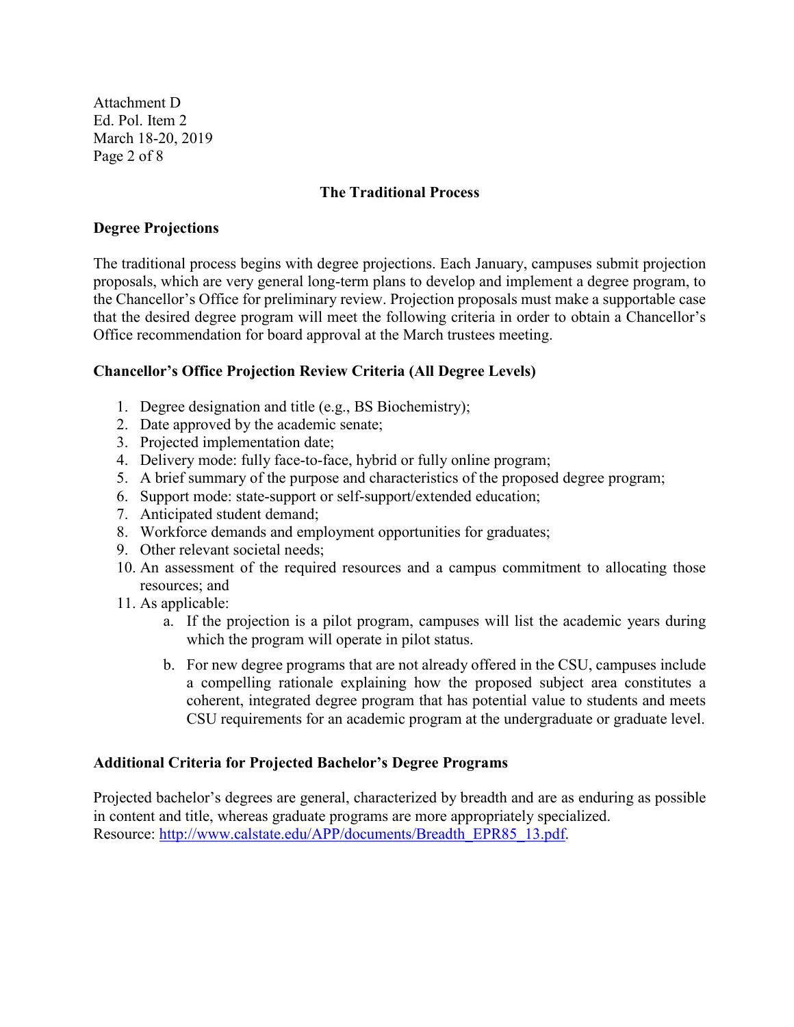## The Traditional Process

### Degree Projections

The traditional process begins with degree projections. Each January, campuses submit projection proposals, which are very general long-term plans to develop and implement a degree program, to the Chancellor's Office for preliminary review. Projection proposals must make a supportable case that the desired degree program will meet the following criteria in order to obtain a Chancellor's Office recommendation for board approval at the March trustees meeting.

### Chancellor's Office Projection Review Criteria (All Degree Levels)

1. Degree designation and title (e.g., BS Biochemistry);
2. Date approved by the academic senate;
3. Projected implementation date;
4. Delivery mode: fully face-to-face, hybrid or fully online program;
5. A brief summary of the purpose and characteristics of the proposed degree program;
6. Support mode: state-support or self-support/extended education;
7. Anticipated student demand;
8. Workforce demands and employment opportunities for graduates;
9. Other relevant societal needs;
10. An assessment of the required resources and a campus commitment to allocating those resources; and
11. As applicable:
    a. If the projection is a pilot program, campuses will list the academic years during which the program will operate in pilot status.
    b. For new degree programs that are not already offered in the CSU, campuses include a compelling rationale explaining how the proposed subject area constitutes a coherent, integrated degree program that has potential value to students and meets CSU requirements for an academic program at the undergraduate or graduate level.

### Additional Criteria for Projected Bachelor's Degree Programs

Projected bachelor's degrees are general, characterized by breadth and are as enduring as possible in content and title, whereas graduate programs are more appropriately specialized.
Resource: [http://www.calstate.edu/APP/documents/Breadth_EPR85_13.pdf](http://www.calstate.edu/APP/documents/Breadth_EPR85_13.pdf).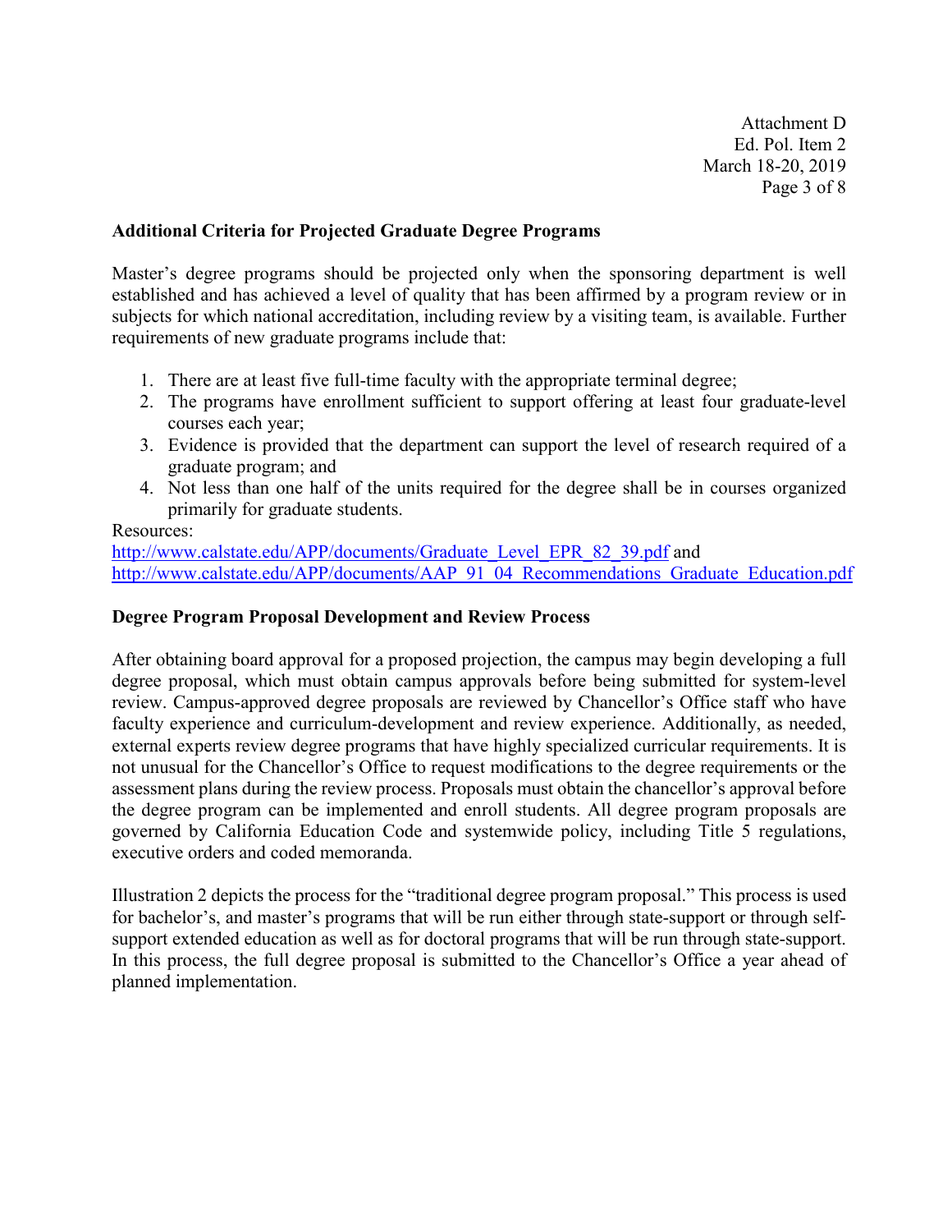## Additional Criteria for Projected Graduate Degree Programs

Master's degree programs should be projected only when the sponsoring department is well established and has achieved a level of quality that has been affirmed by a program review or in subjects for which national accreditation, including review by a visiting team, is available. Further requirements of new graduate programs include that:

1. There are at least five full-time faculty with the appropriate terminal degree;
2. The programs have enrollment sufficient to support offering at least four graduate-level courses each year;
3. Evidence is provided that the department can support the level of research required of a graduate program; and
4. Not less than one half of the units required for the degree shall be in courses organized primarily for graduate students.

Resources:
http://www.calstate.edu/APP/documents/Graduate_Level_EPR_82_39.pdf and
http://www.calstate.edu/APP/documents/AAP_91_04_Recommendations_Graduate_Education.pdf

## Degree Program Proposal Development and Review Process

After obtaining board approval for a proposed projection, the campus may begin developing a full degree proposal, which must obtain campus approvals before being submitted for system-level review. Campus-approved degree proposals are reviewed by Chancellor's Office staff who have faculty experience and curriculum-development and review experience. Additionally, as needed, external experts review degree programs that have highly specialized curricular requirements. It is not unusual for the Chancellor's Office to request modifications to the degree requirements or the assessment plans during the review process. Proposals must obtain the chancellor's approval before the degree program can be implemented and enroll students. All degree program proposals are governed by California Education Code and systemwide policy, including Title 5 regulations, executive orders and coded memoranda.

Illustration 2 depicts the process for the "traditional degree program proposal." This process is used for bachelor's, and master's programs that will be run either through state-support or through self-support extended education as well as for doctoral programs that will be run through state-support. In this process, the full degree proposal is submitted to the Chancellor's Office a year ahead of planned implementation.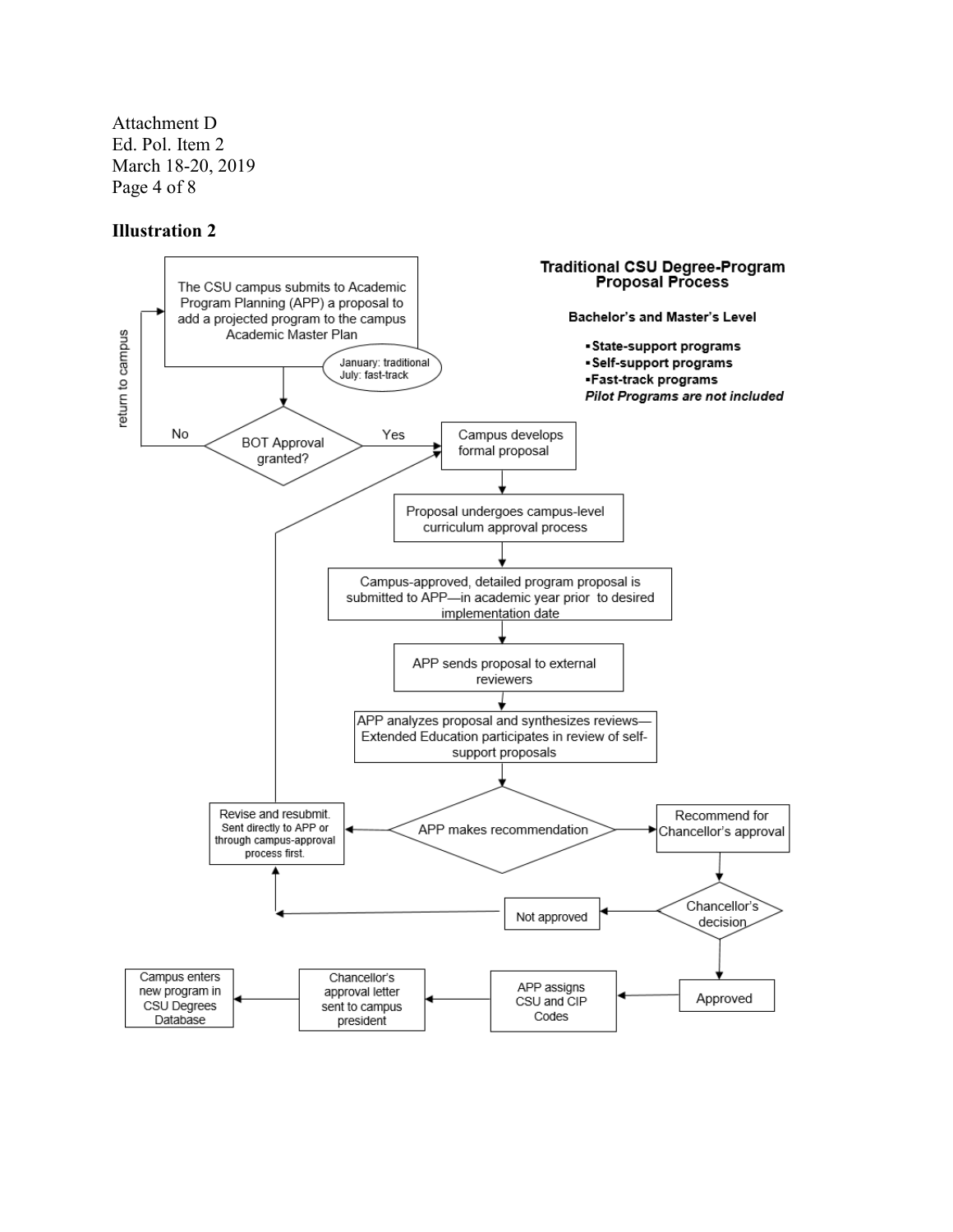Attachment D
Ed. Pol. Item 2
March 18-20, 2019

**Illustration 2**

**Traditional CSU Degree-Program Proposal Process**

**Bachelor's and Master's Level**

- **State-support programs**
- **Self-support programs**
- **Fast-track programs**

***Pilot Programs are not included***

The CSU campus submits to Academic Program Planning (APP) a proposal to add a projected program to the campus Academic Master Plan

January: traditional
July: fast-track

BOT Approval granted?

No — return to campus

Yes

Campus develops formal proposal

Proposal undergoes campus-level curriculum approval process

Campus-approved, detailed program proposal is submitted to APP—in academic year prior to desired implementation date

APP sends proposal to external reviewers

APP analyzes proposal and synthesizes reviews—Extended Education participates in review of self-support proposals

APP makes recommendation

Revise and resubmit. Sent directly to APP or through campus-approval process first.

Recommend for Chancellor's approval

Chancellor's decision

Not approved

Approved

APP assigns CSU and CIP Codes

Chancellor's approval letter sent to campus president

Campus enters new program in CSU Degrees Database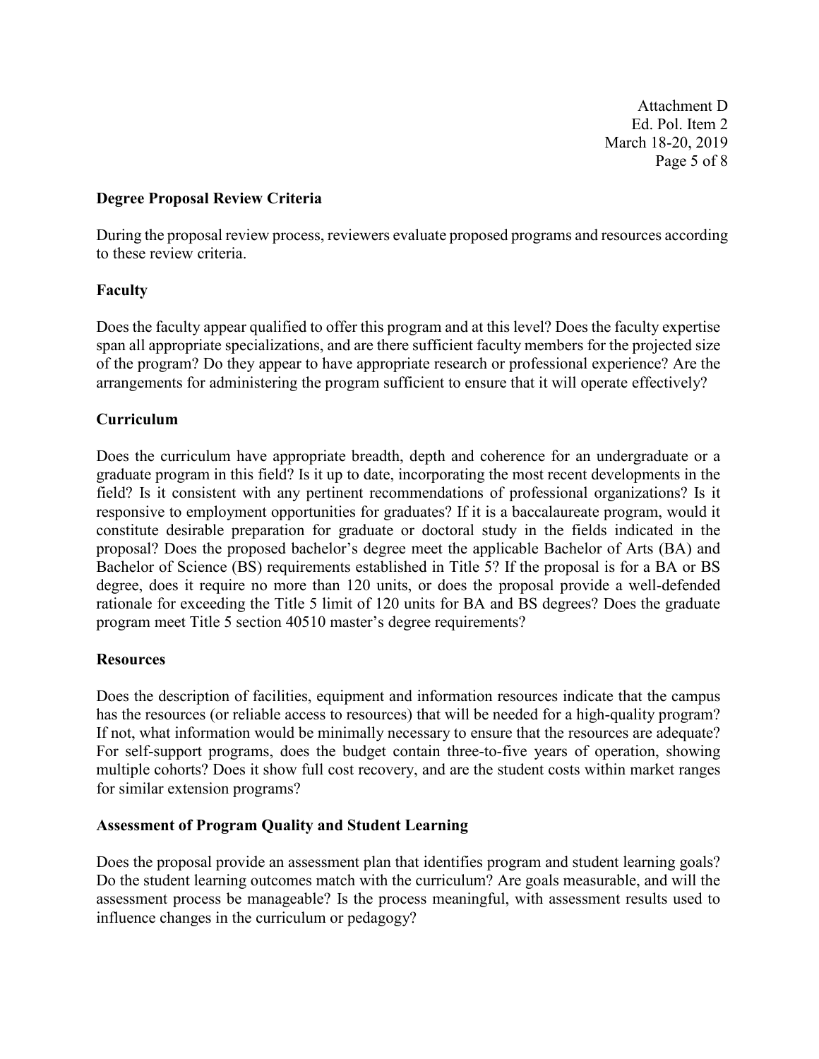## Degree Proposal Review Criteria

During the proposal review process, reviewers evaluate proposed programs and resources according to these review criteria.

### Faculty

Does the faculty appear qualified to offer this program and at this level? Does the faculty expertise span all appropriate specializations, and are there sufficient faculty members for the projected size of the program? Do they appear to have appropriate research or professional experience? Are the arrangements for administering the program sufficient to ensure that it will operate effectively?

### Curriculum

Does the curriculum have appropriate breadth, depth and coherence for an undergraduate or a graduate program in this field? Is it up to date, incorporating the most recent developments in the field? Is it consistent with any pertinent recommendations of professional organizations? Is it responsive to employment opportunities for graduates? If it is a baccalaureate program, would it constitute desirable preparation for graduate or doctoral study in the fields indicated in the proposal? Does the proposed bachelor's degree meet the applicable Bachelor of Arts (BA) and Bachelor of Science (BS) requirements established in Title 5? If the proposal is for a BA or BS degree, does it require no more than 120 units, or does the proposal provide a well-defended rationale for exceeding the Title 5 limit of 120 units for BA and BS degrees? Does the graduate program meet Title 5 section 40510 master's degree requirements?

### Resources

Does the description of facilities, equipment and information resources indicate that the campus has the resources (or reliable access to resources) that will be needed for a high-quality program? If not, what information would be minimally necessary to ensure that the resources are adequate? For self-support programs, does the budget contain three-to-five years of operation, showing multiple cohorts? Does it show full cost recovery, and are the student costs within market ranges for similar extension programs?

### Assessment of Program Quality and Student Learning

Does the proposal provide an assessment plan that identifies program and student learning goals? Do the student learning outcomes match with the curriculum? Are goals measurable, and will the assessment process be manageable? Is the process meaningful, with assessment results used to influence changes in the curriculum or pedagogy?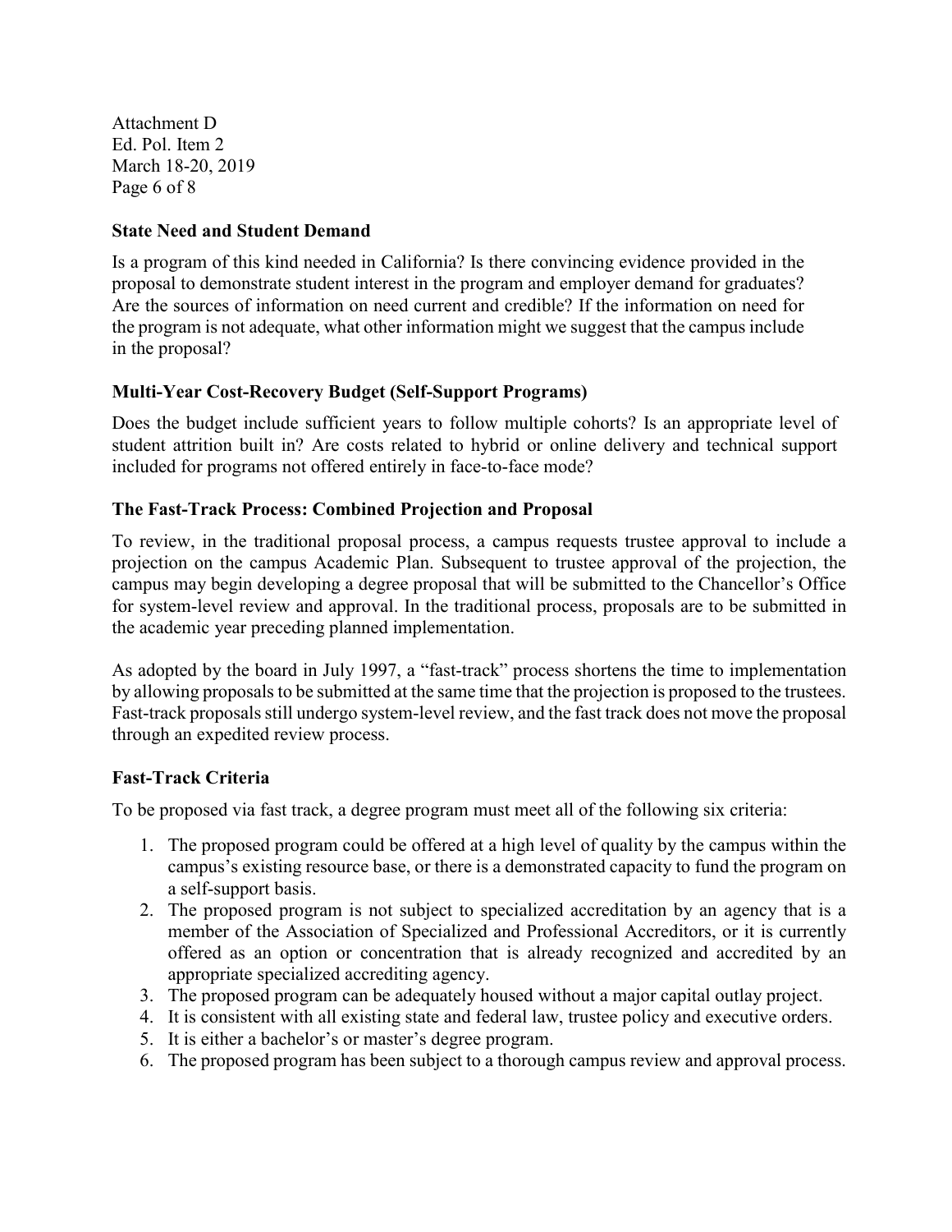### State Need and Student Demand

Is a program of this kind needed in California? Is there convincing evidence provided in the proposal to demonstrate student interest in the program and employer demand for graduates? Are the sources of information on need current and credible? If the information on need for the program is not adequate, what other information might we suggest that the campus include in the proposal?

### Multi-Year Cost-Recovery Budget (Self-Support Programs)

Does the budget include sufficient years to follow multiple cohorts? Is an appropriate level of student attrition built in? Are costs related to hybrid or online delivery and technical support included for programs not offered entirely in face-to-face mode?

### The Fast-Track Process: Combined Projection and Proposal

To review, in the traditional proposal process, a campus requests trustee approval to include a projection on the campus Academic Plan. Subsequent to trustee approval of the projection, the campus may begin developing a degree proposal that will be submitted to the Chancellor's Office for system-level review and approval. In the traditional process, proposals are to be submitted in the academic year preceding planned implementation.

As adopted by the board in July 1997, a "fast-track" process shortens the time to implementation by allowing proposals to be submitted at the same time that the projection is proposed to the trustees. Fast-track proposals still undergo system-level review, and the fast track does not move the proposal through an expedited review process.

### Fast-Track Criteria

To be proposed via fast track, a degree program must meet all of the following six criteria:

1. The proposed program could be offered at a high level of quality by the campus within the campus's existing resource base, or there is a demonstrated capacity to fund the program on a self-support basis.
2. The proposed program is not subject to specialized accreditation by an agency that is a member of the Association of Specialized and Professional Accreditors, or it is currently offered as an option or concentration that is already recognized and accredited by an appropriate specialized accrediting agency.
3. The proposed program can be adequately housed without a major capital outlay project.
4. It is consistent with all existing state and federal law, trustee policy and executive orders.
5. It is either a bachelor's or master's degree program.
6. The proposed program has been subject to a thorough campus review and approval process.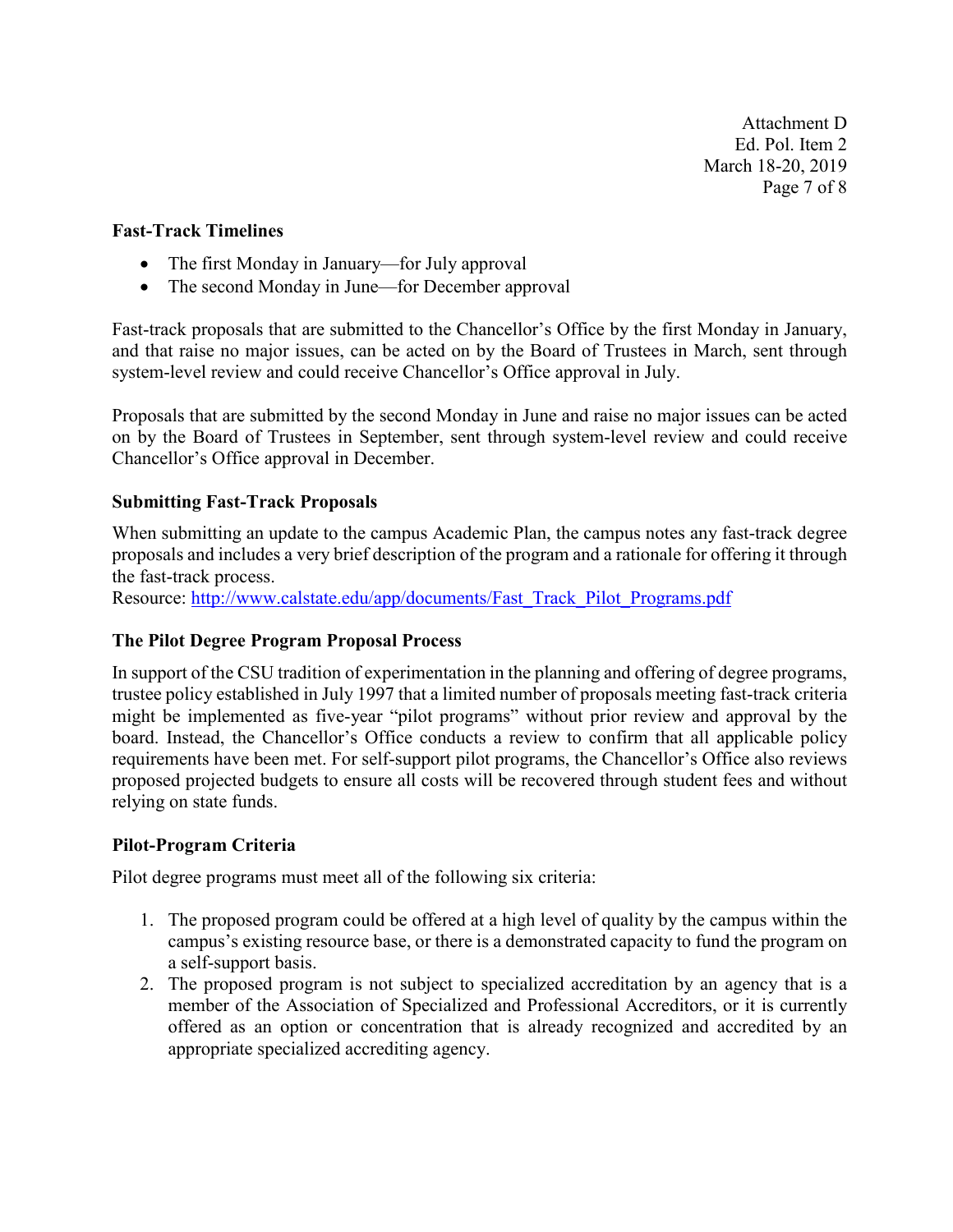**Fast-Track Timelines**

- The first Monday in January—for July approval
- The second Monday in June—for December approval

Fast-track proposals that are submitted to the Chancellor's Office by the first Monday in January, and that raise no major issues, can be acted on by the Board of Trustees in March, sent through system-level review and could receive Chancellor's Office approval in July.

Proposals that are submitted by the second Monday in June and raise no major issues can be acted on by the Board of Trustees in September, sent through system-level review and could receive Chancellor's Office approval in December.

**Submitting Fast-Track Proposals**

When submitting an update to the campus Academic Plan, the campus notes any fast-track degree proposals and includes a very brief description of the program and a rationale for offering it through the fast-track process.
Resource: [http://www.calstate.edu/app/documents/Fast_Track_Pilot_Programs.pdf](http://www.calstate.edu/app/documents/Fast_Track_Pilot_Programs.pdf)

**The Pilot Degree Program Proposal Process**

In support of the CSU tradition of experimentation in the planning and offering of degree programs, trustee policy established in July 1997 that a limited number of proposals meeting fast-track criteria might be implemented as five-year "pilot programs" without prior review and approval by the board. Instead, the Chancellor's Office conducts a review to confirm that all applicable policy requirements have been met. For self-support pilot programs, the Chancellor's Office also reviews proposed projected budgets to ensure all costs will be recovered through student fees and without relying on state funds.

**Pilot-Program Criteria**

Pilot degree programs must meet all of the following six criteria:

1. The proposed program could be offered at a high level of quality by the campus within the campus's existing resource base, or there is a demonstrated capacity to fund the program on a self-support basis.
2. The proposed program is not subject to specialized accreditation by an agency that is a member of the Association of Specialized and Professional Accreditors, or it is currently offered as an option or concentration that is already recognized and accredited by an appropriate specialized accrediting agency.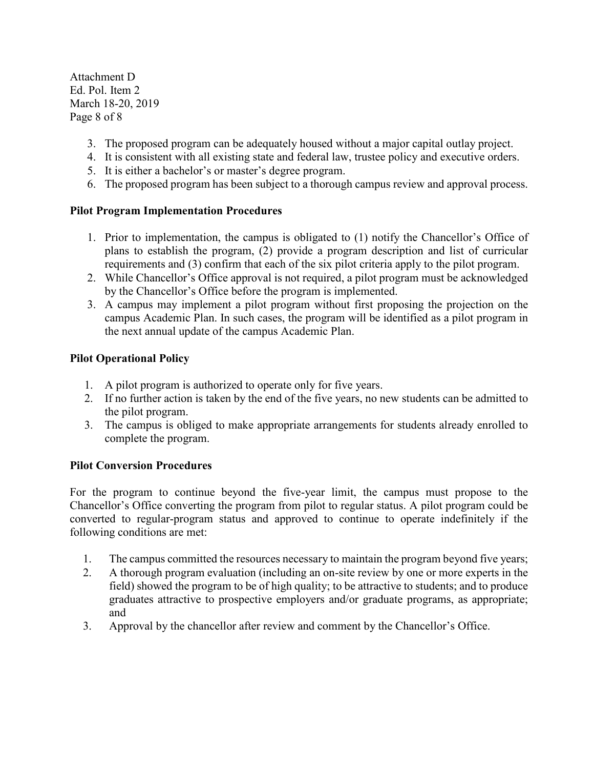3. The proposed program can be adequately housed without a major capital outlay project.
4. It is consistent with all existing state and federal law, trustee policy and executive orders.
5. It is either a bachelor's or master's degree program.
6. The proposed program has been subject to a thorough campus review and approval process.

**Pilot Program Implementation Procedures**

1. Prior to implementation, the campus is obligated to (1) notify the Chancellor's Office of plans to establish the program, (2) provide a program description and list of curricular requirements and (3) confirm that each of the six pilot criteria apply to the pilot program.
2. While Chancellor's Office approval is not required, a pilot program must be acknowledged by the Chancellor's Office before the program is implemented.
3. A campus may implement a pilot program without first proposing the projection on the campus Academic Plan. In such cases, the program will be identified as a pilot program in the next annual update of the campus Academic Plan.

**Pilot Operational Policy**

1. A pilot program is authorized to operate only for five years.
2. If no further action is taken by the end of the five years, no new students can be admitted to the pilot program.
3. The campus is obliged to make appropriate arrangements for students already enrolled to complete the program.

**Pilot Conversion Procedures**

For the program to continue beyond the five-year limit, the campus must propose to the Chancellor's Office converting the program from pilot to regular status. A pilot program could be converted to regular-program status and approved to continue to operate indefinitely if the following conditions are met:

1. The campus committed the resources necessary to maintain the program beyond five years;
2. A thorough program evaluation (including an on-site review by one or more experts in the field) showed the program to be of high quality; to be attractive to students; and to produce graduates attractive to prospective employers and/or graduate programs, as appropriate; and
3. Approval by the chancellor after review and comment by the Chancellor's Office.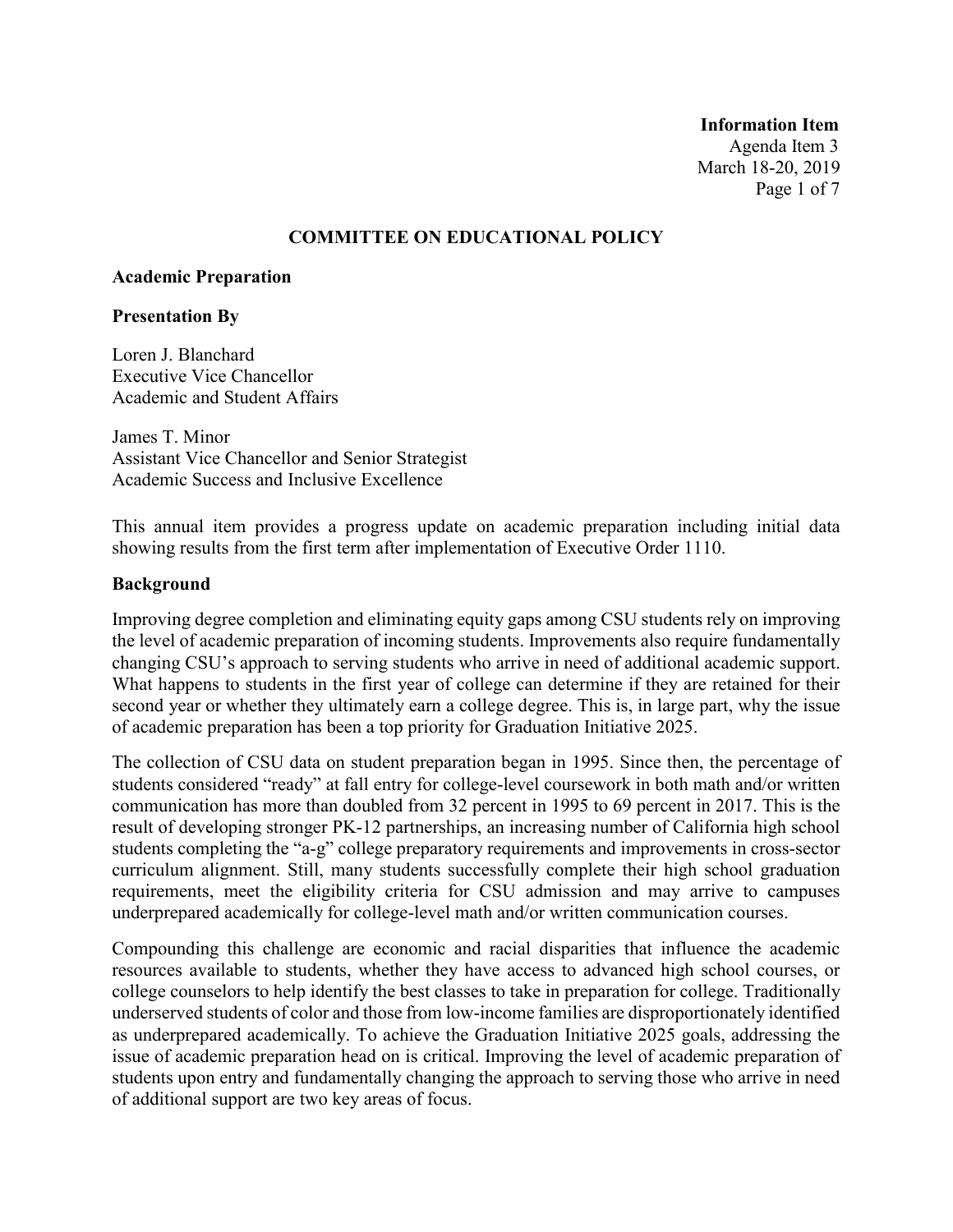**Information Item**
Agenda Item 3
March 18-20, 2019

## COMMITTEE ON EDUCATIONAL POLICY

### Academic Preparation

**Presentation By**

Loren J. Blanchard
Executive Vice Chancellor
Academic and Student Affairs

James T. Minor
Assistant Vice Chancellor and Senior Strategist
Academic Success and Inclusive Excellence

This annual item provides a progress update on academic preparation including initial data showing results from the first term after implementation of Executive Order 1110.

### Background

Improving degree completion and eliminating equity gaps among CSU students rely on improving the level of academic preparation of incoming students. Improvements also require fundamentally changing CSU's approach to serving students who arrive in need of additional academic support. What happens to students in the first year of college can determine if they are retained for their second year or whether they ultimately earn a college degree. This is, in large part, why the issue of academic preparation has been a top priority for Graduation Initiative 2025.

The collection of CSU data on student preparation began in 1995. Since then, the percentage of students considered "ready" at fall entry for college-level coursework in both math and/or written communication has more than doubled from 32 percent in 1995 to 69 percent in 2017. This is the result of developing stronger PK-12 partnerships, an increasing number of California high school students completing the "a-g" college preparatory requirements and improvements in cross-sector curriculum alignment. Still, many students successfully complete their high school graduation requirements, meet the eligibility criteria for CSU admission and may arrive to campuses underprepared academically for college-level math and/or written communication courses.

Compounding this challenge are economic and racial disparities that influence the academic resources available to students, whether they have access to advanced high school courses, or college counselors to help identify the best classes to take in preparation for college. Traditionally underserved students of color and those from low-income families are disproportionately identified as underprepared academically. To achieve the Graduation Initiative 2025 goals, addressing the issue of academic preparation head on is critical. Improving the level of academic preparation of students upon entry and fundamentally changing the approach to serving those who arrive in need of additional support are two key areas of focus.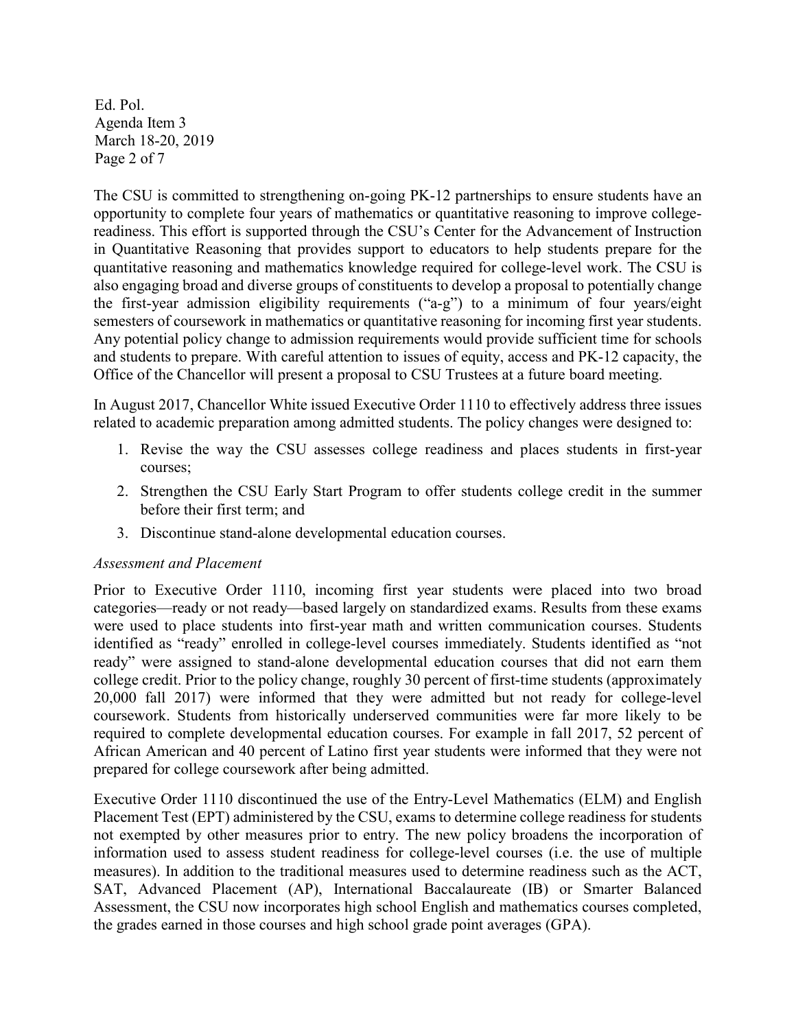The CSU is committed to strengthening on-going PK-12 partnerships to ensure students have an opportunity to complete four years of mathematics or quantitative reasoning to improve college-readiness. This effort is supported through the CSU's Center for the Advancement of Instruction in Quantitative Reasoning that provides support to educators to help students prepare for the quantitative reasoning and mathematics knowledge required for college-level work. The CSU is also engaging broad and diverse groups of constituents to develop a proposal to potentially change the first-year admission eligibility requirements ("a-g") to a minimum of four years/eight semesters of coursework in mathematics or quantitative reasoning for incoming first year students. Any potential policy change to admission requirements would provide sufficient time for schools and students to prepare. With careful attention to issues of equity, access and PK-12 capacity, the Office of the Chancellor will present a proposal to CSU Trustees at a future board meeting.

In August 2017, Chancellor White issued Executive Order 1110 to effectively address three issues related to academic preparation among admitted students. The policy changes were designed to:

1. Revise the way the CSU assesses college readiness and places students in first-year courses;
2. Strengthen the CSU Early Start Program to offer students college credit in the summer before their first term; and
3. Discontinue stand-alone developmental education courses.

*Assessment and Placement*

Prior to Executive Order 1110, incoming first year students were placed into two broad categories—ready or not ready—based largely on standardized exams. Results from these exams were used to place students into first-year math and written communication courses. Students identified as "ready" enrolled in college-level courses immediately. Students identified as "not ready" were assigned to stand-alone developmental education courses that did not earn them college credit. Prior to the policy change, roughly 30 percent of first-time students (approximately 20,000 fall 2017) were informed that they were admitted but not ready for college-level coursework. Students from historically underserved communities were far more likely to be required to complete developmental education courses. For example in fall 2017, 52 percent of African American and 40 percent of Latino first year students were informed that they were not prepared for college coursework after being admitted.

Executive Order 1110 discontinued the use of the Entry-Level Mathematics (ELM) and English Placement Test (EPT) administered by the CSU, exams to determine college readiness for students not exempted by other measures prior to entry. The new policy broadens the incorporation of information used to assess student readiness for college-level courses (i.e. the use of multiple measures). In addition to the traditional measures used to determine readiness such as the ACT, SAT, Advanced Placement (AP), International Baccalaureate (IB) or Smarter Balanced Assessment, the CSU now incorporates high school English and mathematics courses completed, the grades earned in those courses and high school grade point averages (GPA).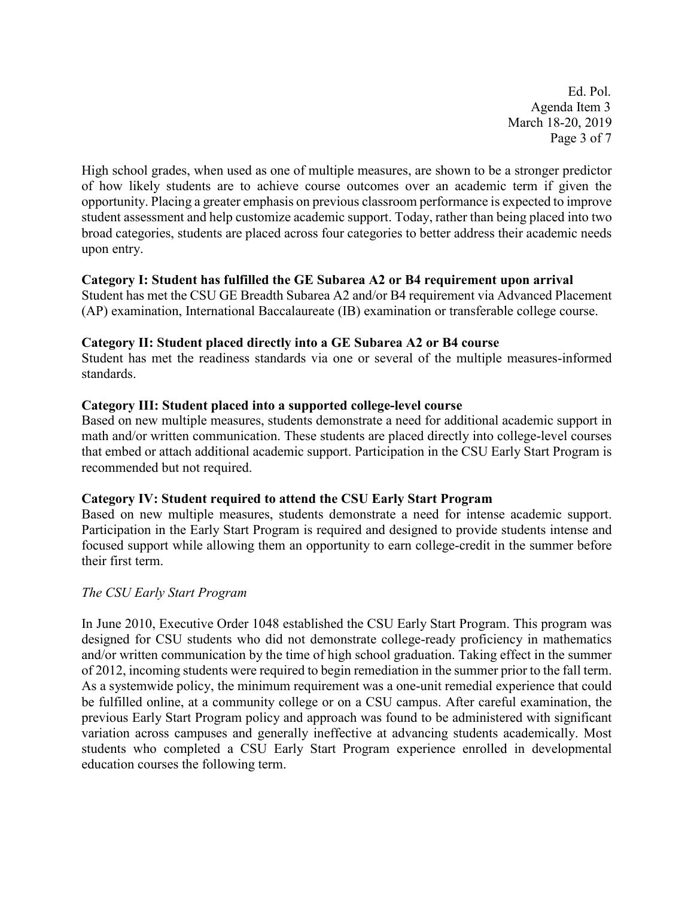High school grades, when used as one of multiple measures, are shown to be a stronger predictor of how likely students are to achieve course outcomes over an academic term if given the opportunity. Placing a greater emphasis on previous classroom performance is expected to improve student assessment and help customize academic support. Today, rather than being placed into two broad categories, students are placed across four categories to better address their academic needs upon entry.

**Category I: Student has fulfilled the GE Subarea A2 or B4 requirement upon arrival**
Student has met the CSU GE Breadth Subarea A2 and/or B4 requirement via Advanced Placement (AP) examination, International Baccalaureate (IB) examination or transferable college course.

**Category II: Student placed directly into a GE Subarea A2 or B4 course**
Student has met the readiness standards via one or several of the multiple measures-informed standards.

**Category III: Student placed into a supported college-level course**
Based on new multiple measures, students demonstrate a need for additional academic support in math and/or written communication. These students are placed directly into college-level courses that embed or attach additional academic support. Participation in the CSU Early Start Program is recommended but not required.

**Category IV: Student required to attend the CSU Early Start Program**
Based on new multiple measures, students demonstrate a need for intense academic support. Participation in the Early Start Program is required and designed to provide students intense and focused support while allowing them an opportunity to earn college-credit in the summer before their first term.

*The CSU Early Start Program*

In June 2010, Executive Order 1048 established the CSU Early Start Program. This program was designed for CSU students who did not demonstrate college-ready proficiency in mathematics and/or written communication by the time of high school graduation. Taking effect in the summer of 2012, incoming students were required to begin remediation in the summer prior to the fall term. As a systemwide policy, the minimum requirement was a one-unit remedial experience that could be fulfilled online, at a community college or on a CSU campus. After careful examination, the previous Early Start Program policy and approach was found to be administered with significant variation across campuses and generally ineffective at advancing students academically. Most students who completed a CSU Early Start Program experience enrolled in developmental education courses the following term.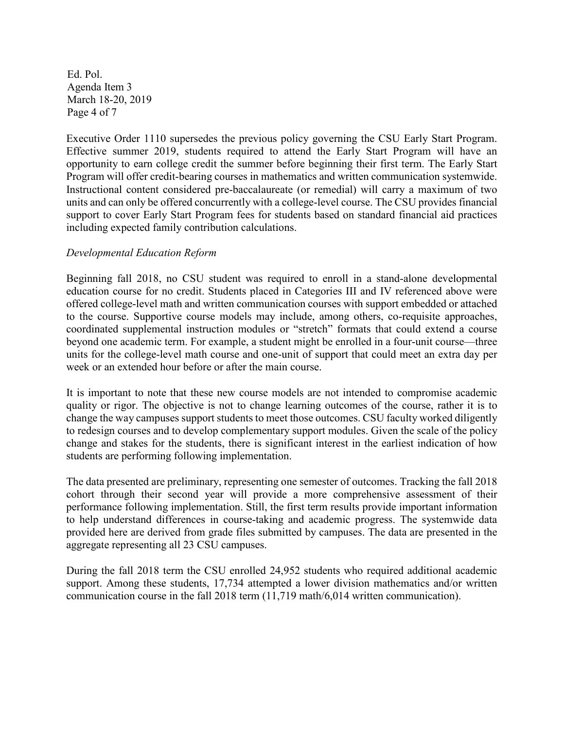Executive Order 1110 supersedes the previous policy governing the CSU Early Start Program. Effective summer 2019, students required to attend the Early Start Program will have an opportunity to earn college credit the summer before beginning their first term. The Early Start Program will offer credit-bearing courses in mathematics and written communication systemwide. Instructional content considered pre-baccalaureate (or remedial) will carry a maximum of two units and can only be offered concurrently with a college-level course. The CSU provides financial support to cover Early Start Program fees for students based on standard financial aid practices including expected family contribution calculations.

*Developmental Education Reform*

Beginning fall 2018, no CSU student was required to enroll in a stand-alone developmental education course for no credit. Students placed in Categories III and IV referenced above were offered college-level math and written communication courses with support embedded or attached to the course. Supportive course models may include, among others, co-requisite approaches, coordinated supplemental instruction modules or "stretch" formats that could extend a course beyond one academic term. For example, a student might be enrolled in a four-unit course—three units for the college-level math course and one-unit of support that could meet an extra day per week or an extended hour before or after the main course.

It is important to note that these new course models are not intended to compromise academic quality or rigor. The objective is not to change learning outcomes of the course, rather it is to change the way campuses support students to meet those outcomes. CSU faculty worked diligently to redesign courses and to develop complementary support modules. Given the scale of the policy change and stakes for the students, there is significant interest in the earliest indication of how students are performing following implementation.

The data presented are preliminary, representing one semester of outcomes. Tracking the fall 2018 cohort through their second year will provide a more comprehensive assessment of their performance following implementation. Still, the first term results provide important information to help understand differences in course-taking and academic progress. The systemwide data provided here are derived from grade files submitted by campuses. The data are presented in the aggregate representing all 23 CSU campuses.

During the fall 2018 term the CSU enrolled 24,952 students who required additional academic support. Among these students, 17,734 attempted a lower division mathematics and/or written communication course in the fall 2018 term (11,719 math/6,014 written communication).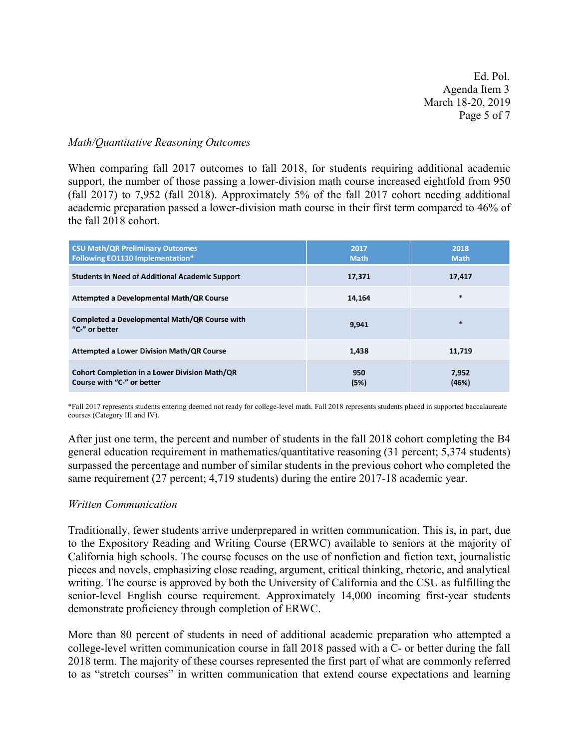*Math/Quantitative Reasoning Outcomes*

When comparing fall 2017 outcomes to fall 2018, for students requiring additional academic support, the number of those passing a lower-division math course increased eightfold from 950 (fall 2017) to 7,952 (fall 2018). Approximately 5% of the fall 2017 cohort needing additional academic preparation passed a lower-division math course in their first term compared to 46% of the fall 2018 cohort.

| CSU Math/QR Preliminary Outcomes Following EO1110 Implementation* | 2017 Math | 2018 Math |
|---|---|---|
| Students in Need of Additional Academic Support | 17,371 | 17,417 |
| Attempted a Developmental Math/QR Course | 14,164 | * |
| Completed a Developmental Math/QR Course with "C-" or better | 9,941 | * |
| Attempted a Lower Division Math/QR Course | 1,438 | 11,719 |
| Cohort Completion in a Lower Division Math/QR Course with "C-" or better | 950 (5%) | 7,952 (46%) |

*Fall 2017 represents students entering deemed not ready for college-level math. Fall 2018 represents students placed in supported baccalaureate courses (Category III and IV).

After just one term, the percent and number of students in the fall 2018 cohort completing the B4 general education requirement in mathematics/quantitative reasoning (31 percent; 5,374 students) surpassed the percentage and number of similar students in the previous cohort who completed the same requirement (27 percent; 4,719 students) during the entire 2017-18 academic year.

*Written Communication*

Traditionally, fewer students arrive underprepared in written communication. This is, in part, due to the Expository Reading and Writing Course (ERWC) available to seniors at the majority of California high schools. The course focuses on the use of nonfiction and fiction text, journalistic pieces and novels, emphasizing close reading, argument, critical thinking, rhetoric, and analytical writing. The course is approved by both the University of California and the CSU as fulfilling the senior-level English course requirement. Approximately 14,000 incoming first-year students demonstrate proficiency through completion of ERWC.

More than 80 percent of students in need of additional academic preparation who attempted a college-level written communication course in fall 2018 passed with a C- or better during the fall 2018 term. The majority of these courses represented the first part of what are commonly referred to as "stretch courses" in written communication that extend course expectations and learning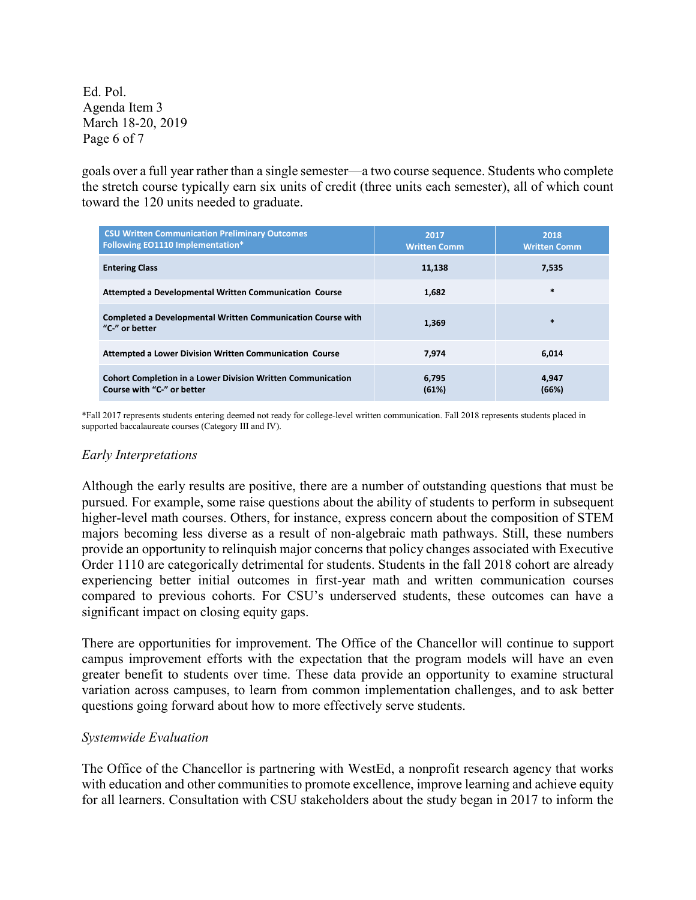goals over a full year rather than a single semester—a two course sequence. Students who complete the stretch course typically earn six units of credit (three units each semester), all of which count toward the 120 units needed to graduate.

| CSU Written Communication Preliminary Outcomes Following EO1110 Implementation* | 2017 Written Comm | 2018 Written Comm |
|---|---|---|
| Entering Class | 11,138 | 7,535 |
| Attempted a Developmental Written Communication Course | 1,682 | * |
| Completed a Developmental Written Communication Course with "C-" or better | 1,369 | * |
| Attempted a Lower Division Written Communication Course | 7,974 | 6,014 |
| Cohort Completion in a Lower Division Written Communication Course with "C-" or better | 6,795 (61%) | 4,947 (66%) |

*Fall 2017 represents students entering deemed not ready for college-level written communication. Fall 2018 represents students placed in supported baccalaureate courses (Category III and IV).

*Early Interpretations*

Although the early results are positive, there are a number of outstanding questions that must be pursued. For example, some raise questions about the ability of students to perform in subsequent higher-level math courses. Others, for instance, express concern about the composition of STEM majors becoming less diverse as a result of non-algebraic math pathways. Still, these numbers provide an opportunity to relinquish major concerns that policy changes associated with Executive Order 1110 are categorically detrimental for students. Students in the fall 2018 cohort are already experiencing better initial outcomes in first-year math and written communication courses compared to previous cohorts. For CSU's underserved students, these outcomes can have a significant impact on closing equity gaps.

There are opportunities for improvement. The Office of the Chancellor will continue to support campus improvement efforts with the expectation that the program models will have an even greater benefit to students over time. These data provide an opportunity to examine structural variation across campuses, to learn from common implementation challenges, and to ask better questions going forward about how to more effectively serve students.

*Systemwide Evaluation*

The Office of the Chancellor is partnering with WestEd, a nonprofit research agency that works with education and other communities to promote excellence, improve learning and achieve equity for all learners. Consultation with CSU stakeholders about the study began in 2017 to inform the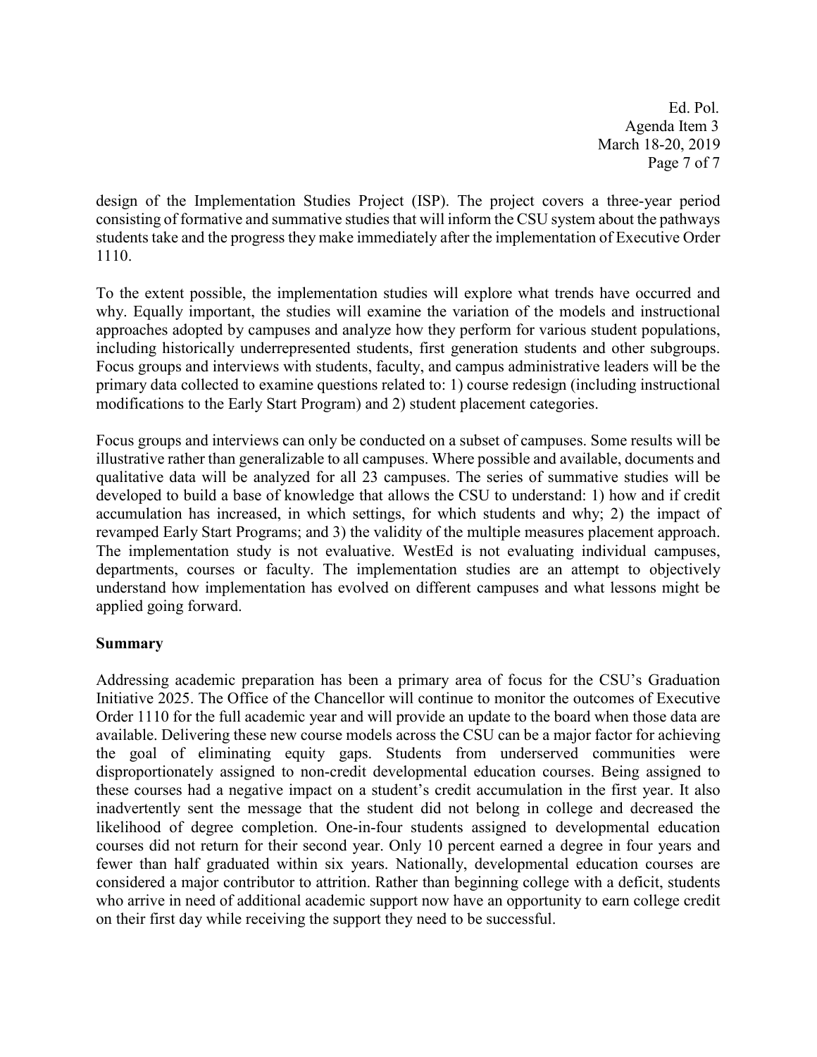design of the Implementation Studies Project (ISP). The project covers a three-year period consisting of formative and summative studies that will inform the CSU system about the pathways students take and the progress they make immediately after the implementation of Executive Order 1110.

To the extent possible, the implementation studies will explore what trends have occurred and why. Equally important, the studies will examine the variation of the models and instructional approaches adopted by campuses and analyze how they perform for various student populations, including historically underrepresented students, first generation students and other subgroups. Focus groups and interviews with students, faculty, and campus administrative leaders will be the primary data collected to examine questions related to: 1) course redesign (including instructional modifications to the Early Start Program) and 2) student placement categories.

Focus groups and interviews can only be conducted on a subset of campuses. Some results will be illustrative rather than generalizable to all campuses. Where possible and available, documents and qualitative data will be analyzed for all 23 campuses. The series of summative studies will be developed to build a base of knowledge that allows the CSU to understand: 1) how and if credit accumulation has increased, in which settings, for which students and why; 2) the impact of revamped Early Start Programs; and 3) the validity of the multiple measures placement approach. The implementation study is not evaluative. WestEd is not evaluating individual campuses, departments, courses or faculty. The implementation studies are an attempt to objectively understand how implementation has evolved on different campuses and what lessons might be applied going forward.

**Summary**

Addressing academic preparation has been a primary area of focus for the CSU's Graduation Initiative 2025. The Office of the Chancellor will continue to monitor the outcomes of Executive Order 1110 for the full academic year and will provide an update to the board when those data are available. Delivering these new course models across the CSU can be a major factor for achieving the goal of eliminating equity gaps. Students from underserved communities were disproportionately assigned to non-credit developmental education courses. Being assigned to these courses had a negative impact on a student's credit accumulation in the first year. It also inadvertently sent the message that the student did not belong in college and decreased the likelihood of degree completion. One-in-four students assigned to developmental education courses did not return for their second year. Only 10 percent earned a degree in four years and fewer than half graduated within six years. Nationally, developmental education courses are considered a major contributor to attrition. Rather than beginning college with a deficit, students who arrive in need of additional academic support now have an opportunity to earn college credit on their first day while receiving the support they need to be successful.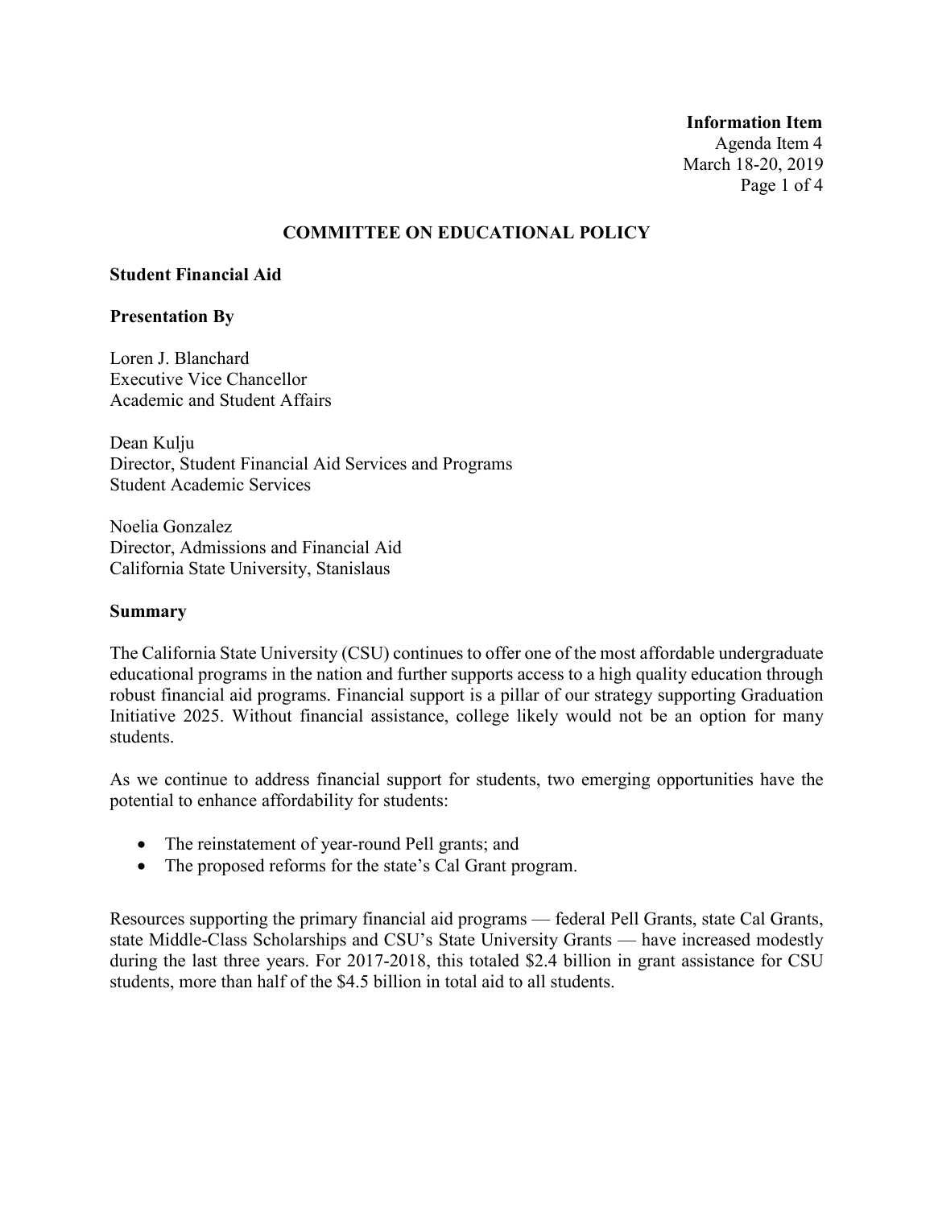**Information Item**
Agenda Item 4
March 18-20, 2019

## COMMITTEE ON EDUCATIONAL POLICY

### Student Financial Aid

### Presentation By

Loren J. Blanchard
Executive Vice Chancellor
Academic and Student Affairs

Dean Kulju
Director, Student Financial Aid Services and Programs
Student Academic Services

Noelia Gonzalez
Director, Admissions and Financial Aid
California State University, Stanislaus

### Summary

The California State University (CSU) continues to offer one of the most affordable undergraduate educational programs in the nation and further supports access to a high quality education through robust financial aid programs. Financial support is a pillar of our strategy supporting Graduation Initiative 2025. Without financial assistance, college likely would not be an option for many students.

As we continue to address financial support for students, two emerging opportunities have the potential to enhance affordability for students:

- The reinstatement of year-round Pell grants; and
- The proposed reforms for the state's Cal Grant program.

Resources supporting the primary financial aid programs — federal Pell Grants, state Cal Grants, state Middle-Class Scholarships and CSU's State University Grants — have increased modestly during the last three years. For 2017-2018, this totaled $2.4 billion in grant assistance for CSU students, more than half of the $4.5 billion in total aid to all students.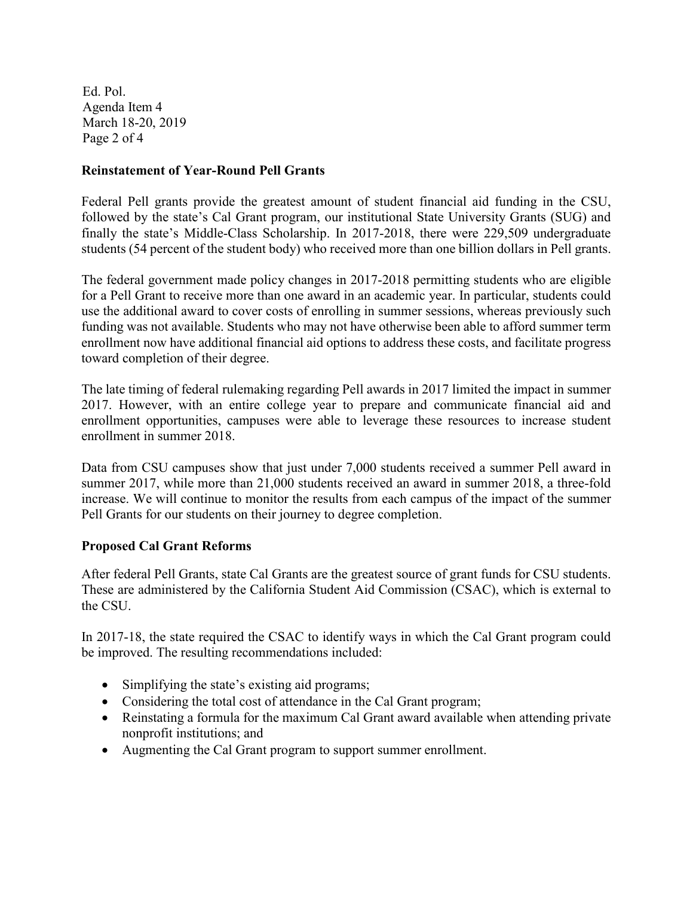## Reinstatement of Year-Round Pell Grants

Federal Pell grants provide the greatest amount of student financial aid funding in the CSU, followed by the state's Cal Grant program, our institutional State University Grants (SUG) and finally the state's Middle-Class Scholarship. In 2017-2018, there were 229,509 undergraduate students (54 percent of the student body) who received more than one billion dollars in Pell grants.

The federal government made policy changes in 2017-2018 permitting students who are eligible for a Pell Grant to receive more than one award in an academic year. In particular, students could use the additional award to cover costs of enrolling in summer sessions, whereas previously such funding was not available. Students who may not have otherwise been able to afford summer term enrollment now have additional financial aid options to address these costs, and facilitate progress toward completion of their degree.

The late timing of federal rulemaking regarding Pell awards in 2017 limited the impact in summer 2017. However, with an entire college year to prepare and communicate financial aid and enrollment opportunities, campuses were able to leverage these resources to increase student enrollment in summer 2018.

Data from CSU campuses show that just under 7,000 students received a summer Pell award in summer 2017, while more than 21,000 students received an award in summer 2018, a three-fold increase. We will continue to monitor the results from each campus of the impact of the summer Pell Grants for our students on their journey to degree completion.

## Proposed Cal Grant Reforms

After federal Pell Grants, state Cal Grants are the greatest source of grant funds for CSU students. These are administered by the California Student Aid Commission (CSAC), which is external to the CSU.

In 2017-18, the state required the CSAC to identify ways in which the Cal Grant program could be improved. The resulting recommendations included:

- Simplifying the state's existing aid programs;
- Considering the total cost of attendance in the Cal Grant program;
- Reinstating a formula for the maximum Cal Grant award available when attending private nonprofit institutions; and
- Augmenting the Cal Grant program to support summer enrollment.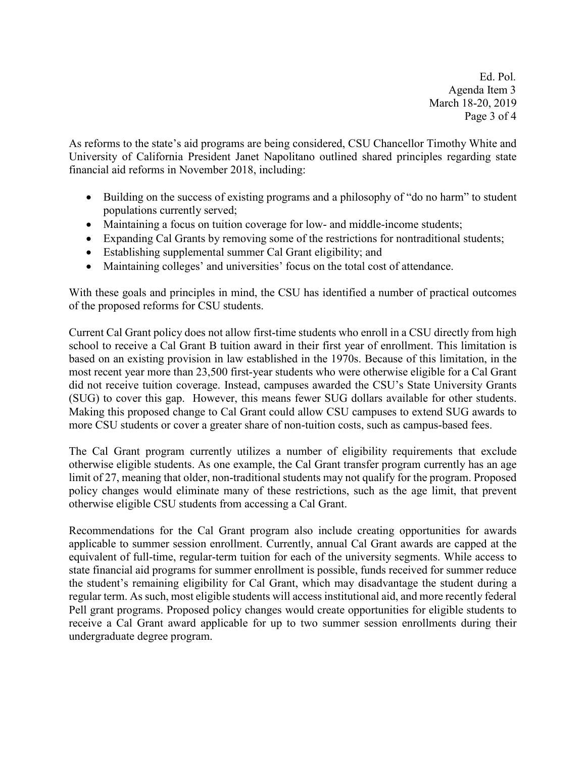As reforms to the state's aid programs are being considered, CSU Chancellor Timothy White and University of California President Janet Napolitano outlined shared principles regarding state financial aid reforms in November 2018, including:

- Building on the success of existing programs and a philosophy of "do no harm" to student populations currently served;
- Maintaining a focus on tuition coverage for low- and middle-income students;
- Expanding Cal Grants by removing some of the restrictions for nontraditional students;
- Establishing supplemental summer Cal Grant eligibility; and
- Maintaining colleges' and universities' focus on the total cost of attendance.

With these goals and principles in mind, the CSU has identified a number of practical outcomes of the proposed reforms for CSU students.

Current Cal Grant policy does not allow first-time students who enroll in a CSU directly from high school to receive a Cal Grant B tuition award in their first year of enrollment. This limitation is based on an existing provision in law established in the 1970s. Because of this limitation, in the most recent year more than 23,500 first-year students who were otherwise eligible for a Cal Grant did not receive tuition coverage. Instead, campuses awarded the CSU's State University Grants (SUG) to cover this gap. However, this means fewer SUG dollars available for other students. Making this proposed change to Cal Grant could allow CSU campuses to extend SUG awards to more CSU students or cover a greater share of non-tuition costs, such as campus-based fees.

The Cal Grant program currently utilizes a number of eligibility requirements that exclude otherwise eligible students. As one example, the Cal Grant transfer program currently has an age limit of 27, meaning that older, non-traditional students may not qualify for the program. Proposed policy changes would eliminate many of these restrictions, such as the age limit, that prevent otherwise eligible CSU students from accessing a Cal Grant.

Recommendations for the Cal Grant program also include creating opportunities for awards applicable to summer session enrollment. Currently, annual Cal Grant awards are capped at the equivalent of full-time, regular-term tuition for each of the university segments. While access to state financial aid programs for summer enrollment is possible, funds received for summer reduce the student's remaining eligibility for Cal Grant, which may disadvantage the student during a regular term. As such, most eligible students will access institutional aid, and more recently federal Pell grant programs. Proposed policy changes would create opportunities for eligible students to receive a Cal Grant award applicable for up to two summer session enrollments during their undergraduate degree program.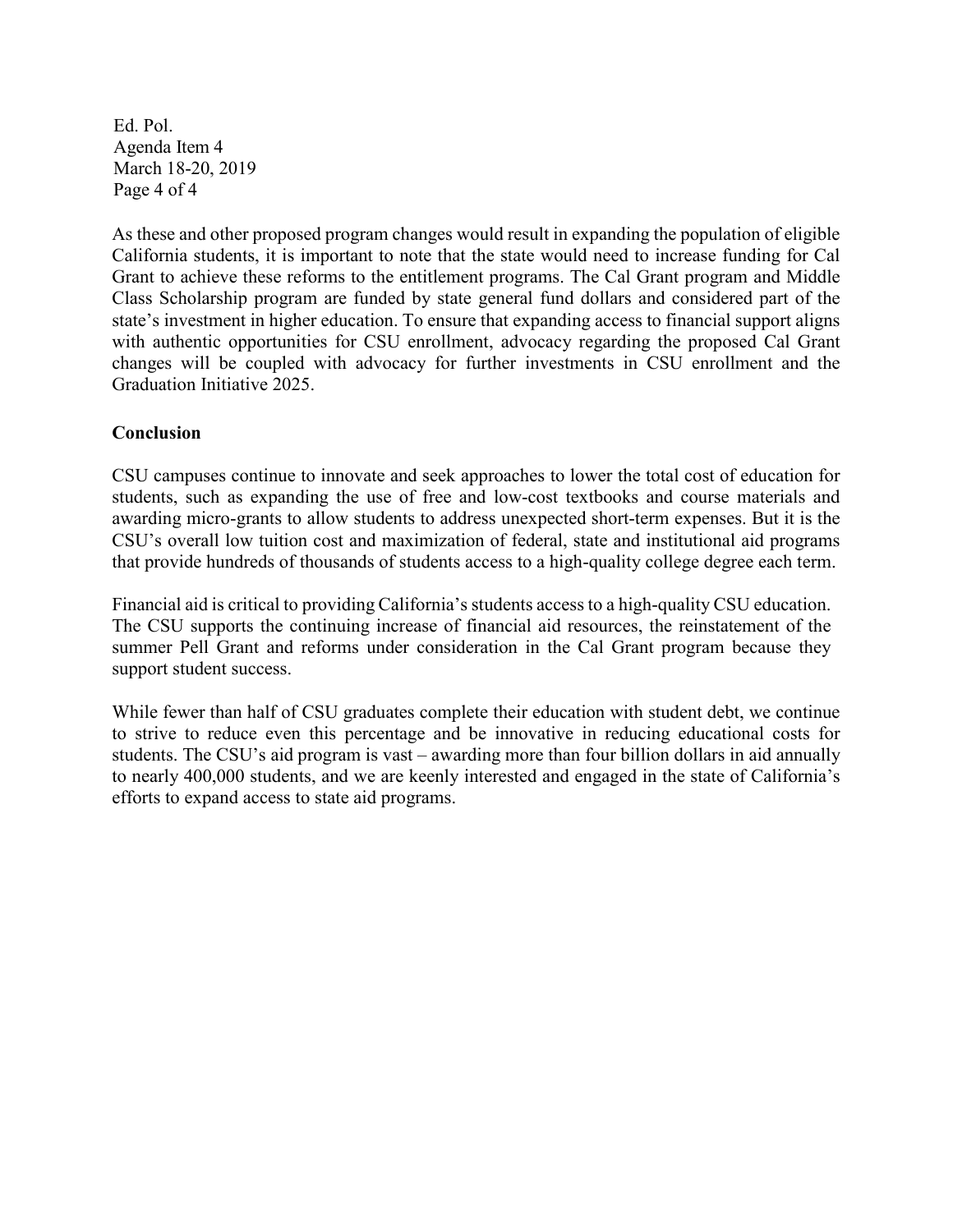As these and other proposed program changes would result in expanding the population of eligible California students, it is important to note that the state would need to increase funding for Cal Grant to achieve these reforms to the entitlement programs. The Cal Grant program and Middle Class Scholarship program are funded by state general fund dollars and considered part of the state's investment in higher education. To ensure that expanding access to financial support aligns with authentic opportunities for CSU enrollment, advocacy regarding the proposed Cal Grant changes will be coupled with advocacy for further investments in CSU enrollment and the Graduation Initiative 2025.

**Conclusion**

CSU campuses continue to innovate and seek approaches to lower the total cost of education for students, such as expanding the use of free and low-cost textbooks and course materials and awarding micro-grants to allow students to address unexpected short-term expenses. But it is the CSU's overall low tuition cost and maximization of federal, state and institutional aid programs that provide hundreds of thousands of students access to a high-quality college degree each term.

Financial aid is critical to providing California's students access to a high-quality CSU education. The CSU supports the continuing increase of financial aid resources, the reinstatement of the summer Pell Grant and reforms under consideration in the Cal Grant program because they support student success.

While fewer than half of CSU graduates complete their education with student debt, we continue to strive to reduce even this percentage and be innovative in reducing educational costs for students. The CSU's aid program is vast – awarding more than four billion dollars in aid annually to nearly 400,000 students, and we are keenly interested and engaged in the state of California's efforts to expand access to state aid programs.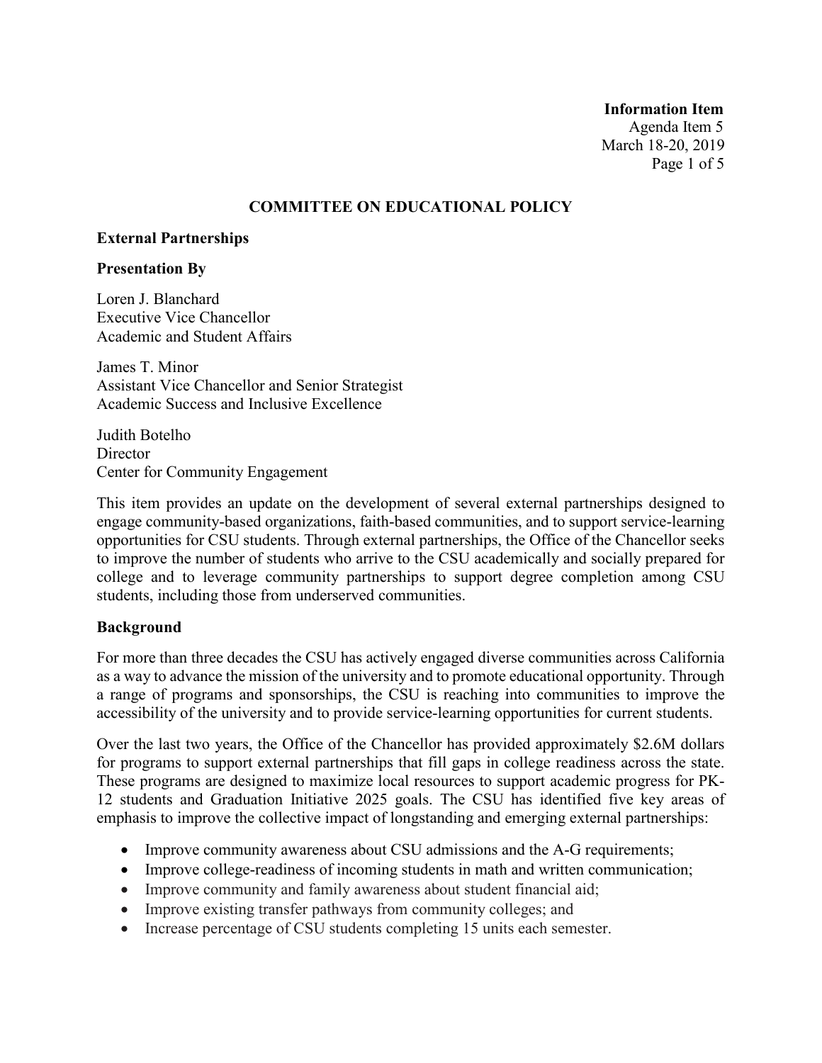**Information Item**
Agenda Item 5
March 18-20, 2019

## COMMITTEE ON EDUCATIONAL POLICY

### External Partnerships

### Presentation By

Loren J. Blanchard
Executive Vice Chancellor
Academic and Student Affairs

James T. Minor
Assistant Vice Chancellor and Senior Strategist
Academic Success and Inclusive Excellence

Judith Botelho
Director
Center for Community Engagement

This item provides an update on the development of several external partnerships designed to engage community-based organizations, faith-based communities, and to support service-learning opportunities for CSU students. Through external partnerships, the Office of the Chancellor seeks to improve the number of students who arrive to the CSU academically and socially prepared for college and to leverage community partnerships to support degree completion among CSU students, including those from underserved communities.

### Background

For more than three decades the CSU has actively engaged diverse communities across California as a way to advance the mission of the university and to promote educational opportunity. Through a range of programs and sponsorships, the CSU is reaching into communities to improve the accessibility of the university and to provide service-learning opportunities for current students.

Over the last two years, the Office of the Chancellor has provided approximately $2.6M dollars for programs to support external partnerships that fill gaps in college readiness across the state. These programs are designed to maximize local resources to support academic progress for PK-12 students and Graduation Initiative 2025 goals. The CSU has identified five key areas of emphasis to improve the collective impact of longstanding and emerging external partnerships:

- Improve community awareness about CSU admissions and the A-G requirements;
- Improve college-readiness of incoming students in math and written communication;
- Improve community and family awareness about student financial aid;
- Improve existing transfer pathways from community colleges; and
- Increase percentage of CSU students completing 15 units each semester.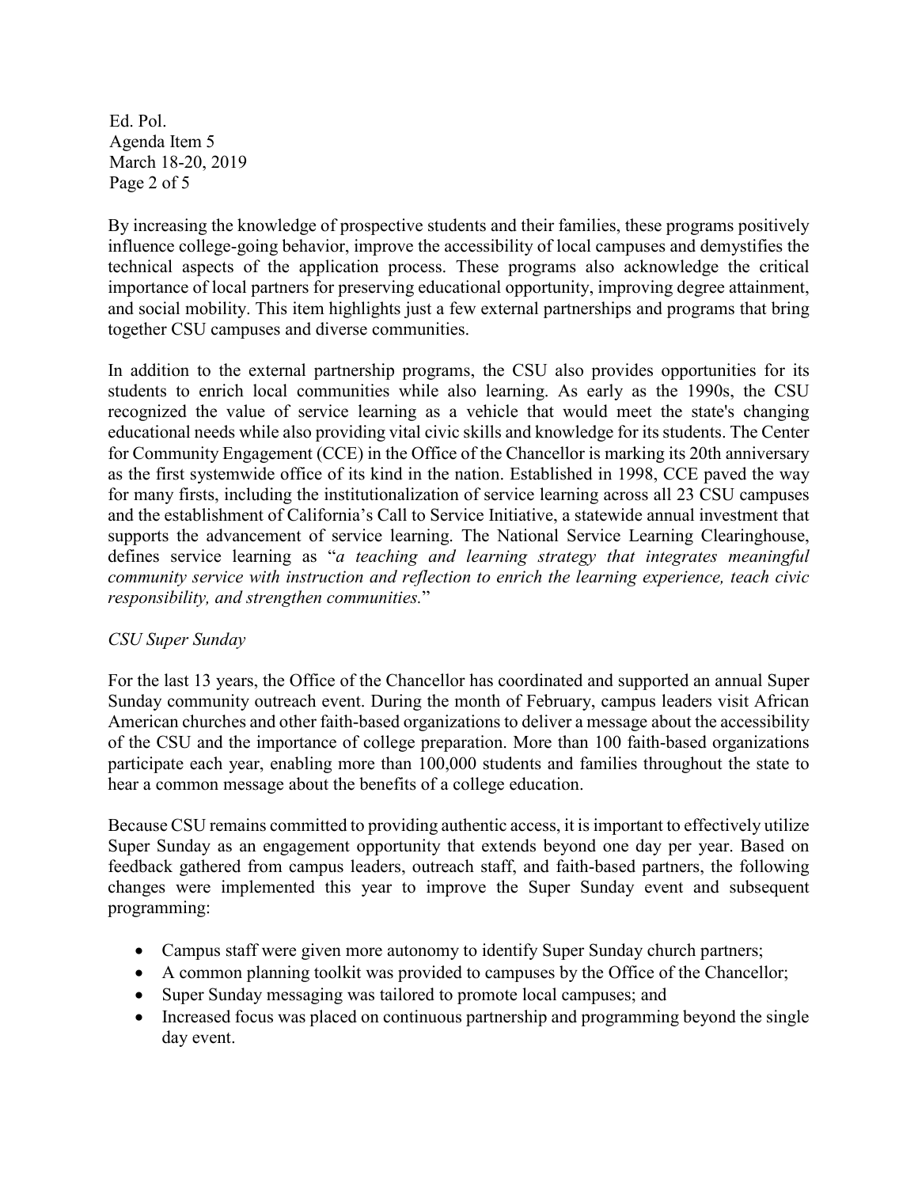By increasing the knowledge of prospective students and their families, these programs positively influence college-going behavior, improve the accessibility of local campuses and demystifies the technical aspects of the application process. These programs also acknowledge the critical importance of local partners for preserving educational opportunity, improving degree attainment, and social mobility. This item highlights just a few external partnerships and programs that bring together CSU campuses and diverse communities.

In addition to the external partnership programs, the CSU also provides opportunities for its students to enrich local communities while also learning. As early as the 1990s, the CSU recognized the value of service learning as a vehicle that would meet the state's changing educational needs while also providing vital civic skills and knowledge for its students. The Center for Community Engagement (CCE) in the Office of the Chancellor is marking its 20th anniversary as the first systemwide office of its kind in the nation. Established in 1998, CCE paved the way for many firsts, including the institutionalization of service learning across all 23 CSU campuses and the establishment of California's Call to Service Initiative, a statewide annual investment that supports the advancement of service learning. The National Service Learning Clearinghouse, defines service learning as "*a teaching and learning strategy that integrates meaningful community service with instruction and reflection to enrich the learning experience, teach civic responsibility, and strengthen communities.*"

*CSU Super Sunday*

For the last 13 years, the Office of the Chancellor has coordinated and supported an annual Super Sunday community outreach event. During the month of February, campus leaders visit African American churches and other faith-based organizations to deliver a message about the accessibility of the CSU and the importance of college preparation. More than 100 faith-based organizations participate each year, enabling more than 100,000 students and families throughout the state to hear a common message about the benefits of a college education.

Because CSU remains committed to providing authentic access, it is important to effectively utilize Super Sunday as an engagement opportunity that extends beyond one day per year. Based on feedback gathered from campus leaders, outreach staff, and faith-based partners, the following changes were implemented this year to improve the Super Sunday event and subsequent programming:

- Campus staff were given more autonomy to identify Super Sunday church partners;
- A common planning toolkit was provided to campuses by the Office of the Chancellor;
- Super Sunday messaging was tailored to promote local campuses; and
- Increased focus was placed on continuous partnership and programming beyond the single day event.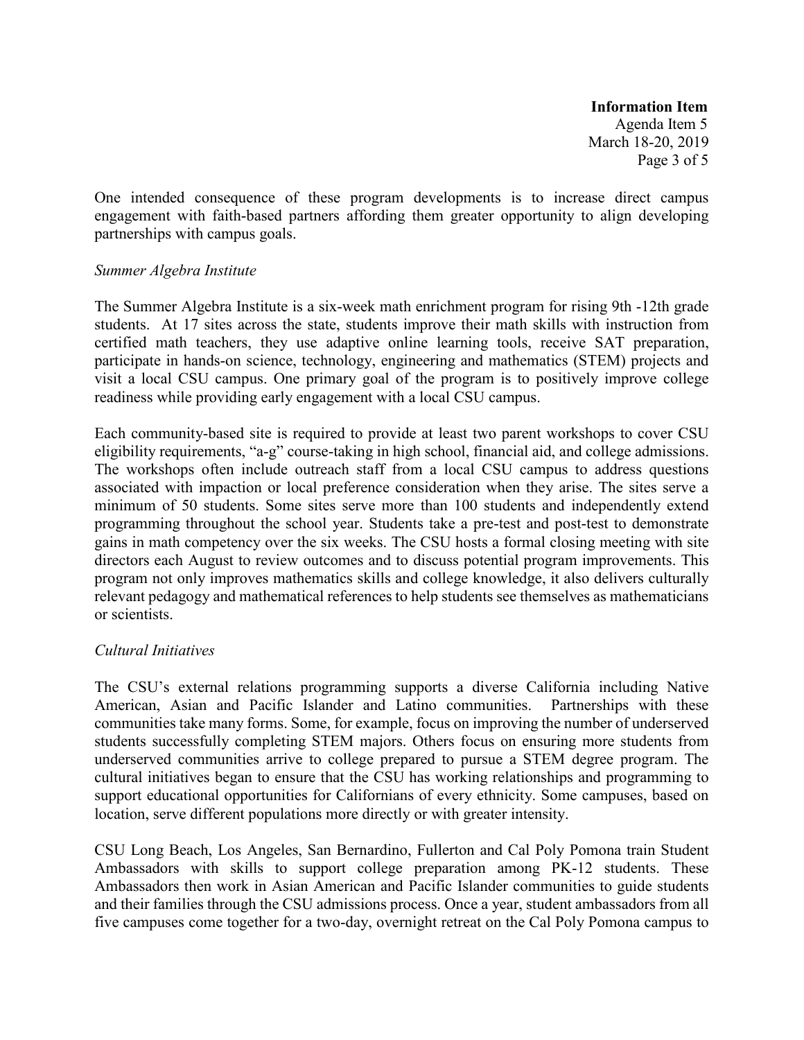One intended consequence of these program developments is to increase direct campus engagement with faith-based partners affording them greater opportunity to align developing partnerships with campus goals.

*Summer Algebra Institute*

The Summer Algebra Institute is a six-week math enrichment program for rising 9th -12th grade students. At 17 sites across the state, students improve their math skills with instruction from certified math teachers, they use adaptive online learning tools, receive SAT preparation, participate in hands-on science, technology, engineering and mathematics (STEM) projects and visit a local CSU campus. One primary goal of the program is to positively improve college readiness while providing early engagement with a local CSU campus.

Each community-based site is required to provide at least two parent workshops to cover CSU eligibility requirements, "a-g" course-taking in high school, financial aid, and college admissions. The workshops often include outreach staff from a local CSU campus to address questions associated with impaction or local preference consideration when they arise. The sites serve a minimum of 50 students. Some sites serve more than 100 students and independently extend programming throughout the school year. Students take a pre-test and post-test to demonstrate gains in math competency over the six weeks. The CSU hosts a formal closing meeting with site directors each August to review outcomes and to discuss potential program improvements. This program not only improves mathematics skills and college knowledge, it also delivers culturally relevant pedagogy and mathematical references to help students see themselves as mathematicians or scientists.

*Cultural Initiatives*

The CSU's external relations programming supports a diverse California including Native American, Asian and Pacific Islander and Latino communities. Partnerships with these communities take many forms. Some, for example, focus on improving the number of underserved students successfully completing STEM majors. Others focus on ensuring more students from underserved communities arrive to college prepared to pursue a STEM degree program. The cultural initiatives began to ensure that the CSU has working relationships and programming to support educational opportunities for Californians of every ethnicity. Some campuses, based on location, serve different populations more directly or with greater intensity.

CSU Long Beach, Los Angeles, San Bernardino, Fullerton and Cal Poly Pomona train Student Ambassadors with skills to support college preparation among PK-12 students. These Ambassadors then work in Asian American and Pacific Islander communities to guide students and their families through the CSU admissions process. Once a year, student ambassadors from all five campuses come together for a two-day, overnight retreat on the Cal Poly Pomona campus to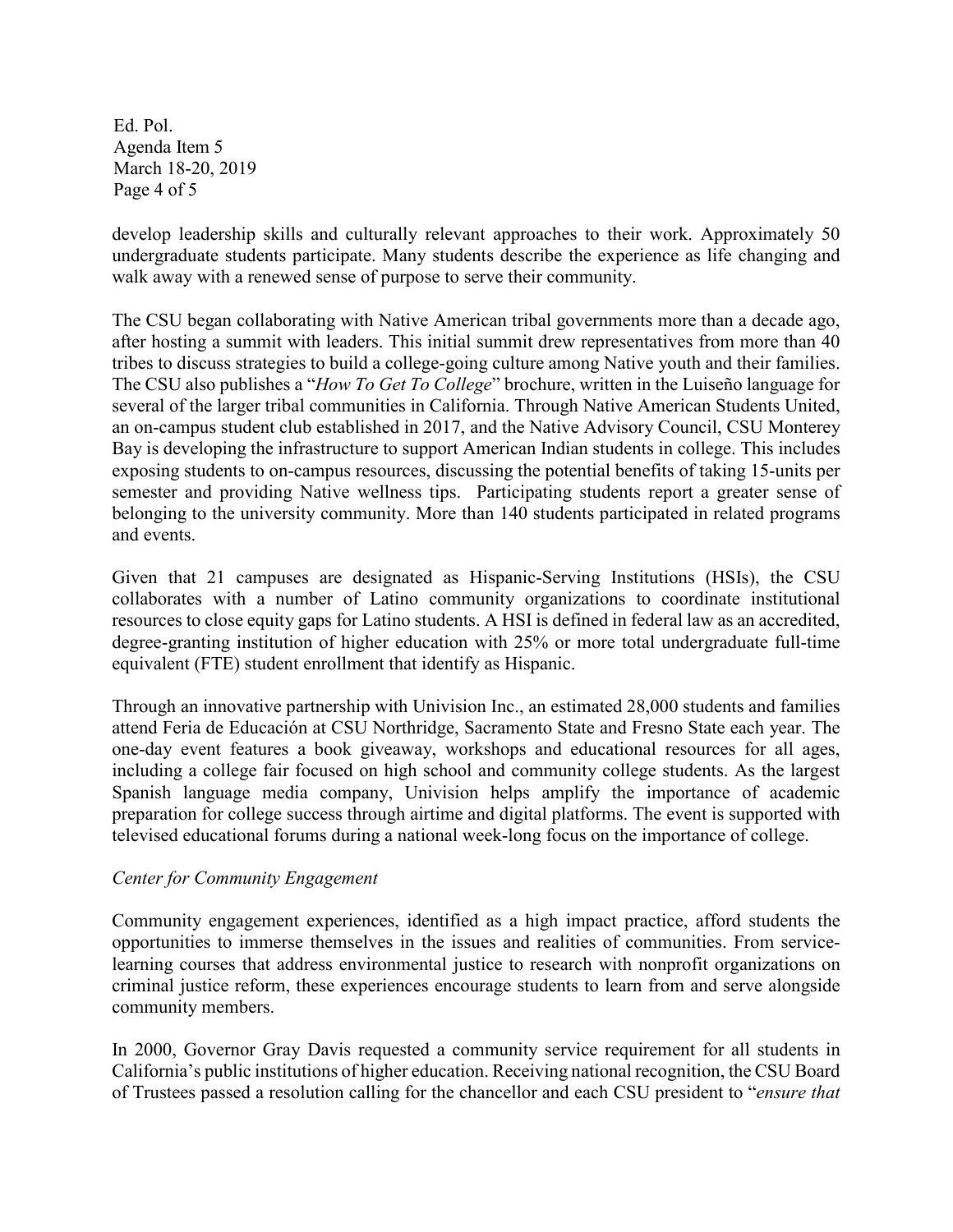develop leadership skills and culturally relevant approaches to their work. Approximately 50 undergraduate students participate. Many students describe the experience as life changing and walk away with a renewed sense of purpose to serve their community.

The CSU began collaborating with Native American tribal governments more than a decade ago, after hosting a summit with leaders. This initial summit drew representatives from more than 40 tribes to discuss strategies to build a college-going culture among Native youth and their families. The CSU also publishes a "*How To Get To College*" brochure, written in the Luiseño language for several of the larger tribal communities in California. Through Native American Students United, an on-campus student club established in 2017, and the Native Advisory Council, CSU Monterey Bay is developing the infrastructure to support American Indian students in college. This includes exposing students to on-campus resources, discussing the potential benefits of taking 15-units per semester and providing Native wellness tips. Participating students report a greater sense of belonging to the university community. More than 140 students participated in related programs and events.

Given that 21 campuses are designated as Hispanic-Serving Institutions (HSIs), the CSU collaborates with a number of Latino community organizations to coordinate institutional resources to close equity gaps for Latino students. A HSI is defined in federal law as an accredited, degree-granting institution of higher education with 25% or more total undergraduate full-time equivalent (FTE) student enrollment that identify as Hispanic.

Through an innovative partnership with Univision Inc., an estimated 28,000 students and families attend Feria de Educación at CSU Northridge, Sacramento State and Fresno State each year. The one-day event features a book giveaway, workshops and educational resources for all ages, including a college fair focused on high school and community college students. As the largest Spanish language media company, Univision helps amplify the importance of academic preparation for college success through airtime and digital platforms. The event is supported with televised educational forums during a national week-long focus on the importance of college.

*Center for Community Engagement*

Community engagement experiences, identified as a high impact practice, afford students the opportunities to immerse themselves in the issues and realities of communities. From service-learning courses that address environmental justice to research with nonprofit organizations on criminal justice reform, these experiences encourage students to learn from and serve alongside community members.

In 2000, Governor Gray Davis requested a community service requirement for all students in California's public institutions of higher education. Receiving national recognition, the CSU Board of Trustees passed a resolution calling for the chancellor and each CSU president to "*ensure that*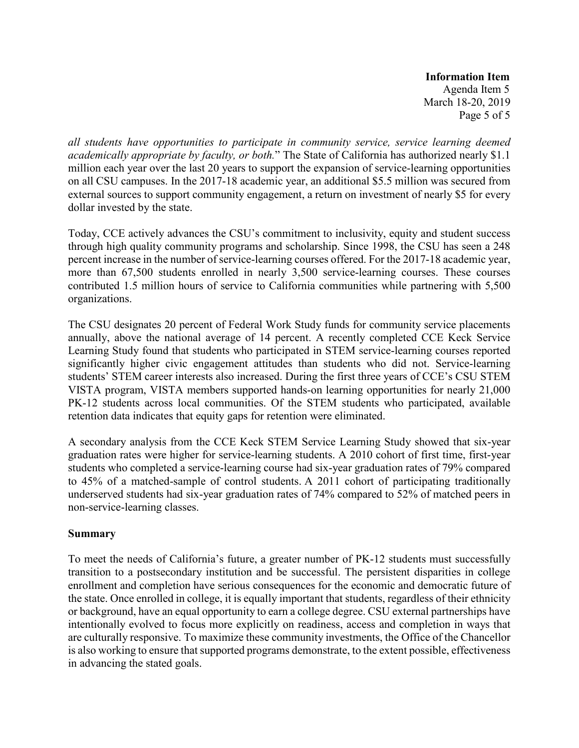*all students have opportunities to participate in community service, service learning deemed academically appropriate by faculty, or both.*" The State of California has authorized nearly $1.1 million each year over the last 20 years to support the expansion of service-learning opportunities on all CSU campuses. In the 2017-18 academic year, an additional $5.5 million was secured from external sources to support community engagement, a return on investment of nearly $5 for every dollar invested by the state.

Today, CCE actively advances the CSU's commitment to inclusivity, equity and student success through high quality community programs and scholarship. Since 1998, the CSU has seen a 248 percent increase in the number of service-learning courses offered. For the 2017-18 academic year, more than 67,500 students enrolled in nearly 3,500 service-learning courses. These courses contributed 1.5 million hours of service to California communities while partnering with 5,500 organizations.

The CSU designates 20 percent of Federal Work Study funds for community service placements annually, above the national average of 14 percent. A recently completed CCE Keck Service Learning Study found that students who participated in STEM service-learning courses reported significantly higher civic engagement attitudes than students who did not. Service-learning students' STEM career interests also increased. During the first three years of CCE's CSU STEM VISTA program, VISTA members supported hands-on learning opportunities for nearly 21,000 PK-12 students across local communities. Of the STEM students who participated, available retention data indicates that equity gaps for retention were eliminated.

A secondary analysis from the CCE Keck STEM Service Learning Study showed that six-year graduation rates were higher for service-learning students. A 2010 cohort of first time, first-year students who completed a service-learning course had six-year graduation rates of 79% compared to 45% of a matched-sample of control students. A 2011 cohort of participating traditionally underserved students had six-year graduation rates of 74% compared to 52% of matched peers in non-service-learning classes.

## Summary

To meet the needs of California's future, a greater number of PK-12 students must successfully transition to a postsecondary institution and be successful. The persistent disparities in college enrollment and completion have serious consequences for the economic and democratic future of the state. Once enrolled in college, it is equally important that students, regardless of their ethnicity or background, have an equal opportunity to earn a college degree. CSU external partnerships have intentionally evolved to focus more explicitly on readiness, access and completion in ways that are culturally responsive. To maximize these community investments, the Office of the Chancellor is also working to ensure that supported programs demonstrate, to the extent possible, effectiveness in advancing the stated goals.